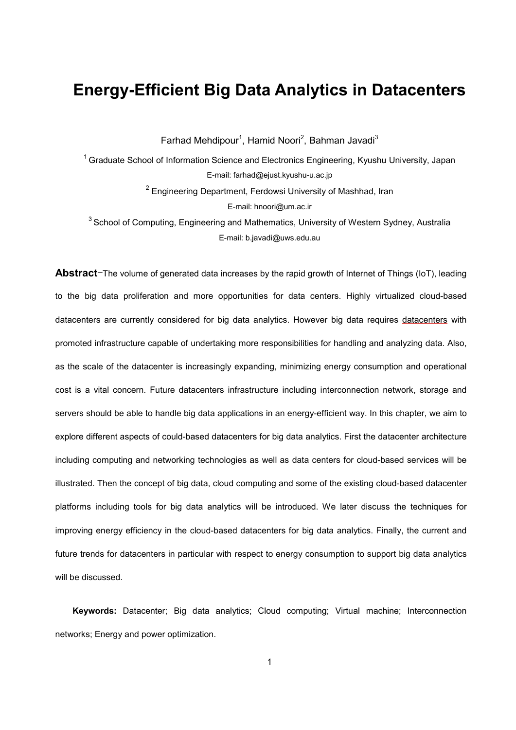# Energy-Efficient Big Data Analytics in Datacenters

Farhad Mehdipour[1], Hamid Noori[2], Bahman Javadi[3]

[1] Graduate School of Information Science and Electronics Engineering, Kyushu University, Japan
E-mail: farhad@ejust.kyushu-u.ac.jp

[2] Engineering Department, Ferdowsi University of Mashhad, Iran
E-mail: hnoori@um.ac.ir

[3] School of Computing, Engineering and Mathematics, University of Western Sydney, Australia
E-mail: b.javadi@uws.edu.au

**Abstract**–The volume of generated data increases by the rapid growth of Internet of Things (IoT), leading to the big data proliferation and more opportunities for data centers. Highly virtualized cloud-based datacenters are currently considered for big data analytics. However big data requires datacenters with promoted infrastructure capable of undertaking more responsibilities for handling and analyzing data. Also, as the scale of the datacenter is increasingly expanding, minimizing energy consumption and operational cost is a vital concern. Future datacenters infrastructure including interconnection network, storage and servers should be able to handle big data applications in an energy-efficient way. In this chapter, we aim to explore different aspects of could-based datacenters for big data analytics. First the datacenter architecture including computing and networking technologies as well as data centers for cloud-based services will be illustrated. Then the concept of big data, cloud computing and some of the existing cloud-based datacenter platforms including tools for big data analytics will be introduced. We later discuss the techniques for improving energy efficiency in the cloud-based datacenters for big data analytics. Finally, the current and future trends for datacenters in particular with respect to energy consumption to support big data analytics will be discussed.

**Keywords:** Datacenter; Big data analytics; Cloud computing; Virtual machine; Interconnection networks; Energy and power optimization.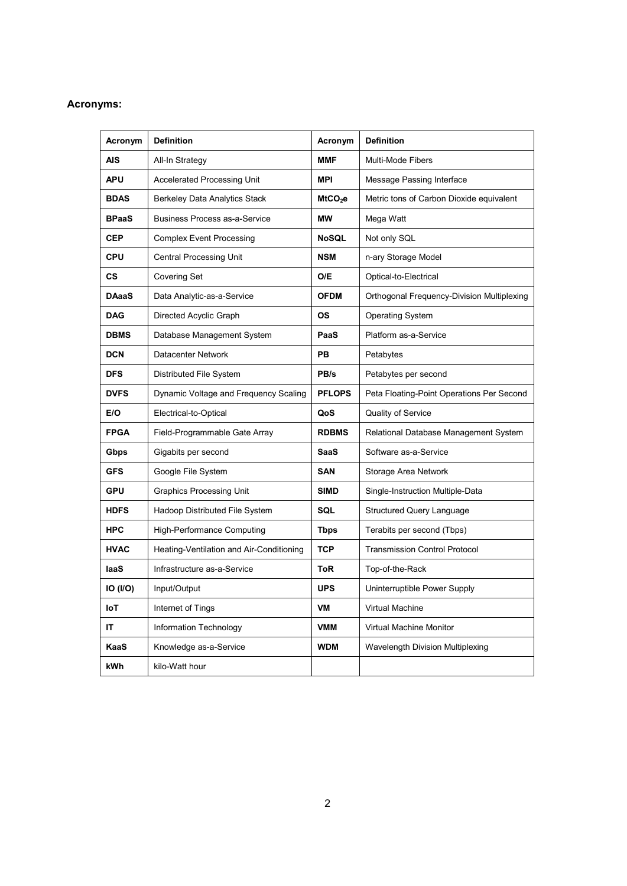**Acronyms:**

| Acronym | Definition | Acronym | Definition |
|---|---|---|---|
| **AIS** | All-In Strategy | **MMF** | Multi-Mode Fibers |
| **APU** | Accelerated Processing Unit | **MPI** | Message Passing Interface |
| **BDAS** | Berkeley Data Analytics Stack | **$MtCO_2e$** | Metric tons of Carbon Dioxide equivalent |
| **BPaaS** | Business Process as-a-Service | **MW** | Mega Watt |
| **CEP** | Complex Event Processing | **NoSQL** | Not only SQL |
| **CPU** | Central Processing Unit | **NSM** | n-ary Storage Model |
| **CS** | Covering Set | **O/E** | Optical-to-Electrical |
| **DAaaS** | Data Analytic-as-a-Service | **OFDM** | Orthogonal Frequency-Division Multiplexing |
| **DAG** | Directed Acyclic Graph | **OS** | Operating System |
| **DBMS** | Database Management System | **PaaS** | Platform as-a-Service |
| **DCN** | Datacenter Network | **PB** | Petabytes |
| **DFS** | Distributed File System | **PB/s** | Petabytes per second |
| **DVFS** | Dynamic Voltage and Frequency Scaling | **PFLOPS** | Peta Floating-Point Operations Per Second |
| **E/O** | Electrical-to-Optical | **QoS** | Quality of Service |
| **FPGA** | Field-Programmable Gate Array | **RDBMS** | Relational Database Management System |
| **Gbps** | Gigabits per second | **SaaS** | Software as-a-Service |
| **GFS** | Google File System | **SAN** | Storage Area Network |
| **GPU** | Graphics Processing Unit | **SIMD** | Single-Instruction Multiple-Data |
| **HDFS** | Hadoop Distributed File System | **SQL** | Structured Query Language |
| **HPC** | High-Performance Computing | **Tbps** | Terabits per second (Tbps) |
| **HVAC** | Heating-Ventilation and Air-Conditioning | **TCP** | Transmission Control Protocol |
| **IaaS** | Infrastructure as-a-Service | **ToR** | Top-of-the-Rack |
| **IO (I/O)** | Input/Output | **UPS** | Uninterruptible Power Supply |
| **IoT** | Internet of Tings | **VM** | Virtual Machine |
| **IT** | Information Technology | **VMM** | Virtual Machine Monitor |
| **KaaS** | Knowledge as-a-Service | **WDM** | Wavelength Division Multiplexing |
| **kWh** | kilo-Watt hour | | |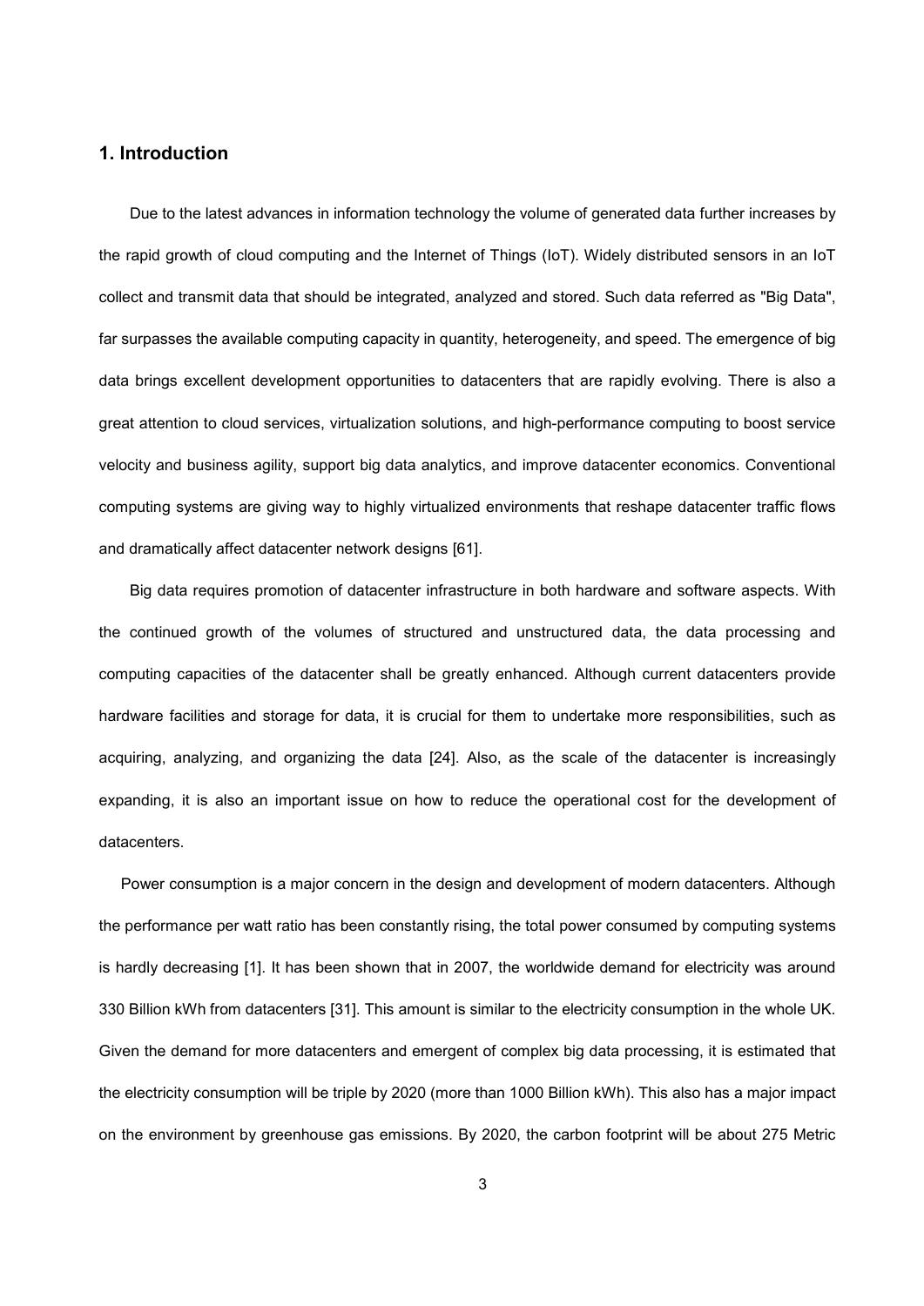## 1. Introduction

Due to the latest advances in information technology the volume of generated data further increases by the rapid growth of cloud computing and the Internet of Things (IoT). Widely distributed sensors in an IoT collect and transmit data that should be integrated, analyzed and stored. Such data referred as "Big Data", far surpasses the available computing capacity in quantity, heterogeneity, and speed. The emergence of big data brings excellent development opportunities to datacenters that are rapidly evolving. There is also a great attention to cloud services, virtualization solutions, and high-performance computing to boost service velocity and business agility, support big data analytics, and improve datacenter economics. Conventional computing systems are giving way to highly virtualized environments that reshape datacenter traffic flows and dramatically affect datacenter network designs [61].

Big data requires promotion of datacenter infrastructure in both hardware and software aspects. With the continued growth of the volumes of structured and unstructured data, the data processing and computing capacities of the datacenter shall be greatly enhanced. Although current datacenters provide hardware facilities and storage for data, it is crucial for them to undertake more responsibilities, such as acquiring, analyzing, and organizing the data [24]. Also, as the scale of the datacenter is increasingly expanding, it is also an important issue on how to reduce the operational cost for the development of datacenters.

Power consumption is a major concern in the design and development of modern datacenters. Although the performance per watt ratio has been constantly rising, the total power consumed by computing systems is hardly decreasing [1]. It has been shown that in 2007, the worldwide demand for electricity was around 330 Billion kWh from datacenters [31]. This amount is similar to the electricity consumption in the whole UK. Given the demand for more datacenters and emergent of complex big data processing, it is estimated that the electricity consumption will be triple by 2020 (more than 1000 Billion kWh). This also has a major impact on the environment by greenhouse gas emissions. By 2020, the carbon footprint will be about 275 Metric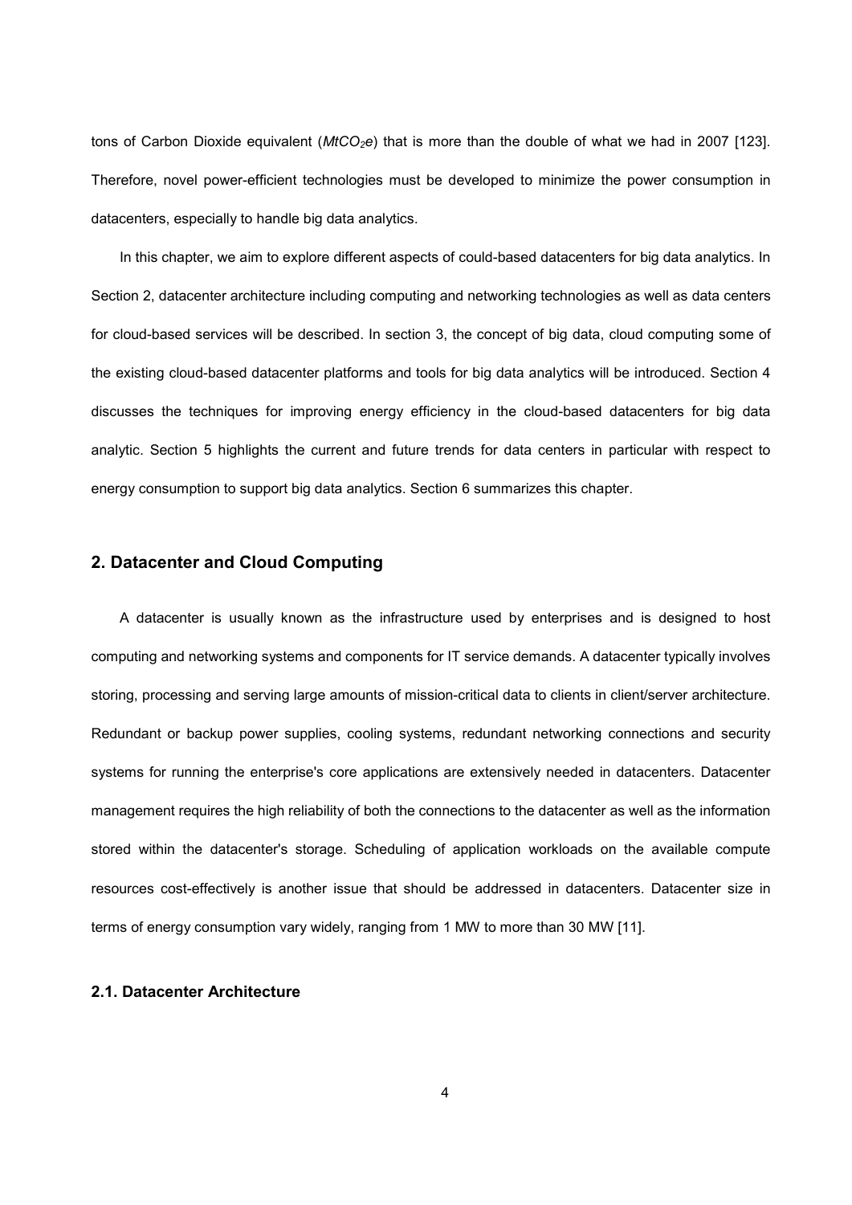tons of Carbon Dioxide equivalent (*$MtCO_2e$*) that is more than the double of what we had in 2007 [123]. Therefore, novel power-efficient technologies must be developed to minimize the power consumption in datacenters, especially to handle big data analytics.

In this chapter, we aim to explore different aspects of could-based datacenters for big data analytics. In Section 2, datacenter architecture including computing and networking technologies as well as data centers for cloud-based services will be described. In section 3, the concept of big data, cloud computing some of the existing cloud-based datacenter platforms and tools for big data analytics will be introduced. Section 4 discusses the techniques for improving energy efficiency in the cloud-based datacenters for big data analytic. Section 5 highlights the current and future trends for data centers in particular with respect to energy consumption to support big data analytics. Section 6 summarizes this chapter.

## 2. Datacenter and Cloud Computing

A datacenter is usually known as the infrastructure used by enterprises and is designed to host computing and networking systems and components for IT service demands. A datacenter typically involves storing, processing and serving large amounts of mission-critical data to clients in client/server architecture. Redundant or backup power supplies, cooling systems, redundant networking connections and security systems for running the enterprise's core applications are extensively needed in datacenters. Datacenter management requires the high reliability of both the connections to the datacenter as well as the information stored within the datacenter's storage. Scheduling of application workloads on the available compute resources cost-effectively is another issue that should be addressed in datacenters. Datacenter size in terms of energy consumption vary widely, ranging from 1 MW to more than 30 MW [11].

### 2.1. Datacenter Architecture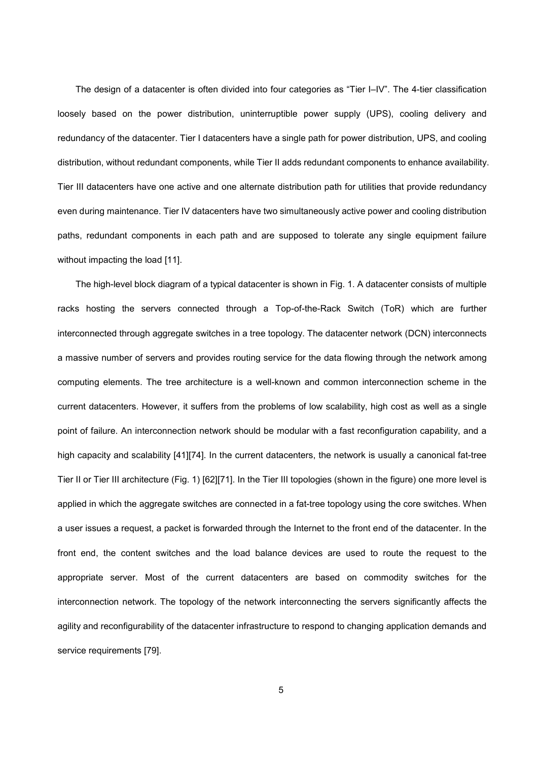The design of a datacenter is often divided into four categories as “Tier I–IV”. The 4-tier classification loosely based on the power distribution, uninterruptible power supply (UPS), cooling delivery and redundancy of the datacenter. Tier I datacenters have a single path for power distribution, UPS, and cooling distribution, without redundant components, while Tier II adds redundant components to enhance availability. Tier III datacenters have one active and one alternate distribution path for utilities that provide redundancy even during maintenance. Tier IV datacenters have two simultaneously active power and cooling distribution paths, redundant components in each path and are supposed to tolerate any single equipment failure without impacting the load [11].

The high-level block diagram of a typical datacenter is shown in Fig. 1. A datacenter consists of multiple racks hosting the servers connected through a Top-of-the-Rack Switch (ToR) which are further interconnected through aggregate switches in a tree topology. The datacenter network (DCN) interconnects a massive number of servers and provides routing service for the data flowing through the network among computing elements. The tree architecture is a well-known and common interconnection scheme in the current datacenters. However, it suffers from the problems of low scalability, high cost as well as a single point of failure. An interconnection network should be modular with a fast reconfiguration capability, and a high capacity and scalability [41][74]. In the current datacenters, the network is usually a canonical fat-tree Tier II or Tier III architecture (Fig. 1) [62][71]. In the Tier III topologies (shown in the figure) one more level is applied in which the aggregate switches are connected in a fat-tree topology using the core switches. When a user issues a request, a packet is forwarded through the Internet to the front end of the datacenter. In the front end, the content switches and the load balance devices are used to route the request to the appropriate server. Most of the current datacenters are based on commodity switches for the interconnection network. The topology of the network interconnecting the servers significantly affects the agility and reconfigurability of the datacenter infrastructure to respond to changing application demands and service requirements [79].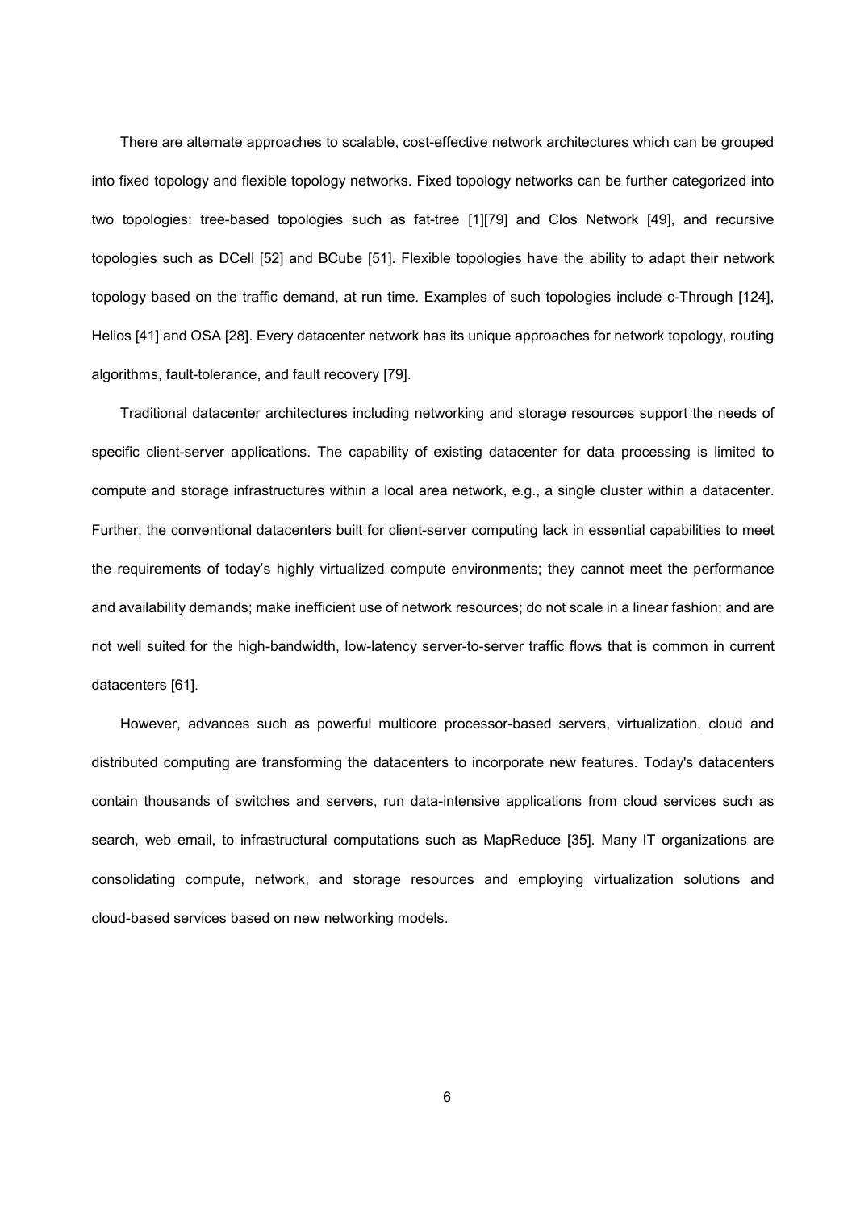There are alternate approaches to scalable, cost-effective network architectures which can be grouped into fixed topology and flexible topology networks. Fixed topology networks can be further categorized into two topologies: tree-based topologies such as fat-tree [1][79] and Clos Network [49], and recursive topologies such as DCell [52] and BCube [51]. Flexible topologies have the ability to adapt their network topology based on the traffic demand, at run time. Examples of such topologies include c-Through [124], Helios [41] and OSA [28]. Every datacenter network has its unique approaches for network topology, routing algorithms, fault-tolerance, and fault recovery [79].

Traditional datacenter architectures including networking and storage resources support the needs of specific client-server applications. The capability of existing datacenter for data processing is limited to compute and storage infrastructures within a local area network, e.g., a single cluster within a datacenter. Further, the conventional datacenters built for client-server computing lack in essential capabilities to meet the requirements of today's highly virtualized compute environments; they cannot meet the performance and availability demands; make inefficient use of network resources; do not scale in a linear fashion; and are not well suited for the high-bandwidth, low-latency server-to-server traffic flows that is common in current datacenters [61].

However, advances such as powerful multicore processor-based servers, virtualization, cloud and distributed computing are transforming the datacenters to incorporate new features. Today's datacenters contain thousands of switches and servers, run data-intensive applications from cloud services such as search, web email, to infrastructural computations such as MapReduce [35]. Many IT organizations are consolidating compute, network, and storage resources and employing virtualization solutions and cloud-based services based on new networking models.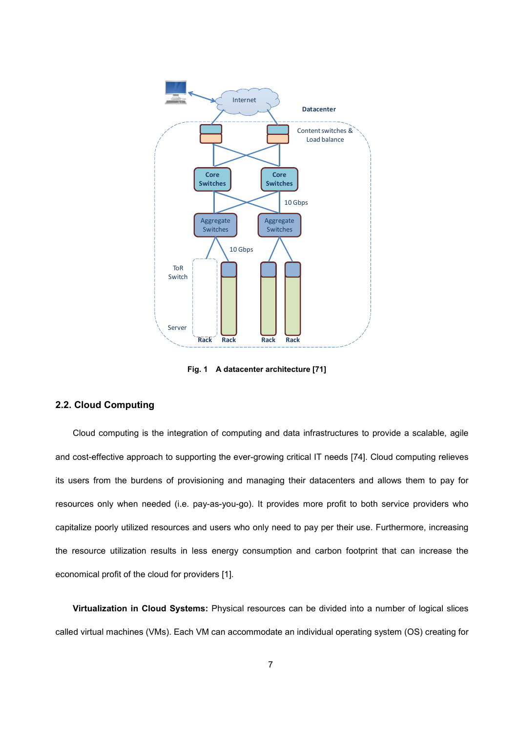Fig. 1 A datacenter architecture [71]

## 2.2. Cloud Computing

Cloud computing is the integration of computing and data infrastructures to provide a scalable, agile and cost-effective approach to supporting the ever-growing critical IT needs [74]. Cloud computing relieves its users from the burdens of provisioning and managing their datacenters and allows them to pay for resources only when needed (i.e. pay-as-you-go). It provides more profit to both service providers who capitalize poorly utilized resources and users who only need to pay per their use. Furthermore, increasing the resource utilization results in less energy consumption and carbon footprint that can increase the economical profit of the cloud for providers [1].

**Virtualization in Cloud Systems:** Physical resources can be divided into a number of logical slices called virtual machines (VMs). Each VM can accommodate an individual operating system (OS) creating for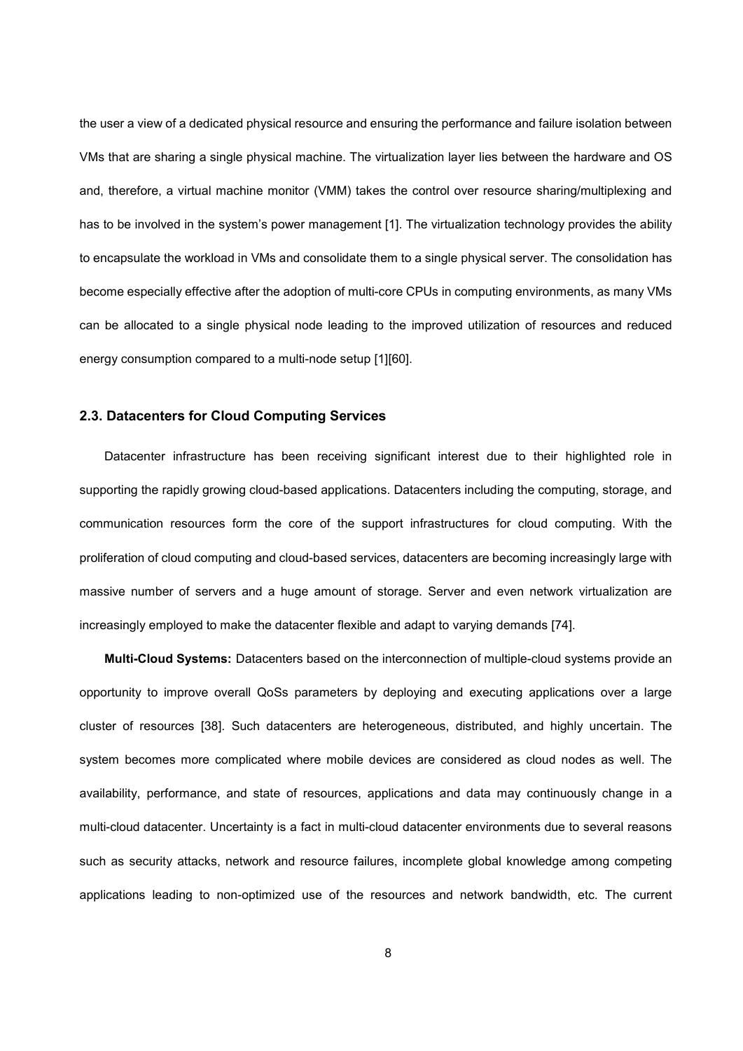the user a view of a dedicated physical resource and ensuring the performance and failure isolation between VMs that are sharing a single physical machine. The virtualization layer lies between the hardware and OS and, therefore, a virtual machine monitor (VMM) takes the control over resource sharing/multiplexing and has to be involved in the system's power management [1]. The virtualization technology provides the ability to encapsulate the workload in VMs and consolidate them to a single physical server. The consolidation has become especially effective after the adoption of multi-core CPUs in computing environments, as many VMs can be allocated to a single physical node leading to the improved utilization of resources and reduced energy consumption compared to a multi-node setup [1][60].

### 2.3. Datacenters for Cloud Computing Services

Datacenter infrastructure has been receiving significant interest due to their highlighted role in supporting the rapidly growing cloud-based applications. Datacenters including the computing, storage, and communication resources form the core of the support infrastructures for cloud computing. With the proliferation of cloud computing and cloud-based services, datacenters are becoming increasingly large with massive number of servers and a huge amount of storage. Server and even network virtualization are increasingly employed to make the datacenter flexible and adapt to varying demands [74].

**Multi-Cloud Systems:** Datacenters based on the interconnection of multiple-cloud systems provide an opportunity to improve overall QoSs parameters by deploying and executing applications over a large cluster of resources [38]. Such datacenters are heterogeneous, distributed, and highly uncertain. The system becomes more complicated where mobile devices are considered as cloud nodes as well. The availability, performance, and state of resources, applications and data may continuously change in a multi-cloud datacenter. Uncertainty is a fact in multi-cloud datacenter environments due to several reasons such as security attacks, network and resource failures, incomplete global knowledge among competing applications leading to non-optimized use of the resources and network bandwidth, etc. The current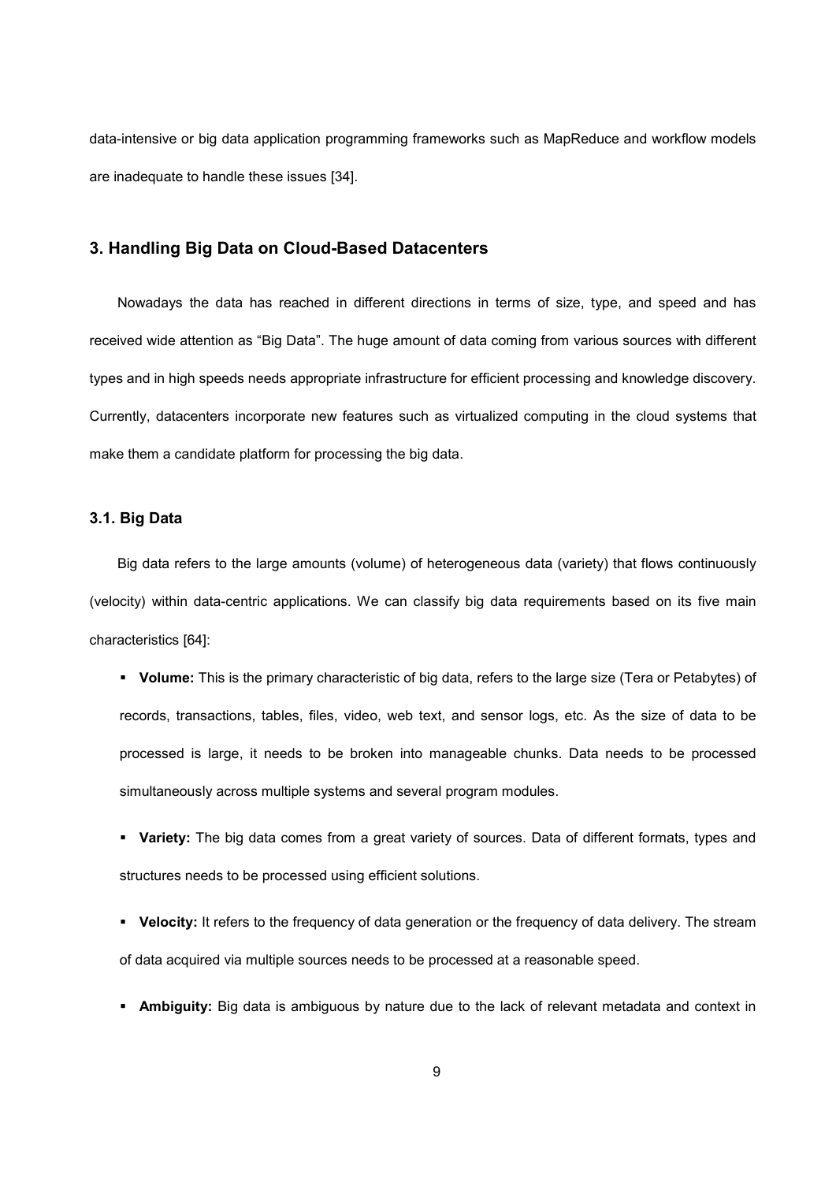data-intensive or big data application programming frameworks such as MapReduce and workflow models are inadequate to handle these issues [34].

## 3. Handling Big Data on Cloud-Based Datacenters

Nowadays the data has reached in different directions in terms of size, type, and speed and has received wide attention as "Big Data". The huge amount of data coming from various sources with different types and in high speeds needs appropriate infrastructure for efficient processing and knowledge discovery. Currently, datacenters incorporate new features such as virtualized computing in the cloud systems that make them a candidate platform for processing the big data.

### 3.1. Big Data

Big data refers to the large amounts (volume) of heterogeneous data (variety) that flows continuously (velocity) within data-centric applications. We can classify big data requirements based on its five main characteristics [64]:

- **Volume:** This is the primary characteristic of big data, refers to the large size (Tera or Petabytes) of records, transactions, tables, files, video, web text, and sensor logs, etc. As the size of data to be processed is large, it needs to be broken into manageable chunks. Data needs to be processed simultaneously across multiple systems and several program modules.
- **Variety:** The big data comes from a great variety of sources. Data of different formats, types and structures needs to be processed using efficient solutions.
- **Velocity:** It refers to the frequency of data generation or the frequency of data delivery. The stream of data acquired via multiple sources needs to be processed at a reasonable speed.
- **Ambiguity:** Big data is ambiguous by nature due to the lack of relevant metadata and context in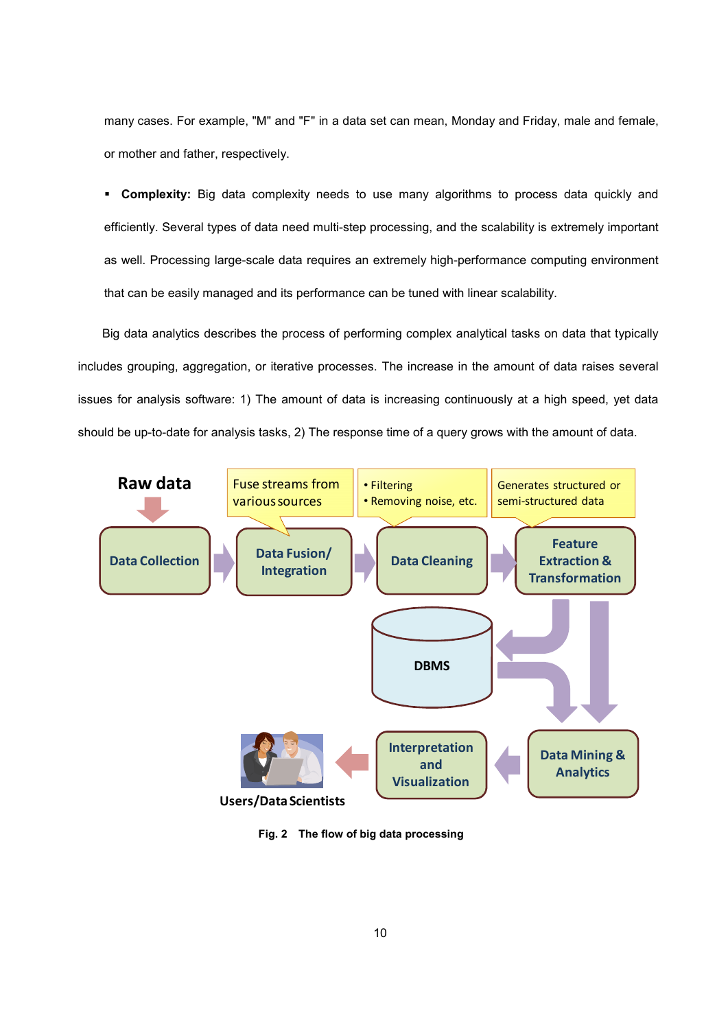many cases. For example, "M" and "F" in a data set can mean, Monday and Friday, male and female, or mother and father, respectively.

- **Complexity:** Big data complexity needs to use many algorithms to process data quickly and efficiently. Several types of data need multi-step processing, and the scalability is extremely important as well. Processing large-scale data requires an extremely high-performance computing environment that can be easily managed and its performance can be tuned with linear scalability.

Big data analytics describes the process of performing complex analytical tasks on data that typically includes grouping, aggregation, or iterative processes. The increase in the amount of data raises several issues for analysis software: 1) The amount of data is increasing continuously at a high speed, yet data should be up-to-date for analysis tasks, 2) The response time of a query grows with the amount of data.

**Fig. 2 The flow of big data processing**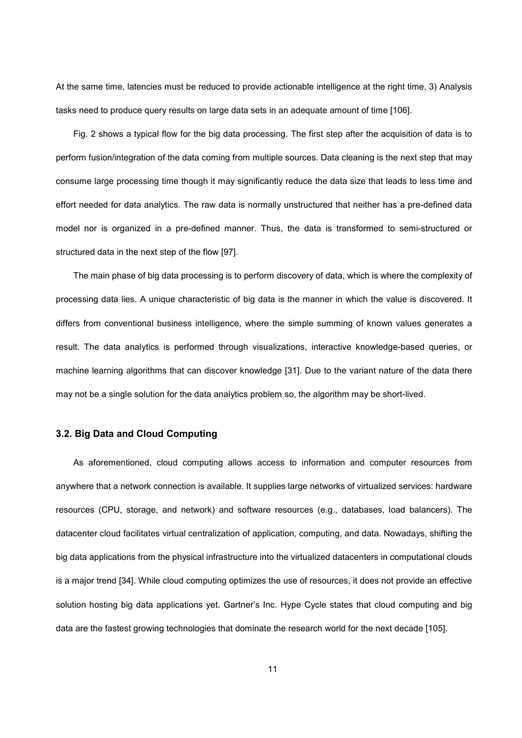At the same time, latencies must be reduced to provide actionable intelligence at the right time, 3) Analysis tasks need to produce query results on large data sets in an adequate amount of time [106].

Fig. 2 shows a typical flow for the big data processing. The first step after the acquisition of data is to perform fusion/integration of the data coming from multiple sources. Data cleaning is the next step that may consume large processing time though it may significantly reduce the data size that leads to less time and effort needed for data analytics. The raw data is normally unstructured that neither has a pre-defined data model nor is organized in a pre-defined manner. Thus, the data is transformed to semi-structured or structured data in the next step of the flow [97].

The main phase of big data processing is to perform discovery of data, which is where the complexity of processing data lies. A unique characteristic of big data is the manner in which the value is discovered. It differs from conventional business intelligence, where the simple summing of known values generates a result. The data analytics is performed through visualizations, interactive knowledge-based queries, or machine learning algorithms that can discover knowledge [31]. Due to the variant nature of the data there may not be a single solution for the data analytics problem so, the algorithm may be short-lived.

### 3.2. Big Data and Cloud Computing

As aforementioned, cloud computing allows access to information and computer resources from anywhere that a network connection is available. It supplies large networks of virtualized services: hardware resources (CPU, storage, and network) and software resources (e.g., databases, load balancers). The datacenter cloud facilitates virtual centralization of application, computing, and data. Nowadays, shifting the big data applications from the physical infrastructure into the virtualized datacenters in computational clouds is a major trend [34]. While cloud computing optimizes the use of resources, it does not provide an effective solution hosting big data applications yet. Gartner's Inc. Hype Cycle states that cloud computing and big data are the fastest growing technologies that dominate the research world for the next decade [105].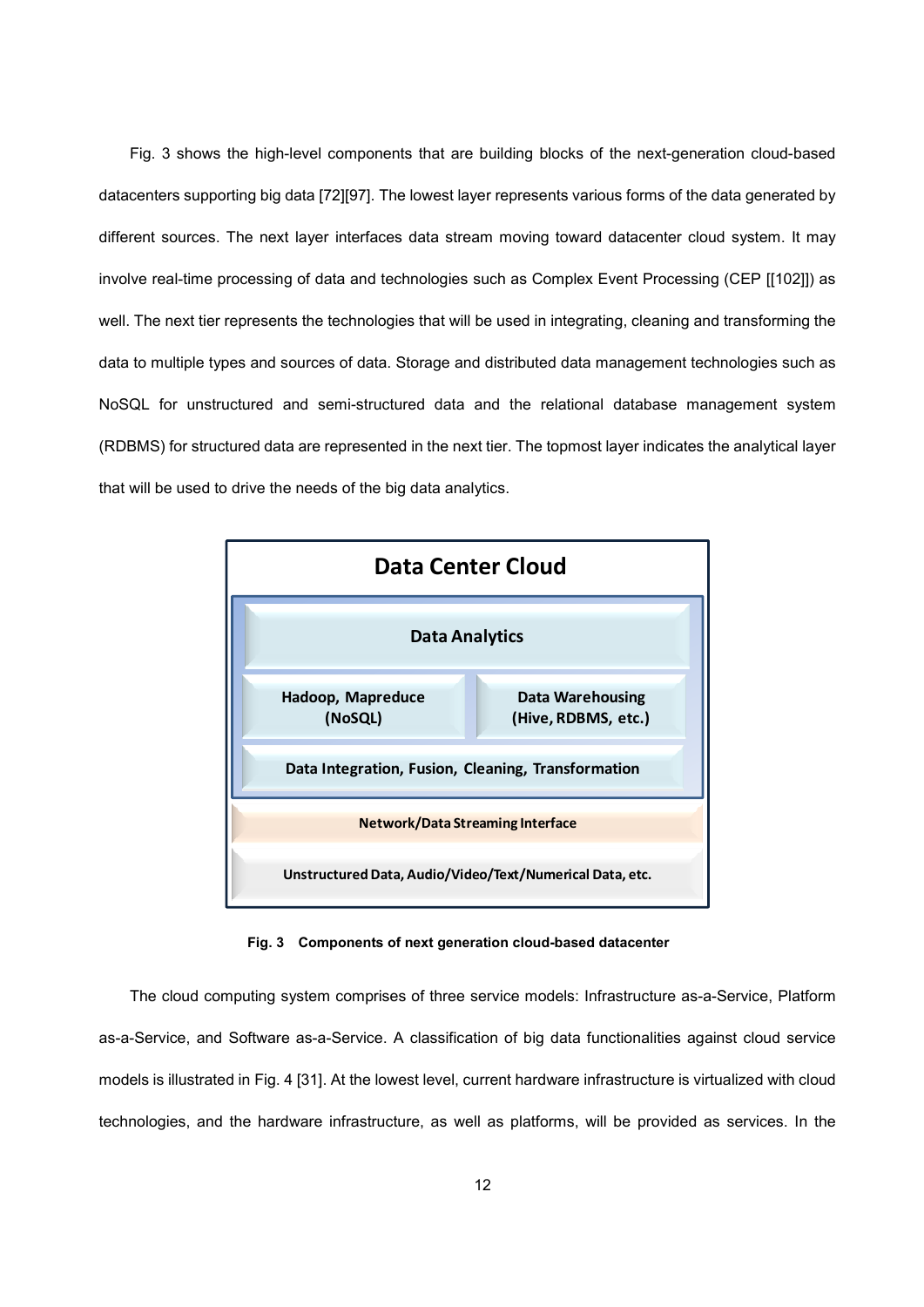Fig. 3 shows the high-level components that are building blocks of the next-generation cloud-based datacenters supporting big data [72][97]. The lowest layer represents various forms of the data generated by different sources. The next layer interfaces data stream moving toward datacenter cloud system. It may involve real-time processing of data and technologies such as Complex Event Processing (CEP [[102]]) as well. The next tier represents the technologies that will be used in integrating, cleaning and transforming the data to multiple types and sources of data. Storage and distributed data management technologies such as NoSQL for unstructured and semi-structured data and the relational database management system (RDBMS) for structured data are represented in the next tier. The topmost layer indicates the analytical layer that will be used to drive the needs of the big data analytics.

**Data Center Cloud**

- Data Analytics
- Hadoop, Mapreduce (NoSQL) | Data Warehousing (Hive, RDBMS, etc.)
- Data Integration, Fusion, Cleaning, Transformation
- Network/Data Streaming Interface
- Unstructured Data, Audio/Video/Text/Numerical Data, etc.

**Fig. 3 Components of next generation cloud-based datacenter**

The cloud computing system comprises of three service models: Infrastructure as-a-Service, Platform as-a-Service, and Software as-a-Service. A classification of big data functionalities against cloud service models is illustrated in Fig. 4 [31]. At the lowest level, current hardware infrastructure is virtualized with cloud technologies, and the hardware infrastructure, as well as platforms, will be provided as services. In the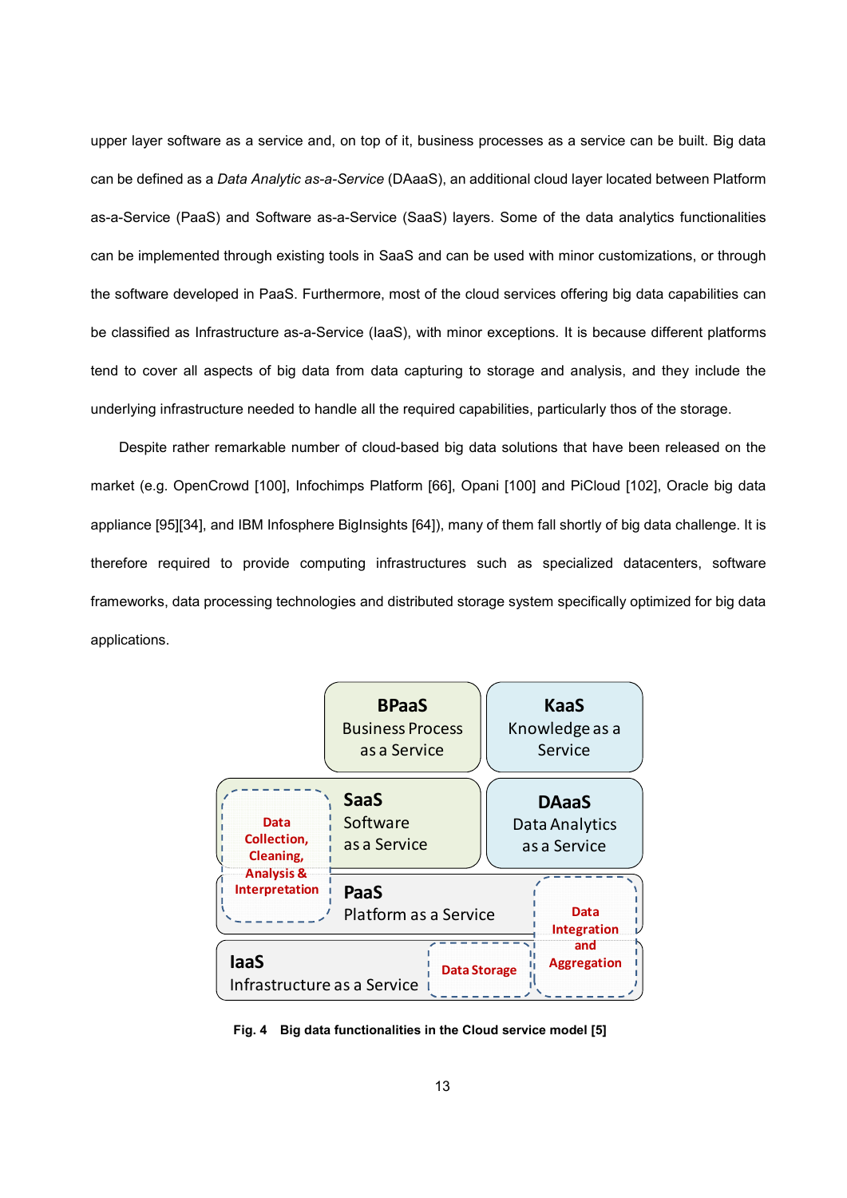upper layer software as a service and, on top of it, business processes as a service can be built. Big data can be defined as a *Data Analytic as-a-Service* (DAaaS), an additional cloud layer located between Platform as-a-Service (PaaS) and Software as-a-Service (SaaS) layers. Some of the data analytics functionalities can be implemented through existing tools in SaaS and can be used with minor customizations, or through the software developed in PaaS. Furthermore, most of the cloud services offering big data capabilities can be classified as Infrastructure as-a-Service (IaaS), with minor exceptions. It is because different platforms tend to cover all aspects of big data from data capturing to storage and analysis, and they include the underlying infrastructure needed to handle all the required capabilities, particularly thos of the storage.

Despite rather remarkable number of cloud-based big data solutions that have been released on the market (e.g. OpenCrowd [100], Infochimps Platform [66], Opani [100] and PiCloud [102], Oracle big data appliance [95][34], and IBM Infosphere BigInsights [64]), many of them fall shortly of big data challenge. It is therefore required to provide computing infrastructures such as specialized datacenters, software frameworks, data processing technologies and distributed storage system specifically optimized for big data applications.

**Fig. 4 Big data functionalities in the Cloud service model [5]**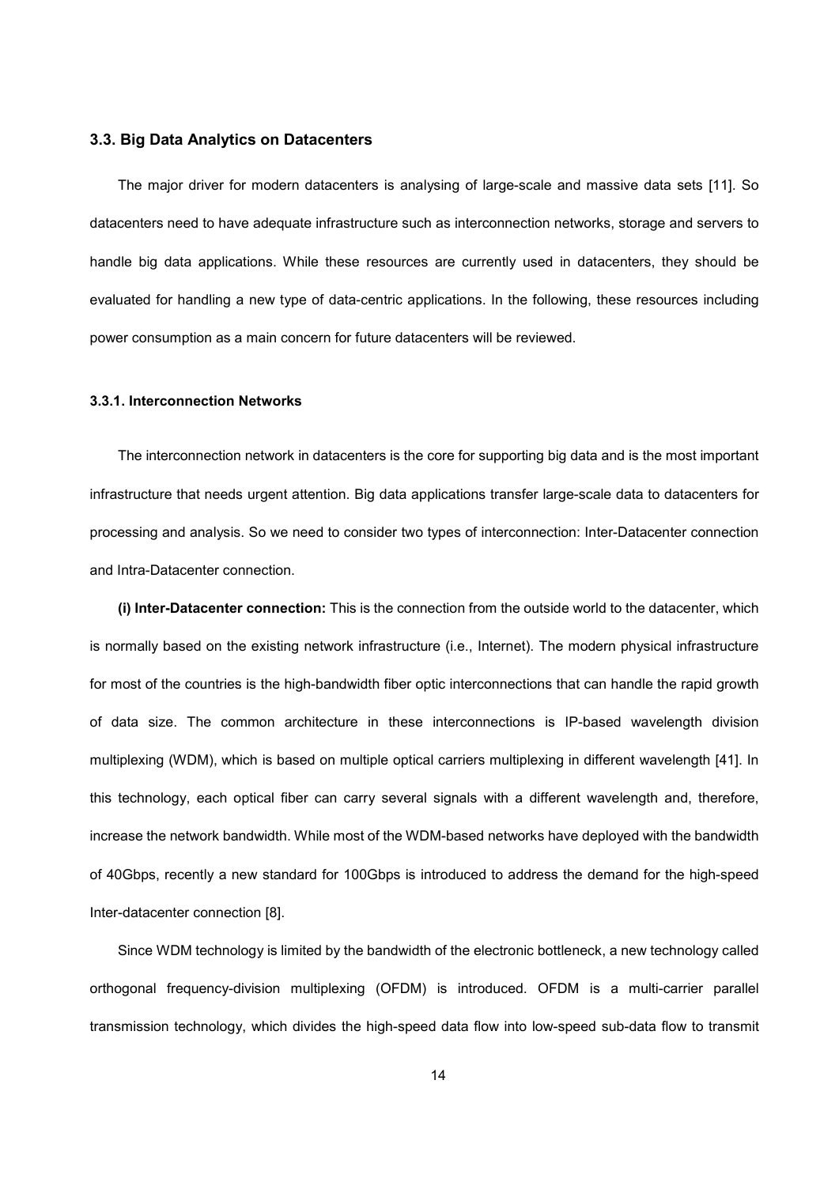### 3.3. Big Data Analytics on Datacenters

The major driver for modern datacenters is analysing of large-scale and massive data sets [11]. So datacenters need to have adequate infrastructure such as interconnection networks, storage and servers to handle big data applications. While these resources are currently used in datacenters, they should be evaluated for handling a new type of data-centric applications. In the following, these resources including power consumption as a main concern for future datacenters will be reviewed.

#### 3.3.1. Interconnection Networks

The interconnection network in datacenters is the core for supporting big data and is the most important infrastructure that needs urgent attention. Big data applications transfer large-scale data to datacenters for processing and analysis. So we need to consider two types of interconnection: Inter-Datacenter connection and Intra-Datacenter connection.

**(i) Inter-Datacenter connection:** This is the connection from the outside world to the datacenter, which is normally based on the existing network infrastructure (i.e., Internet). The modern physical infrastructure for most of the countries is the high-bandwidth fiber optic interconnections that can handle the rapid growth of data size. The common architecture in these interconnections is IP-based wavelength division multiplexing (WDM), which is based on multiple optical carriers multiplexing in different wavelength [41]. In this technology, each optical fiber can carry several signals with a different wavelength and, therefore, increase the network bandwidth. While most of the WDM-based networks have deployed with the bandwidth of 40Gbps, recently a new standard for 100Gbps is introduced to address the demand for the high-speed Inter-datacenter connection [8].

Since WDM technology is limited by the bandwidth of the electronic bottleneck, a new technology called orthogonal frequency-division multiplexing (OFDM) is introduced. OFDM is a multi-carrier parallel transmission technology, which divides the high-speed data flow into low-speed sub-data flow to transmit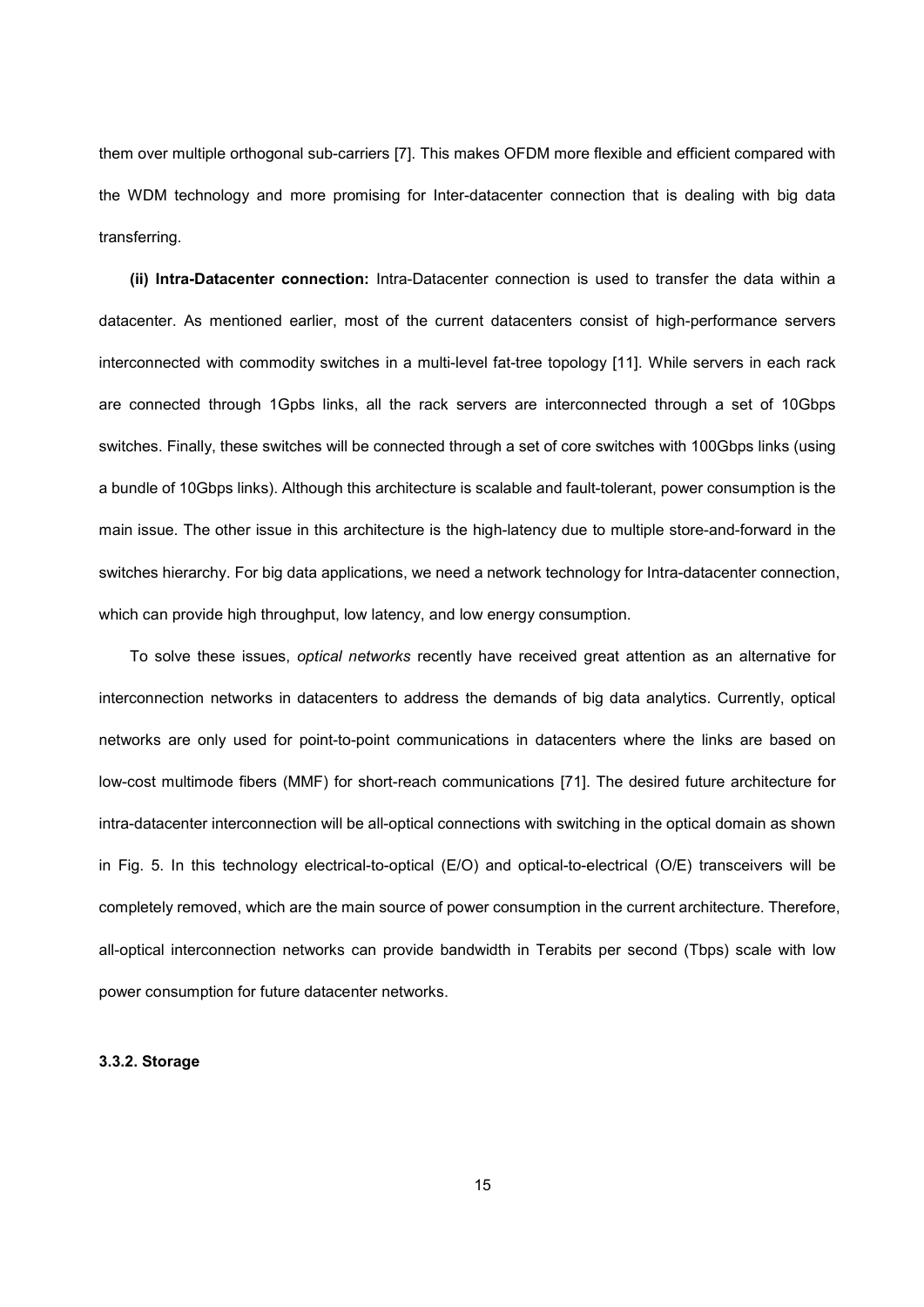them over multiple orthogonal sub-carriers [7]. This makes OFDM more flexible and efficient compared with the WDM technology and more promising for Inter-datacenter connection that is dealing with big data transferring.

**(ii) Intra-Datacenter connection:** Intra-Datacenter connection is used to transfer the data within a datacenter. As mentioned earlier, most of the current datacenters consist of high-performance servers interconnected with commodity switches in a multi-level fat-tree topology [11]. While servers in each rack are connected through 1Gpbs links, all the rack servers are interconnected through a set of 10Gbps switches. Finally, these switches will be connected through a set of core switches with 100Gbps links (using a bundle of 10Gbps links). Although this architecture is scalable and fault-tolerant, power consumption is the main issue. The other issue in this architecture is the high-latency due to multiple store-and-forward in the switches hierarchy. For big data applications, we need a network technology for Intra-datacenter connection, which can provide high throughput, low latency, and low energy consumption.

To solve these issues, *optical networks* recently have received great attention as an alternative for interconnection networks in datacenters to address the demands of big data analytics. Currently, optical networks are only used for point-to-point communications in datacenters where the links are based on low-cost multimode fibers (MMF) for short-reach communications [71]. The desired future architecture for intra-datacenter interconnection will be all-optical connections with switching in the optical domain as shown in Fig. 5. In this technology electrical-to-optical (E/O) and optical-to-electrical (O/E) transceivers will be completely removed, which are the main source of power consumption in the current architecture. Therefore, all-optical interconnection networks can provide bandwidth in Terabits per second (Tbps) scale with low power consumption for future datacenter networks.

#### 3.3.2. Storage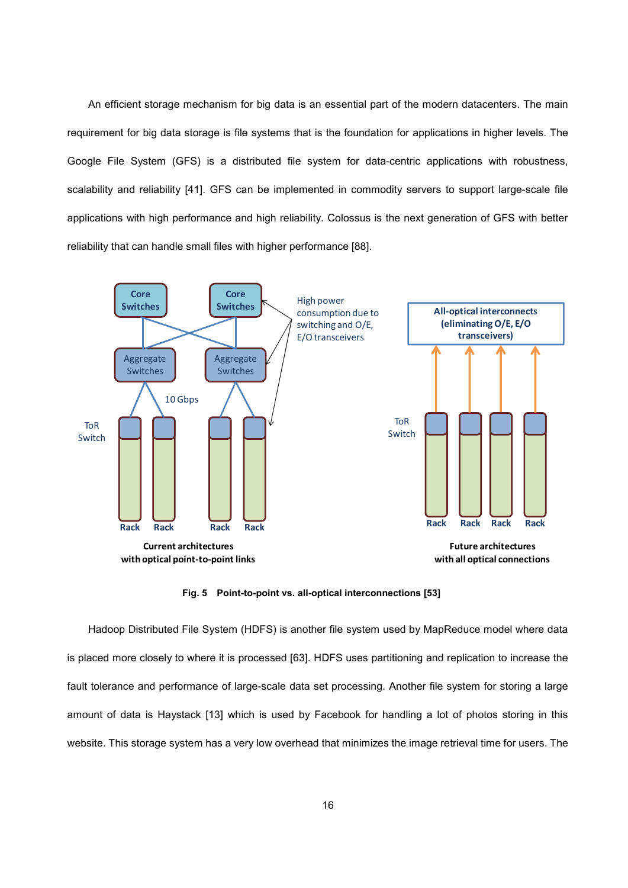An efficient storage mechanism for big data is an essential part of the modern datacenters. The main requirement for big data storage is file systems that is the foundation for applications in higher levels. The Google File System (GFS) is a distributed file system for data-centric applications with robustness, scalability and reliability [41]. GFS can be implemented in commodity servers to support large-scale file applications with high performance and high reliability. Colossus is the next generation of GFS with better reliability that can handle small files with higher performance [88].

**Fig. 5 Point-to-point vs. all-optical interconnections [53]**

Hadoop Distributed File System (HDFS) is another file system used by MapReduce model where data is placed more closely to where it is processed [63]. HDFS uses partitioning and replication to increase the fault tolerance and performance of large-scale data set processing. Another file system for storing a large amount of data is Haystack [13] which is used by Facebook for handling a lot of photos storing in this website. This storage system has a very low overhead that minimizes the image retrieval time for users. The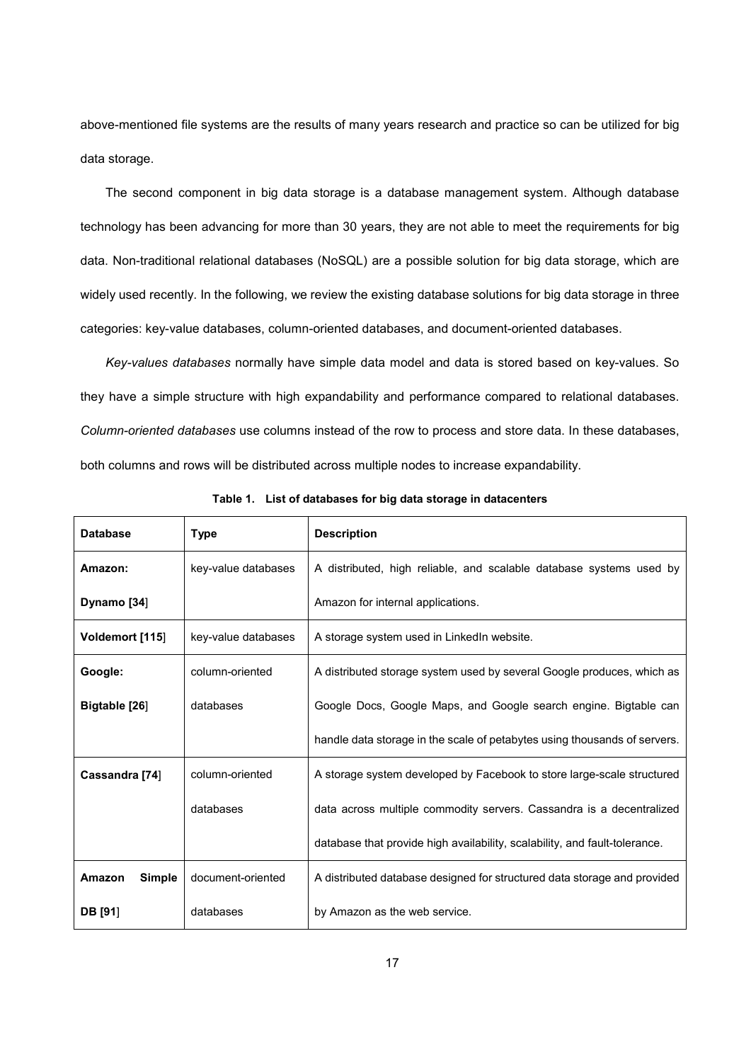above-mentioned file systems are the results of many years research and practice so can be utilized for big data storage.

The second component in big data storage is a database management system. Although database technology has been advancing for more than 30 years, they are not able to meet the requirements for big data. Non-traditional relational databases (NoSQL) are a possible solution for big data storage, which are widely used recently. In the following, we review the existing database solutions for big data storage in three categories: key-value databases, column-oriented databases, and document-oriented databases.

*Key-values databases* normally have simple data model and data is stored based on key-values. So they have a simple structure with high expandability and performance compared to relational databases. *Column-oriented databases* use columns instead of the row to process and store data. In these databases, both columns and rows will be distributed across multiple nodes to increase expandability.

**Table 1. List of databases for big data storage in datacenters**

| Database | Type | Description |
|---|---|---|
| **Amazon: Dynamo [34]** | key-value databases | A distributed, high reliable, and scalable database systems used by Amazon for internal applications. |
| **Voldemort [115]** | key-value databases | A storage system used in LinkedIn website. |
| **Google: Bigtable [26]** | column-oriented databases | A distributed storage system used by several Google produces, which as Google Docs, Google Maps, and Google search engine. Bigtable can handle data storage in the scale of petabytes using thousands of servers. |
| **Cassandra [74]** | column-oriented databases | A storage system developed by Facebook to store large-scale structured data across multiple commodity servers. Cassandra is a decentralized database that provide high availability, scalability, and fault-tolerance. |
| **Amazon Simple DB [91]** | document-oriented databases | A distributed database designed for structured data storage and provided by Amazon as the web service. |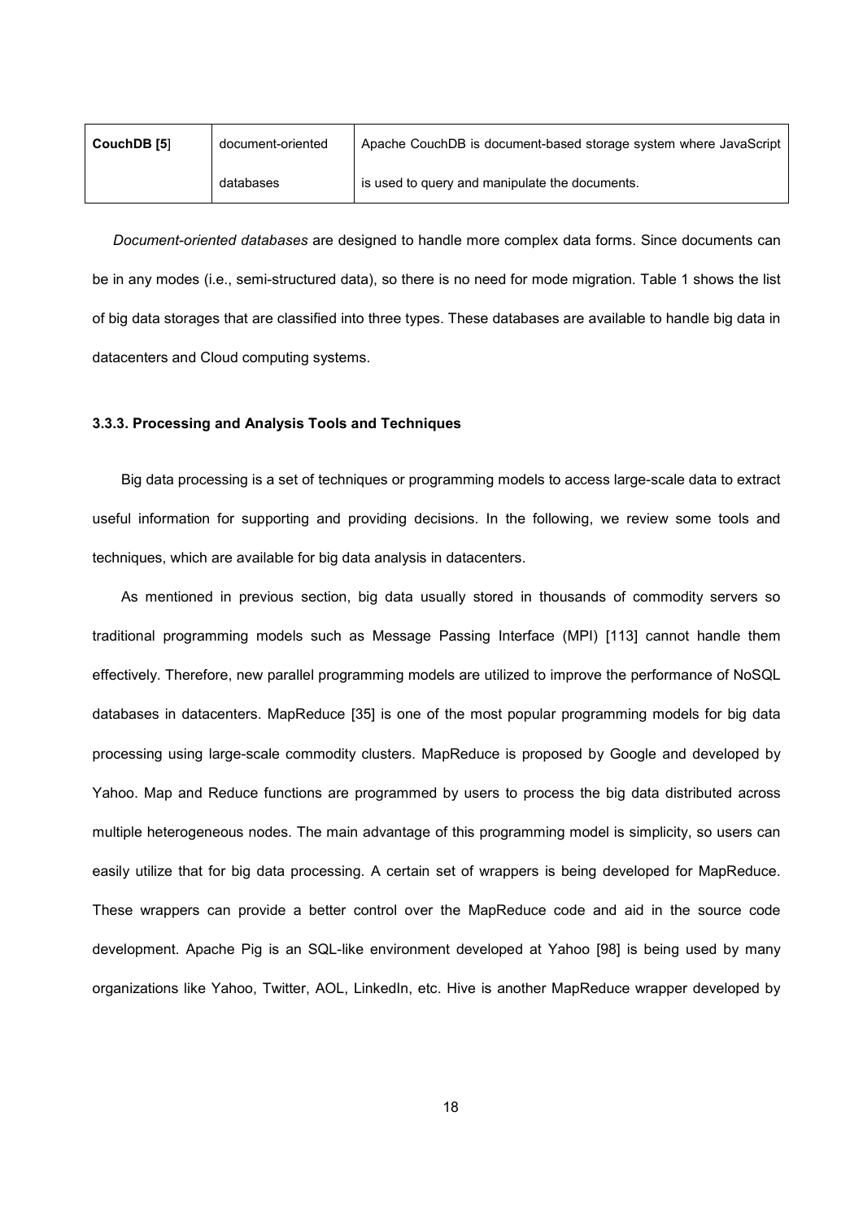| **CouchDB [5]** | document-oriented databases | Apache CouchDB is document-based storage system where JavaScript is used to query and manipulate the documents. |
|---|---|---|

*Document-oriented databases* are designed to handle more complex data forms. Since documents can be in any modes (i.e., semi-structured data), so there is no need for mode migration. Table 1 shows the list of big data storages that are classified into three types. These databases are available to handle big data in datacenters and Cloud computing systems.

#### 3.3.3. Processing and Analysis Tools and Techniques

Big data processing is a set of techniques or programming models to access large-scale data to extract useful information for supporting and providing decisions. In the following, we review some tools and techniques, which are available for big data analysis in datacenters.

As mentioned in previous section, big data usually stored in thousands of commodity servers so traditional programming models such as Message Passing Interface (MPI) [113] cannot handle them effectively. Therefore, new parallel programming models are utilized to improve the performance of NoSQL databases in datacenters. MapReduce [35] is one of the most popular programming models for big data processing using large-scale commodity clusters. MapReduce is proposed by Google and developed by Yahoo. Map and Reduce functions are programmed by users to process the big data distributed across multiple heterogeneous nodes. The main advantage of this programming model is simplicity, so users can easily utilize that for big data processing. A certain set of wrappers is being developed for MapReduce. These wrappers can provide a better control over the MapReduce code and aid in the source code development. Apache Pig is an SQL-like environment developed at Yahoo [98] is being used by many organizations like Yahoo, Twitter, AOL, LinkedIn, etc. Hive is another MapReduce wrapper developed by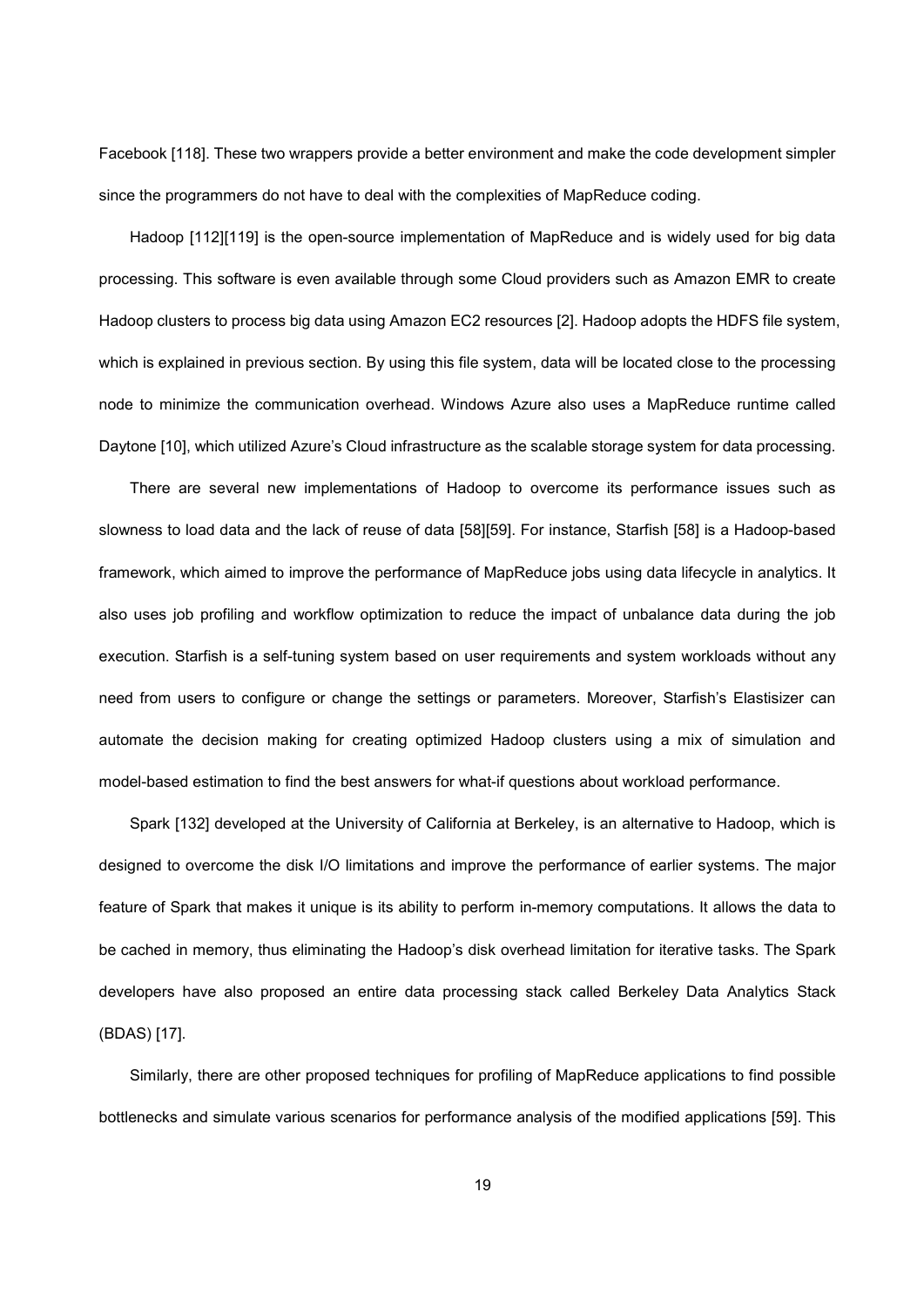Facebook [118]. These two wrappers provide a better environment and make the code development simpler since the programmers do not have to deal with the complexities of MapReduce coding.

Hadoop [112][119] is the open-source implementation of MapReduce and is widely used for big data processing. This software is even available through some Cloud providers such as Amazon EMR to create Hadoop clusters to process big data using Amazon EC2 resources [2]. Hadoop adopts the HDFS file system, which is explained in previous section. By using this file system, data will be located close to the processing node to minimize the communication overhead. Windows Azure also uses a MapReduce runtime called Daytone [10], which utilized Azure's Cloud infrastructure as the scalable storage system for data processing.

There are several new implementations of Hadoop to overcome its performance issues such as slowness to load data and the lack of reuse of data [58][59]. For instance, Starfish [58] is a Hadoop-based framework, which aimed to improve the performance of MapReduce jobs using data lifecycle in analytics. It also uses job profiling and workflow optimization to reduce the impact of unbalance data during the job execution. Starfish is a self-tuning system based on user requirements and system workloads without any need from users to configure or change the settings or parameters. Moreover, Starfish's Elastisizer can automate the decision making for creating optimized Hadoop clusters using a mix of simulation and model-based estimation to find the best answers for what-if questions about workload performance.

Spark [132] developed at the University of California at Berkeley, is an alternative to Hadoop, which is designed to overcome the disk I/O limitations and improve the performance of earlier systems. The major feature of Spark that makes it unique is its ability to perform in-memory computations. It allows the data to be cached in memory, thus eliminating the Hadoop's disk overhead limitation for iterative tasks. The Spark developers have also proposed an entire data processing stack called Berkeley Data Analytics Stack (BDAS) [17].

Similarly, there are other proposed techniques for profiling of MapReduce applications to find possible bottlenecks and simulate various scenarios for performance analysis of the modified applications [59]. This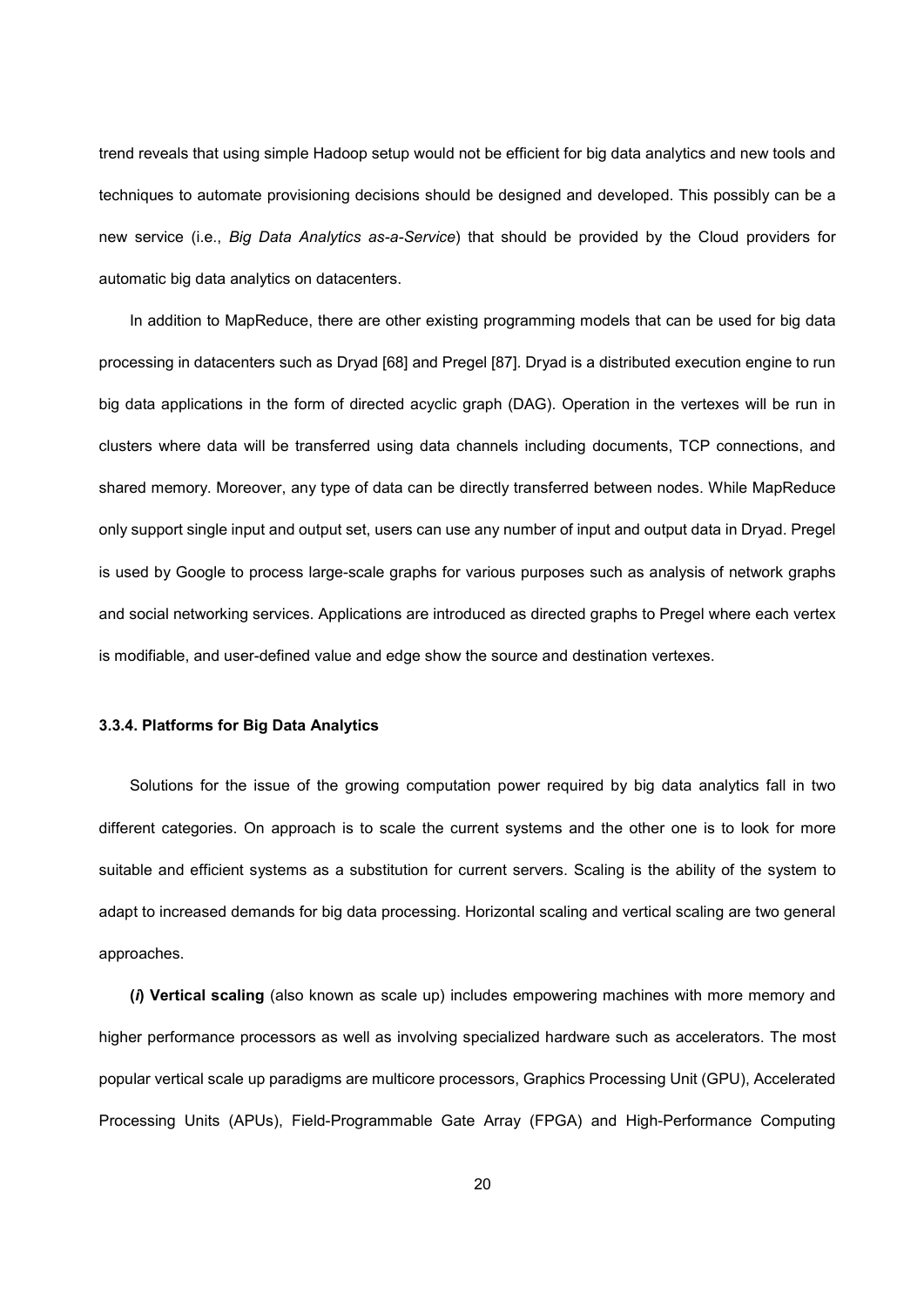trend reveals that using simple Hadoop setup would not be efficient for big data analytics and new tools and techniques to automate provisioning decisions should be designed and developed. This possibly can be a new service (i.e., *Big Data Analytics as-a-Service*) that should be provided by the Cloud providers for automatic big data analytics on datacenters.

In addition to MapReduce, there are other existing programming models that can be used for big data processing in datacenters such as Dryad [68] and Pregel [87]. Dryad is a distributed execution engine to run big data applications in the form of directed acyclic graph (DAG). Operation in the vertexes will be run in clusters where data will be transferred using data channels including documents, TCP connections, and shared memory. Moreover, any type of data can be directly transferred between nodes. While MapReduce only support single input and output set, users can use any number of input and output data in Dryad. Pregel is used by Google to process large-scale graphs for various purposes such as analysis of network graphs and social networking services. Applications are introduced as directed graphs to Pregel where each vertex is modifiable, and user-defined value and edge show the source and destination vertexes.

#### 3.3.4. Platforms for Big Data Analytics

Solutions for the issue of the growing computation power required by big data analytics fall in two different categories. On approach is to scale the current systems and the other one is to look for more suitable and efficient systems as a substitution for current servers. Scaling is the ability of the system to adapt to increased demands for big data processing. Horizontal scaling and vertical scaling are two general approaches.

**(*i*) Vertical scaling** (also known as scale up) includes empowering machines with more memory and higher performance processors as well as involving specialized hardware such as accelerators. The most popular vertical scale up paradigms are multicore processors, Graphics Processing Unit (GPU), Accelerated Processing Units (APUs), Field-Programmable Gate Array (FPGA) and High-Performance Computing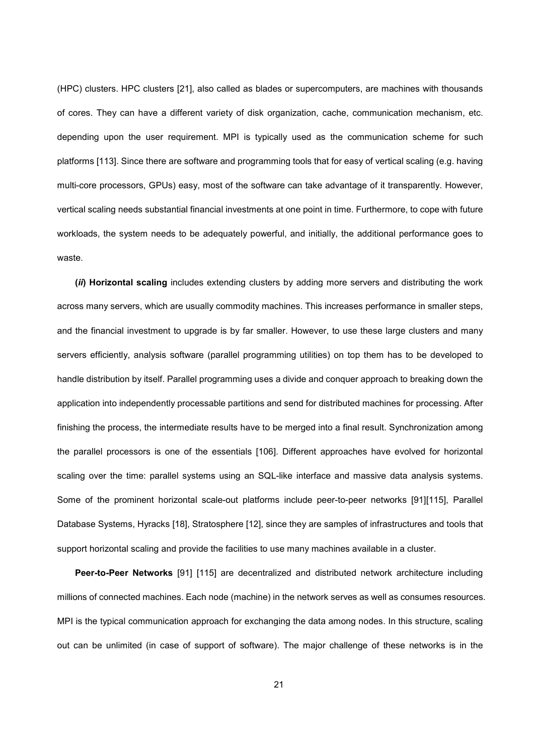(HPC) clusters. HPC clusters [21], also called as blades or supercomputers, are machines with thousands of cores. They can have a different variety of disk organization, cache, communication mechanism, etc. depending upon the user requirement. MPI is typically used as the communication scheme for such platforms [113]. Since there are software and programming tools that for easy of vertical scaling (e.g. having multi-core processors, GPUs) easy, most of the software can take advantage of it transparently. However, vertical scaling needs substantial financial investments at one point in time. Furthermore, to cope with future workloads, the system needs to be adequately powerful, and initially, the additional performance goes to waste.

**(*ii*) Horizontal scaling** includes extending clusters by adding more servers and distributing the work across many servers, which are usually commodity machines. This increases performance in smaller steps, and the financial investment to upgrade is by far smaller. However, to use these large clusters and many servers efficiently, analysis software (parallel programming utilities) on top them has to be developed to handle distribution by itself. Parallel programming uses a divide and conquer approach to breaking down the application into independently processable partitions and send for distributed machines for processing. After finishing the process, the intermediate results have to be merged into a final result. Synchronization among the parallel processors is one of the essentials [106]. Different approaches have evolved for horizontal scaling over the time: parallel systems using an SQL-like interface and massive data analysis systems. Some of the prominent horizontal scale-out platforms include peer-to-peer networks [91][115], Parallel Database Systems, Hyracks [18], Stratosphere [12], since they are samples of infrastructures and tools that support horizontal scaling and provide the facilities to use many machines available in a cluster.

**Peer-to-Peer Networks** [91] [115] are decentralized and distributed network architecture including millions of connected machines. Each node (machine) in the network serves as well as consumes resources. MPI is the typical communication approach for exchanging the data among nodes. In this structure, scaling out can be unlimited (in case of support of software). The major challenge of these networks is in the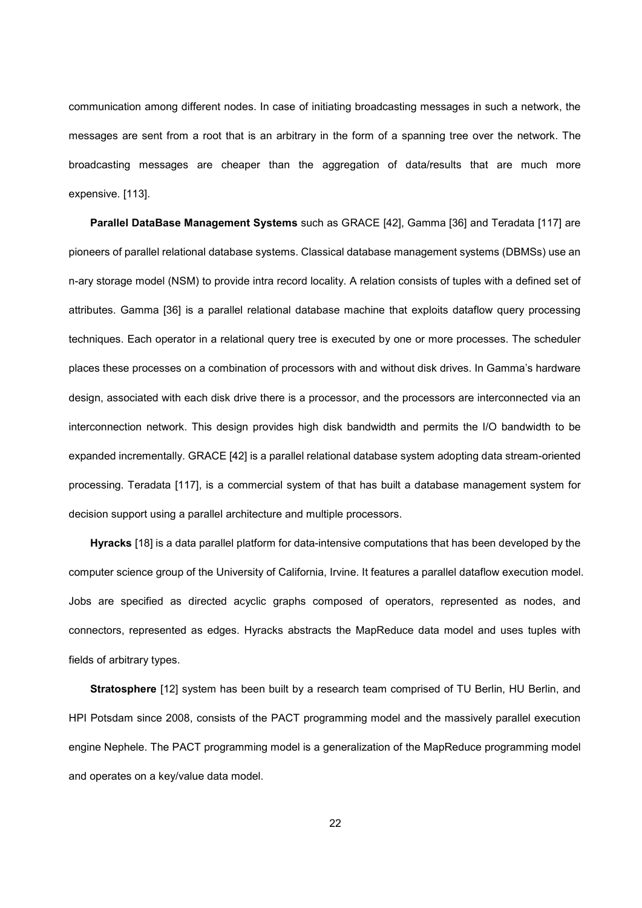communication among different nodes. In case of initiating broadcasting messages in such a network, the messages are sent from a root that is an arbitrary in the form of a spanning tree over the network. The broadcasting messages are cheaper than the aggregation of data/results that are much more expensive. [113].

**Parallel DataBase Management Systems** such as GRACE [42], Gamma [36] and Teradata [117] are pioneers of parallel relational database systems. Classical database management systems (DBMSs) use an n-ary storage model (NSM) to provide intra record locality. A relation consists of tuples with a defined set of attributes. Gamma [36] is a parallel relational database machine that exploits dataflow query processing techniques. Each operator in a relational query tree is executed by one or more processes. The scheduler places these processes on a combination of processors with and without disk drives. In Gamma's hardware design, associated with each disk drive there is a processor, and the processors are interconnected via an interconnection network. This design provides high disk bandwidth and permits the I/O bandwidth to be expanded incrementally. GRACE [42] is a parallel relational database system adopting data stream-oriented processing. Teradata [117], is a commercial system of that has built a database management system for decision support using a parallel architecture and multiple processors.

**Hyracks** [18] is a data parallel platform for data-intensive computations that has been developed by the computer science group of the University of California, Irvine. It features a parallel dataflow execution model. Jobs are specified as directed acyclic graphs composed of operators, represented as nodes, and connectors, represented as edges. Hyracks abstracts the MapReduce data model and uses tuples with fields of arbitrary types.

**Stratosphere** [12] system has been built by a research team comprised of TU Berlin, HU Berlin, and HPI Potsdam since 2008, consists of the PACT programming model and the massively parallel execution engine Nephele. The PACT programming model is a generalization of the MapReduce programming model and operates on a key/value data model.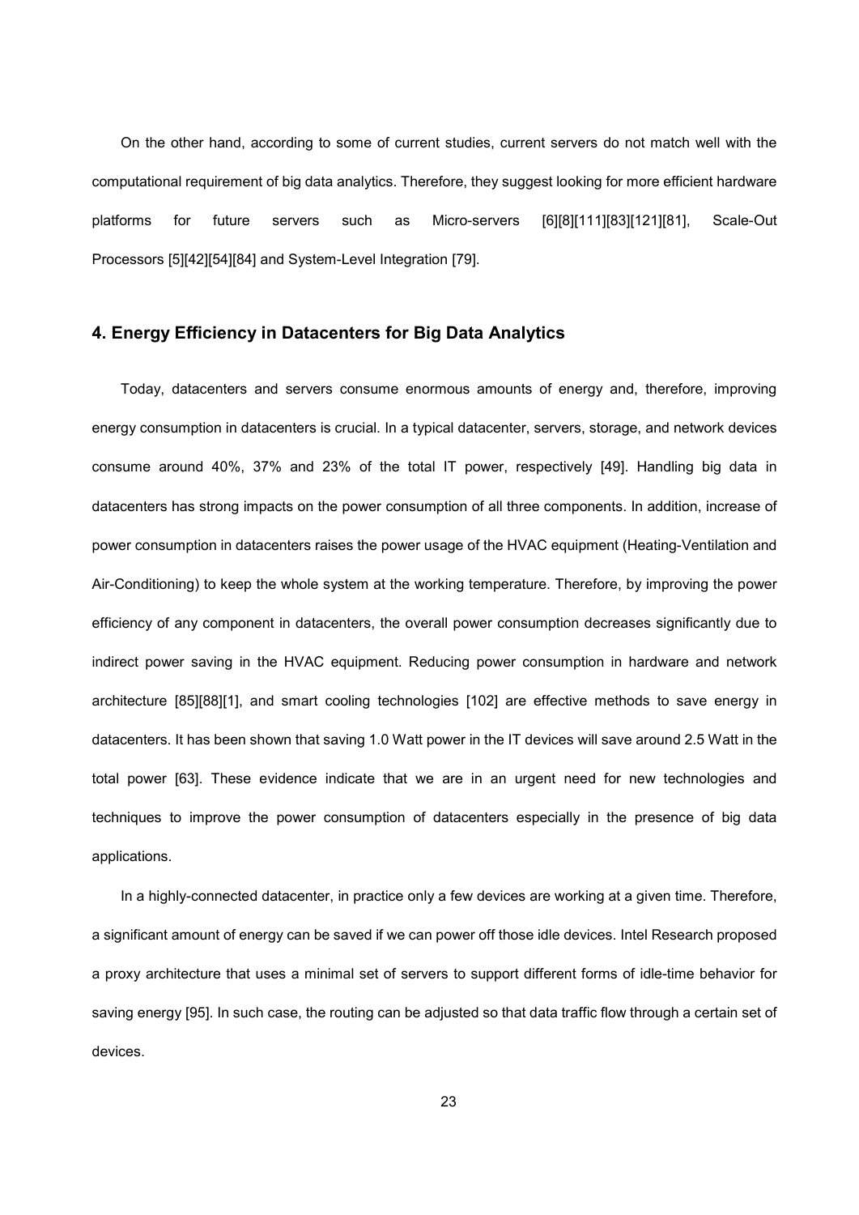On the other hand, according to some of current studies, current servers do not match well with the computational requirement of big data analytics. Therefore, they suggest looking for more efficient hardware platforms for future servers such as Micro-servers [6][8][111][83][121][81], Scale-Out Processors [5][42][54][84] and System-Level Integration [79].

## 4. Energy Efficiency in Datacenters for Big Data Analytics

Today, datacenters and servers consume enormous amounts of energy and, therefore, improving energy consumption in datacenters is crucial. In a typical datacenter, servers, storage, and network devices consume around 40%, 37% and 23% of the total IT power, respectively [49]. Handling big data in datacenters has strong impacts on the power consumption of all three components. In addition, increase of power consumption in datacenters raises the power usage of the HVAC equipment (Heating-Ventilation and Air-Conditioning) to keep the whole system at the working temperature. Therefore, by improving the power efficiency of any component in datacenters, the overall power consumption decreases significantly due to indirect power saving in the HVAC equipment. Reducing power consumption in hardware and network architecture [85][88][1], and smart cooling technologies [102] are effective methods to save energy in datacenters. It has been shown that saving 1.0 Watt power in the IT devices will save around 2.5 Watt in the total power [63]. These evidence indicate that we are in an urgent need for new technologies and techniques to improve the power consumption of datacenters especially in the presence of big data applications.

In a highly-connected datacenter, in practice only a few devices are working at a given time. Therefore, a significant amount of energy can be saved if we can power off those idle devices. Intel Research proposed a proxy architecture that uses a minimal set of servers to support different forms of idle-time behavior for saving energy [95]. In such case, the routing can be adjusted so that data traffic flow through a certain set of devices.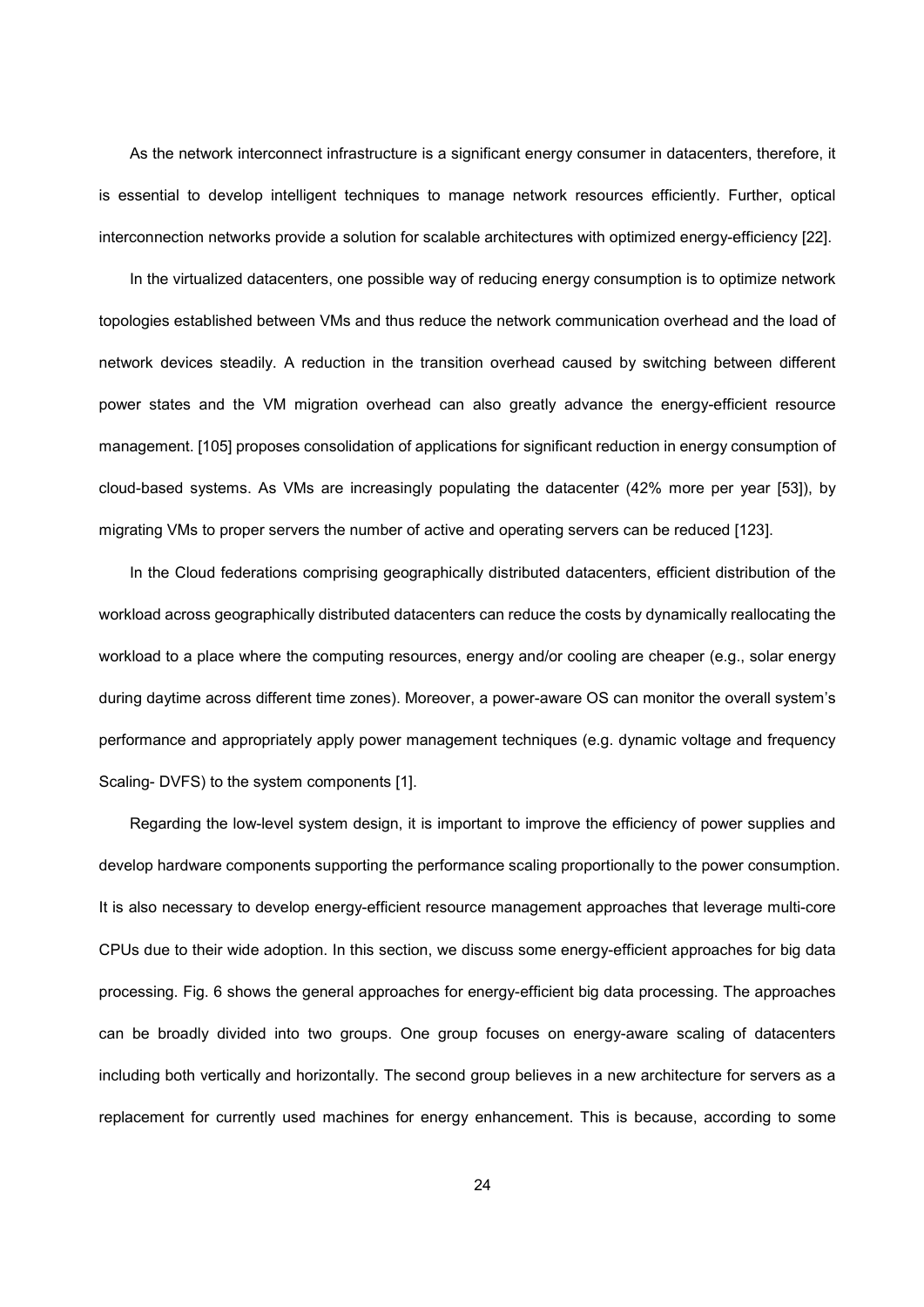As the network interconnect infrastructure is a significant energy consumer in datacenters, therefore, it is essential to develop intelligent techniques to manage network resources efficiently. Further, optical interconnection networks provide a solution for scalable architectures with optimized energy-efficiency [22].

In the virtualized datacenters, one possible way of reducing energy consumption is to optimize network topologies established between VMs and thus reduce the network communication overhead and the load of network devices steadily. A reduction in the transition overhead caused by switching between different power states and the VM migration overhead can also greatly advance the energy-efficient resource management. [105] proposes consolidation of applications for significant reduction in energy consumption of cloud-based systems. As VMs are increasingly populating the datacenter (42% more per year [53]), by migrating VMs to proper servers the number of active and operating servers can be reduced [123].

In the Cloud federations comprising geographically distributed datacenters, efficient distribution of the workload across geographically distributed datacenters can reduce the costs by dynamically reallocating the workload to a place where the computing resources, energy and/or cooling are cheaper (e.g., solar energy during daytime across different time zones). Moreover, a power-aware OS can monitor the overall system's performance and appropriately apply power management techniques (e.g. dynamic voltage and frequency Scaling- DVFS) to the system components [1].

Regarding the low-level system design, it is important to improve the efficiency of power supplies and develop hardware components supporting the performance scaling proportionally to the power consumption. It is also necessary to develop energy-efficient resource management approaches that leverage multi-core CPUs due to their wide adoption. In this section, we discuss some energy-efficient approaches for big data processing. Fig. 6 shows the general approaches for energy-efficient big data processing. The approaches can be broadly divided into two groups. One group focuses on energy-aware scaling of datacenters including both vertically and horizontally. The second group believes in a new architecture for servers as a replacement for currently used machines for energy enhancement. This is because, according to some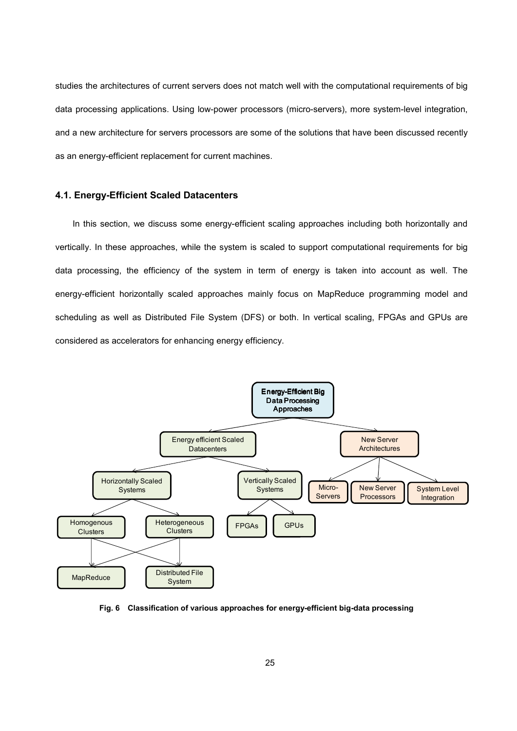studies the architectures of current servers does not match well with the computational requirements of big data processing applications. Using low-power processors (micro-servers), more system-level integration, and a new architecture for servers processors are some of the solutions that have been discussed recently as an energy-efficient replacement for current machines.

### 4.1. Energy-Efficient Scaled Datacenters

In this section, we discuss some energy-efficient scaling approaches including both horizontally and vertically. In these approaches, while the system is scaled to support computational requirements for big data processing, the efficiency of the system in term of energy is taken into account as well. The energy-efficient horizontally scaled approaches mainly focus on MapReduce programming model and scheduling as well as Distributed File System (DFS) or both. In vertical scaling, FPGAs and GPUs are considered as accelerators for enhancing energy efficiency.

**Fig. 6 Classification of various approaches for energy-efficient big-data processing**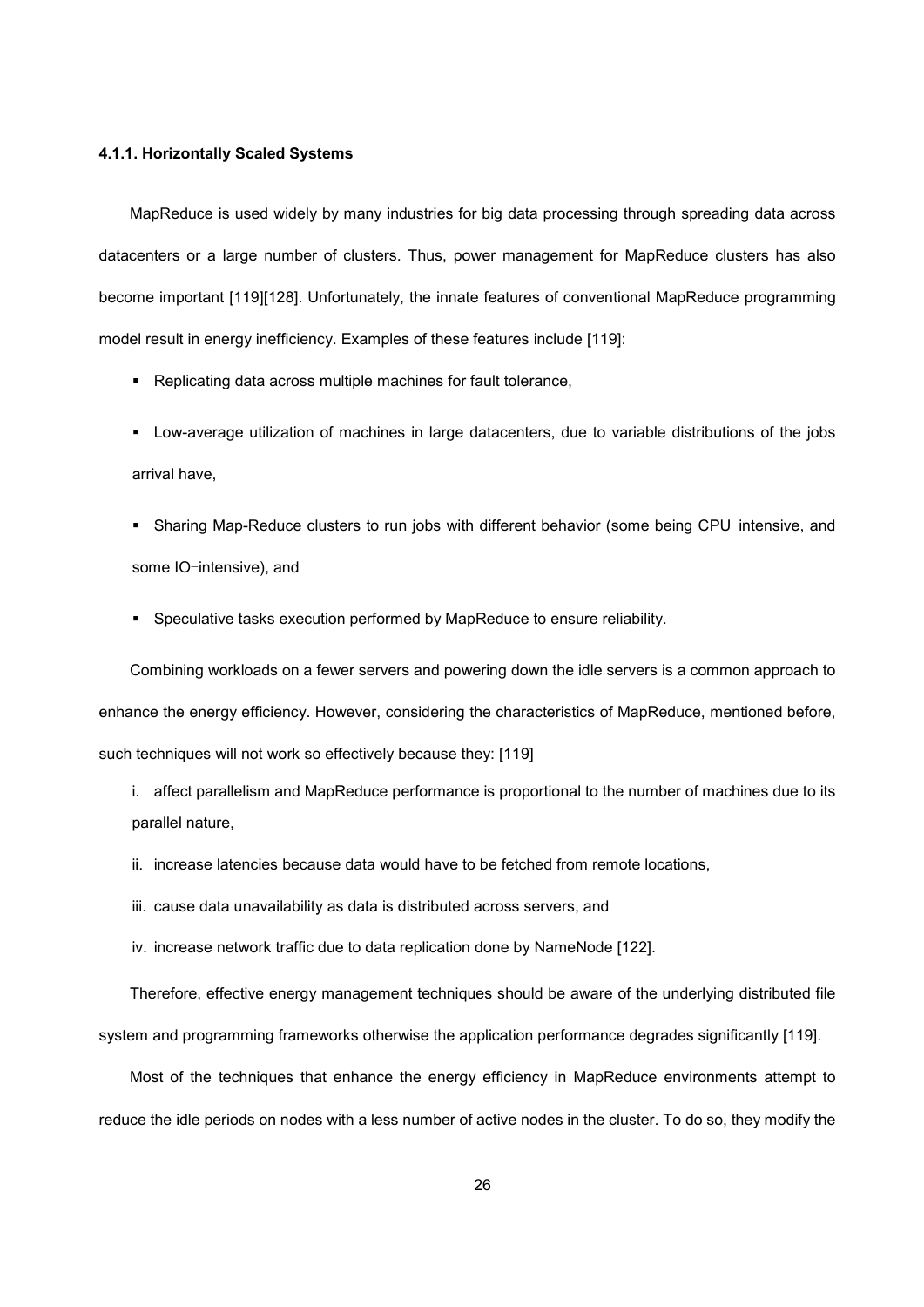#### 4.1.1. Horizontally Scaled Systems

MapReduce is used widely by many industries for big data processing through spreading data across datacenters or a large number of clusters. Thus, power management for MapReduce clusters has also become important [119][128]. Unfortunately, the innate features of conventional MapReduce programming model result in energy inefficiency. Examples of these features include [119]:

- Replicating data across multiple machines for fault tolerance,
- Low-average utilization of machines in large datacenters, due to variable distributions of the jobs arrival have,
- Sharing Map-Reduce clusters to run jobs with different behavior (some being CPU-intensive, and some IO-intensive), and
- Speculative tasks execution performed by MapReduce to ensure reliability.

Combining workloads on a fewer servers and powering down the idle servers is a common approach to enhance the energy efficiency. However, considering the characteristics of MapReduce, mentioned before, such techniques will not work so effectively because they: [119]

i. affect parallelism and MapReduce performance is proportional to the number of machines due to its parallel nature,

ii. increase latencies because data would have to be fetched from remote locations,

iii. cause data unavailability as data is distributed across servers, and

iv. increase network traffic due to data replication done by NameNode [122].

Therefore, effective energy management techniques should be aware of the underlying distributed file system and programming frameworks otherwise the application performance degrades significantly [119].

Most of the techniques that enhance the energy efficiency in MapReduce environments attempt to reduce the idle periods on nodes with a less number of active nodes in the cluster. To do so, they modify the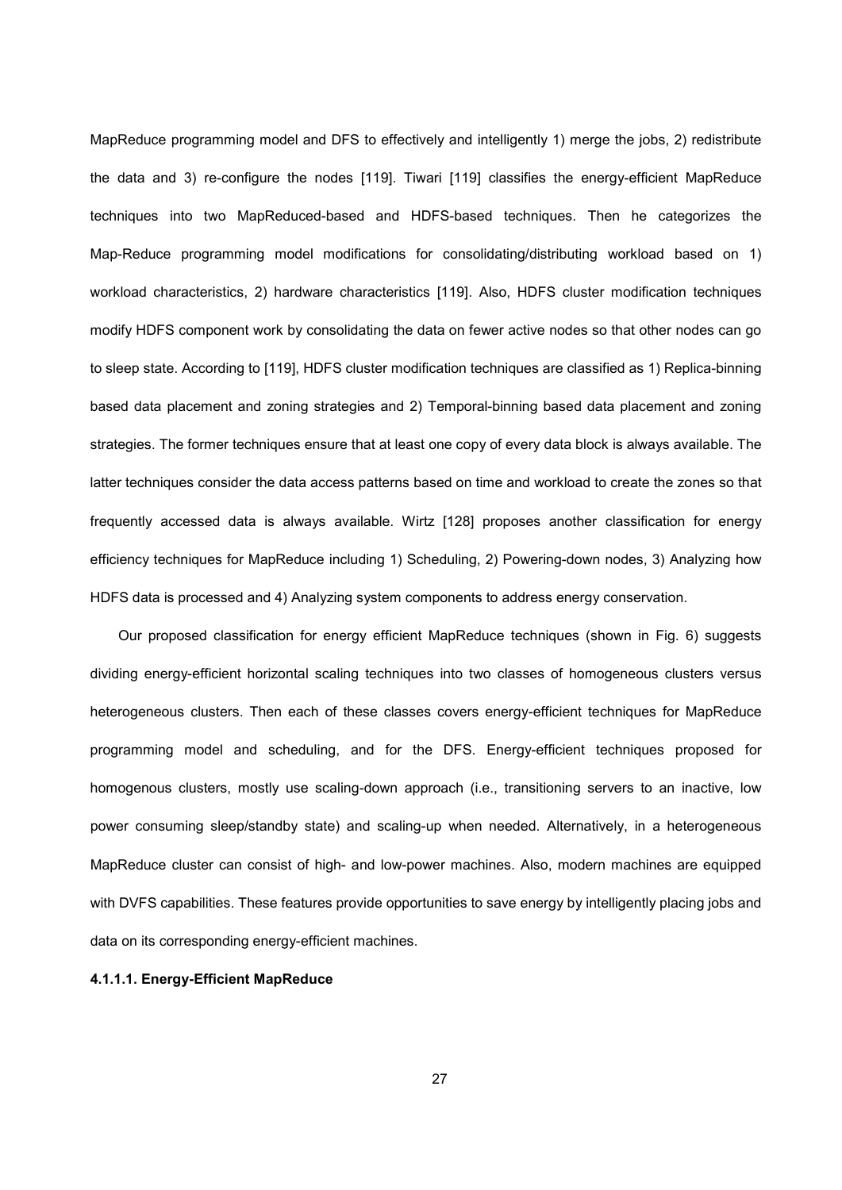MapReduce programming model and DFS to effectively and intelligently 1) merge the jobs, 2) redistribute the data and 3) re-configure the nodes [119]. Tiwari [119] classifies the energy-efficient MapReduce techniques into two MapReduced-based and HDFS-based techniques. Then he categorizes the Map-Reduce programming model modifications for consolidating/distributing workload based on 1) workload characteristics, 2) hardware characteristics [119]. Also, HDFS cluster modification techniques modify HDFS component work by consolidating the data on fewer active nodes so that other nodes can go to sleep state. According to [119], HDFS cluster modification techniques are classified as 1) Replica-binning based data placement and zoning strategies and 2) Temporal-binning based data placement and zoning strategies. The former techniques ensure that at least one copy of every data block is always available. The latter techniques consider the data access patterns based on time and workload to create the zones so that frequently accessed data is always available. Wirtz [128] proposes another classification for energy efficiency techniques for MapReduce including 1) Scheduling, 2) Powering-down nodes, 3) Analyzing how HDFS data is processed and 4) Analyzing system components to address energy conservation.

Our proposed classification for energy efficient MapReduce techniques (shown in Fig. 6) suggests dividing energy-efficient horizontal scaling techniques into two classes of homogeneous clusters versus heterogeneous clusters. Then each of these classes covers energy-efficient techniques for MapReduce programming model and scheduling, and for the DFS. Energy-efficient techniques proposed for homogenous clusters, mostly use scaling-down approach (i.e., transitioning servers to an inactive, low power consuming sleep/standby state) and scaling-up when needed. Alternatively, in a heterogeneous MapReduce cluster can consist of high- and low-power machines. Also, modern machines are equipped with DVFS capabilities. These features provide opportunities to save energy by intelligently placing jobs and data on its corresponding energy-efficient machines.

#### 4.1.1.1. Energy-Efficient MapReduce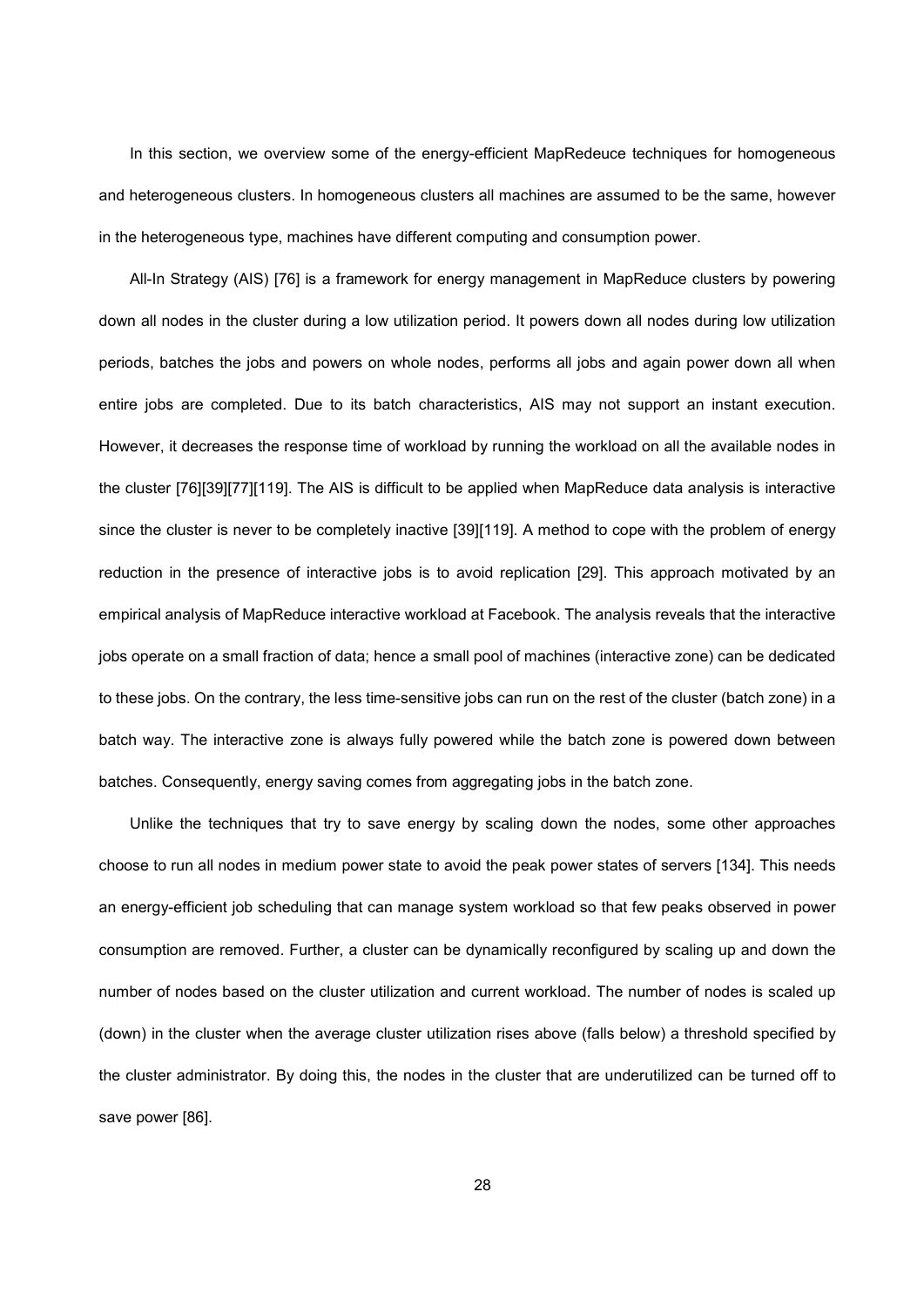In this section, we overview some of the energy-efficient MapRedeuce techniques for homogeneous and heterogeneous clusters. In homogeneous clusters all machines are assumed to be the same, however in the heterogeneous type, machines have different computing and consumption power.

All-In Strategy (AIS) [76] is a framework for energy management in MapReduce clusters by powering down all nodes in the cluster during a low utilization period. It powers down all nodes during low utilization periods, batches the jobs and powers on whole nodes, performs all jobs and again power down all when entire jobs are completed. Due to its batch characteristics, AIS may not support an instant execution. However, it decreases the response time of workload by running the workload on all the available nodes in the cluster [76][39][77][119]. The AIS is difficult to be applied when MapReduce data analysis is interactive since the cluster is never to be completely inactive [39][119]. A method to cope with the problem of energy reduction in the presence of interactive jobs is to avoid replication [29]. This approach motivated by an empirical analysis of MapReduce interactive workload at Facebook. The analysis reveals that the interactive jobs operate on a small fraction of data; hence a small pool of machines (interactive zone) can be dedicated to these jobs. On the contrary, the less time-sensitive jobs can run on the rest of the cluster (batch zone) in a batch way. The interactive zone is always fully powered while the batch zone is powered down between batches. Consequently, energy saving comes from aggregating jobs in the batch zone.

Unlike the techniques that try to save energy by scaling down the nodes, some other approaches choose to run all nodes in medium power state to avoid the peak power states of servers [134]. This needs an energy-efficient job scheduling that can manage system workload so that few peaks observed in power consumption are removed. Further, a cluster can be dynamically reconfigured by scaling up and down the number of nodes based on the cluster utilization and current workload. The number of nodes is scaled up (down) in the cluster when the average cluster utilization rises above (falls below) a threshold specified by the cluster administrator. By doing this, the nodes in the cluster that are underutilized can be turned off to save power [86].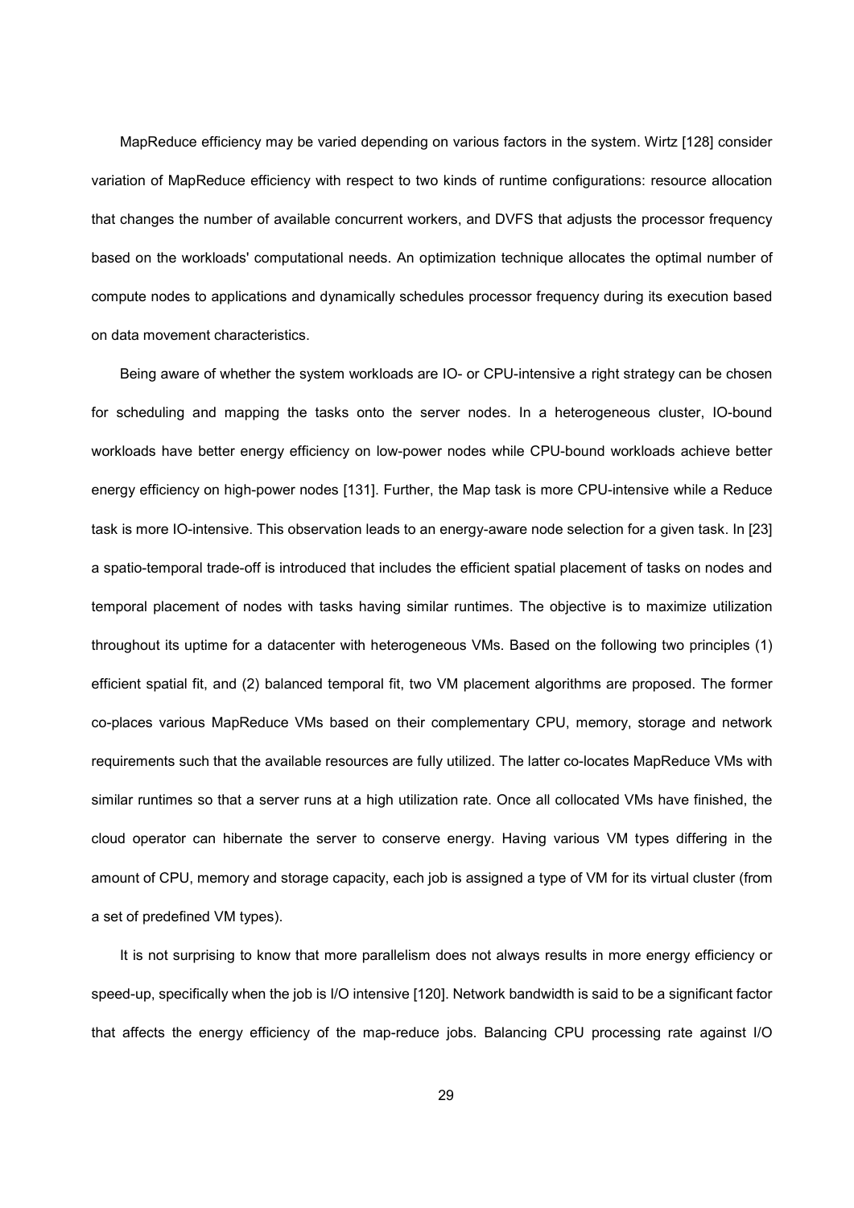MapReduce efficiency may be varied depending on various factors in the system. Wirtz [128] consider variation of MapReduce efficiency with respect to two kinds of runtime configurations: resource allocation that changes the number of available concurrent workers, and DVFS that adjusts the processor frequency based on the workloads' computational needs. An optimization technique allocates the optimal number of compute nodes to applications and dynamically schedules processor frequency during its execution based on data movement characteristics.

Being aware of whether the system workloads are IO- or CPU-intensive a right strategy can be chosen for scheduling and mapping the tasks onto the server nodes. In a heterogeneous cluster, IO-bound workloads have better energy efficiency on low-power nodes while CPU-bound workloads achieve better energy efficiency on high-power nodes [131]. Further, the Map task is more CPU-intensive while a Reduce task is more IO-intensive. This observation leads to an energy-aware node selection for a given task. In [23] a spatio-temporal trade-off is introduced that includes the efficient spatial placement of tasks on nodes and temporal placement of nodes with tasks having similar runtimes. The objective is to maximize utilization throughout its uptime for a datacenter with heterogeneous VMs. Based on the following two principles (1) efficient spatial fit, and (2) balanced temporal fit, two VM placement algorithms are proposed. The former co-places various MapReduce VMs based on their complementary CPU, memory, storage and network requirements such that the available resources are fully utilized. The latter co-locates MapReduce VMs with similar runtimes so that a server runs at a high utilization rate. Once all collocated VMs have finished, the cloud operator can hibernate the server to conserve energy. Having various VM types differing in the amount of CPU, memory and storage capacity, each job is assigned a type of VM for its virtual cluster (from a set of predefined VM types).

It is not surprising to know that more parallelism does not always results in more energy efficiency or speed-up, specifically when the job is I/O intensive [120]. Network bandwidth is said to be a significant factor that affects the energy efficiency of the map-reduce jobs. Balancing CPU processing rate against I/O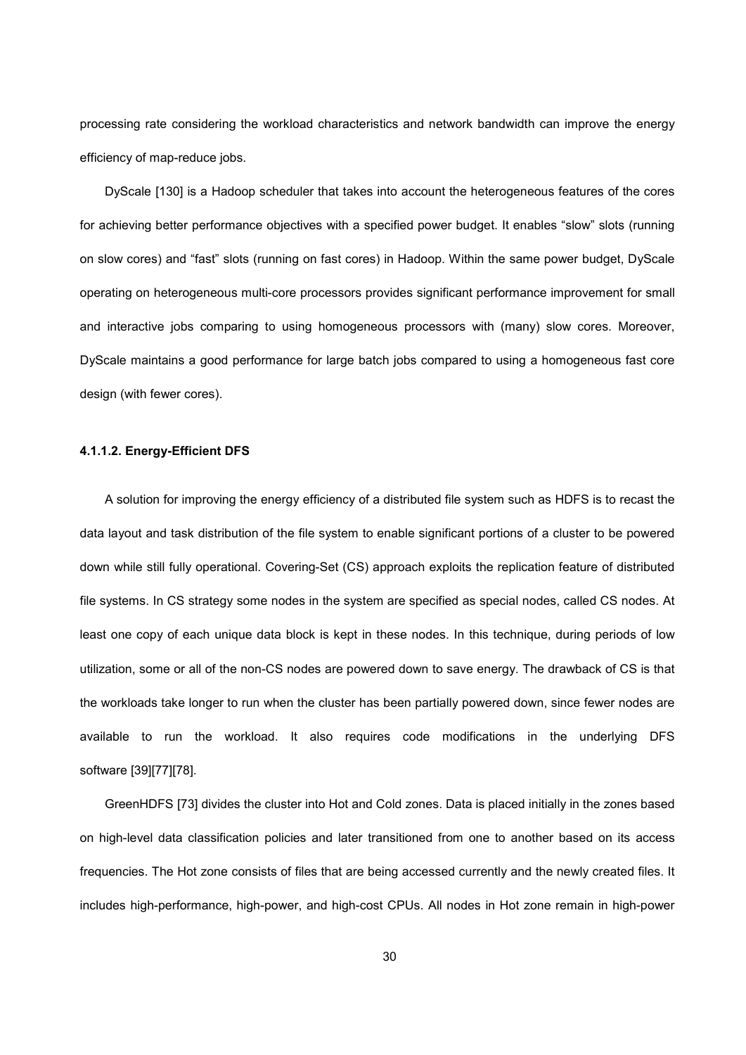processing rate considering the workload characteristics and network bandwidth can improve the energy efficiency of map-reduce jobs.

DyScale [130] is a Hadoop scheduler that takes into account the heterogeneous features of the cores for achieving better performance objectives with a specified power budget. It enables "slow" slots (running on slow cores) and "fast" slots (running on fast cores) in Hadoop. Within the same power budget, DyScale operating on heterogeneous multi-core processors provides significant performance improvement for small and interactive jobs comparing to using homogeneous processors with (many) slow cores. Moreover, DyScale maintains a good performance for large batch jobs compared to using a homogeneous fast core design (with fewer cores).

#### 4.1.1.2. Energy-Efficient DFS

A solution for improving the energy efficiency of a distributed file system such as HDFS is to recast the data layout and task distribution of the file system to enable significant portions of a cluster to be powered down while still fully operational. Covering-Set (CS) approach exploits the replication feature of distributed file systems. In CS strategy some nodes in the system are specified as special nodes, called CS nodes. At least one copy of each unique data block is kept in these nodes. In this technique, during periods of low utilization, some or all of the non-CS nodes are powered down to save energy. The drawback of CS is that the workloads take longer to run when the cluster has been partially powered down, since fewer nodes are available to run the workload. It also requires code modifications in the underlying DFS software [39][77][78].

GreenHDFS [73] divides the cluster into Hot and Cold zones. Data is placed initially in the zones based on high-level data classification policies and later transitioned from one to another based on its access frequencies. The Hot zone consists of files that are being accessed currently and the newly created files. It includes high-performance, high-power, and high-cost CPUs. All nodes in Hot zone remain in high-power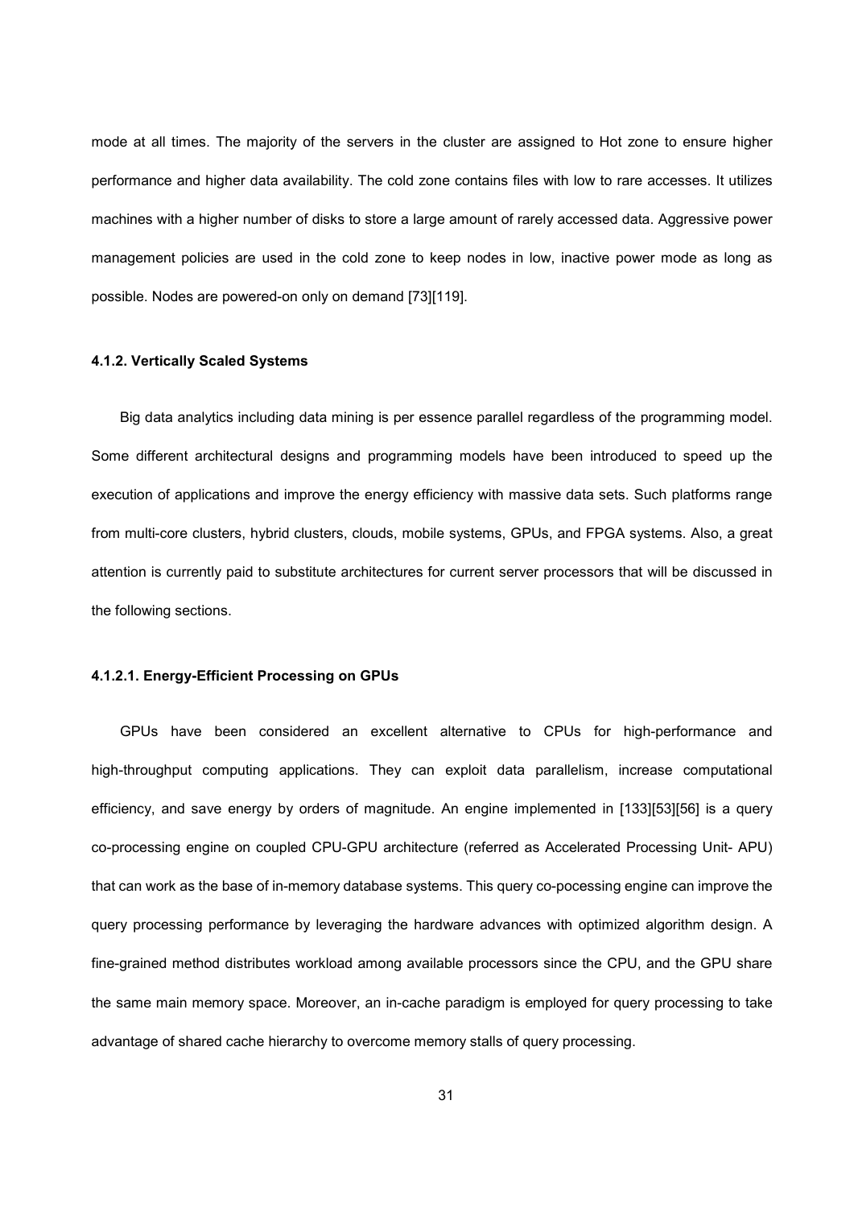mode at all times. The majority of the servers in the cluster are assigned to Hot zone to ensure higher performance and higher data availability. The cold zone contains files with low to rare accesses. It utilizes machines with a higher number of disks to store a large amount of rarely accessed data. Aggressive power management policies are used in the cold zone to keep nodes in low, inactive power mode as long as possible. Nodes are powered-on only on demand [73][119].

#### 4.1.2. Vertically Scaled Systems

Big data analytics including data mining is per essence parallel regardless of the programming model. Some different architectural designs and programming models have been introduced to speed up the execution of applications and improve the energy efficiency with massive data sets. Such platforms range from multi-core clusters, hybrid clusters, clouds, mobile systems, GPUs, and FPGA systems. Also, a great attention is currently paid to substitute architectures for current server processors that will be discussed in the following sections.

##### 4.1.2.1. Energy-Efficient Processing on GPUs

GPUs have been considered an excellent alternative to CPUs for high-performance and high-throughput computing applications. They can exploit data parallelism, increase computational efficiency, and save energy by orders of magnitude. An engine implemented in [133][53][56] is a query co-processing engine on coupled CPU-GPU architecture (referred as Accelerated Processing Unit- APU) that can work as the base of in-memory database systems. This query co-pocessing engine can improve the query processing performance by leveraging the hardware advances with optimized algorithm design. A fine-grained method distributes workload among available processors since the CPU, and the GPU share the same main memory space. Moreover, an in-cache paradigm is employed for query processing to take advantage of shared cache hierarchy to overcome memory stalls of query processing.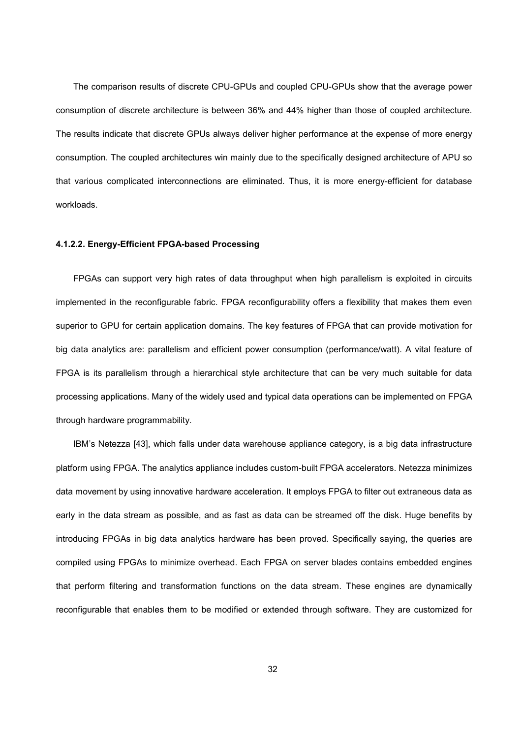The comparison results of discrete CPU-GPUs and coupled CPU-GPUs show that the average power consumption of discrete architecture is between 36% and 44% higher than those of coupled architecture. The results indicate that discrete GPUs always deliver higher performance at the expense of more energy consumption. The coupled architectures win mainly due to the specifically designed architecture of APU so that various complicated interconnections are eliminated. Thus, it is more energy-efficient for database workloads.

#### 4.1.2.2. Energy-Efficient FPGA-based Processing

FPGAs can support very high rates of data throughput when high parallelism is exploited in circuits implemented in the reconfigurable fabric. FPGA reconfigurability offers a flexibility that makes them even superior to GPU for certain application domains. The key features of FPGA that can provide motivation for big data analytics are: parallelism and efficient power consumption (performance/watt). A vital feature of FPGA is its parallelism through a hierarchical style architecture that can be very much suitable for data processing applications. Many of the widely used and typical data operations can be implemented on FPGA through hardware programmability.

IBM's Netezza [43], which falls under data warehouse appliance category, is a big data infrastructure platform using FPGA. The analytics appliance includes custom-built FPGA accelerators. Netezza minimizes data movement by using innovative hardware acceleration. It employs FPGA to filter out extraneous data as early in the data stream as possible, and as fast as data can be streamed off the disk. Huge benefits by introducing FPGAs in big data analytics hardware has been proved. Specifically saying, the queries are compiled using FPGAs to minimize overhead. Each FPGA on server blades contains embedded engines that perform filtering and transformation functions on the data stream. These engines are dynamically reconfigurable that enables them to be modified or extended through software. They are customized for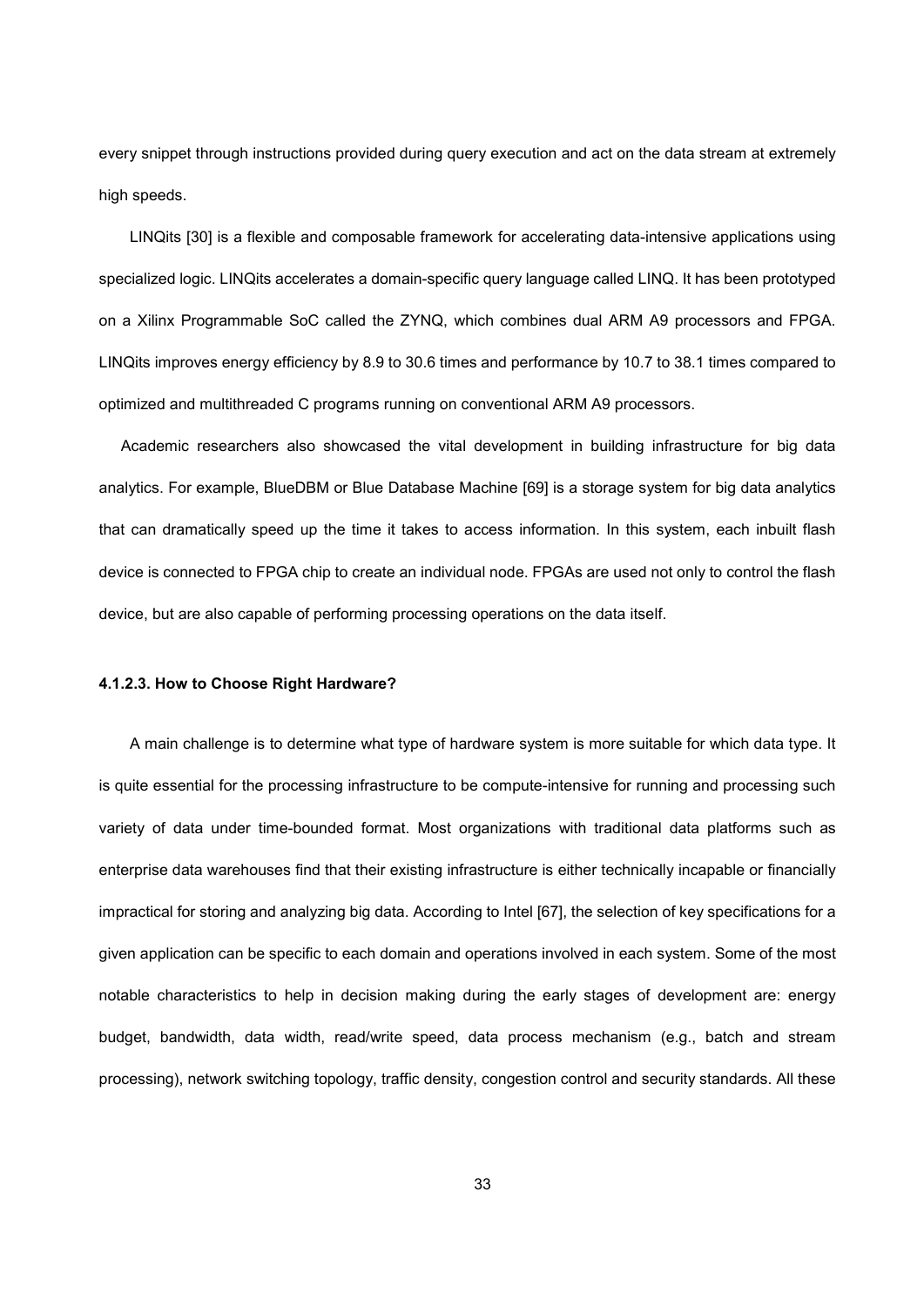every snippet through instructions provided during query execution and act on the data stream at extremely high speeds.

LINQits [30] is a flexible and composable framework for accelerating data-intensive applications using specialized logic. LINQits accelerates a domain-specific query language called LINQ. It has been prototyped on a Xilinx Programmable SoC called the ZYNQ, which combines dual ARM A9 processors and FPGA. LINQits improves energy efficiency by 8.9 to 30.6 times and performance by 10.7 to 38.1 times compared to optimized and multithreaded C programs running on conventional ARM A9 processors.

Academic researchers also showcased the vital development in building infrastructure for big data analytics. For example, BlueDBM or Blue Database Machine [69] is a storage system for big data analytics that can dramatically speed up the time it takes to access information. In this system, each inbuilt flash device is connected to FPGA chip to create an individual node. FPGAs are used not only to control the flash device, but are also capable of performing processing operations on the data itself.

#### 4.1.2.3. How to Choose Right Hardware?

A main challenge is to determine what type of hardware system is more suitable for which data type. It is quite essential for the processing infrastructure to be compute-intensive for running and processing such variety of data under time-bounded format. Most organizations with traditional data platforms such as enterprise data warehouses find that their existing infrastructure is either technically incapable or financially impractical for storing and analyzing big data. According to Intel [67], the selection of key specifications for a given application can be specific to each domain and operations involved in each system. Some of the most notable characteristics to help in decision making during the early stages of development are: energy budget, bandwidth, data width, read/write speed, data process mechanism (e.g., batch and stream processing), network switching topology, traffic density, congestion control and security standards. All these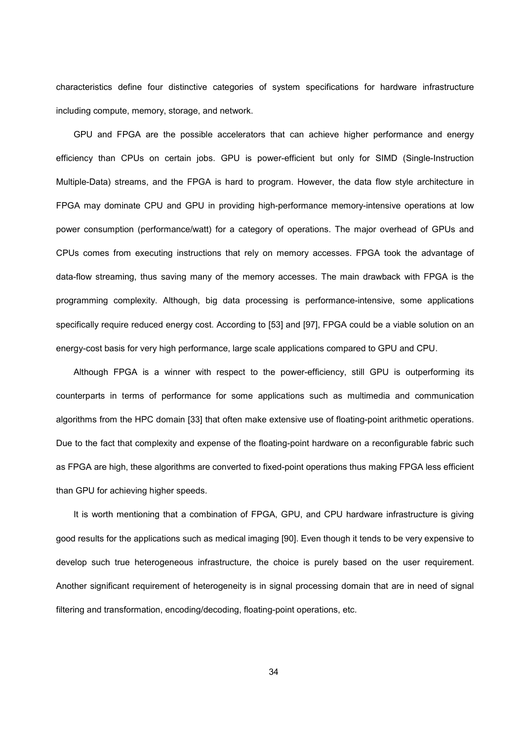characteristics define four distinctive categories of system specifications for hardware infrastructure including compute, memory, storage, and network.

GPU and FPGA are the possible accelerators that can achieve higher performance and energy efficiency than CPUs on certain jobs. GPU is power-efficient but only for SIMD (Single-Instruction Multiple-Data) streams, and the FPGA is hard to program. However, the data flow style architecture in FPGA may dominate CPU and GPU in providing high-performance memory-intensive operations at low power consumption (performance/watt) for a category of operations. The major overhead of GPUs and CPUs comes from executing instructions that rely on memory accesses. FPGA took the advantage of data-flow streaming, thus saving many of the memory accesses. The main drawback with FPGA is the programming complexity. Although, big data processing is performance-intensive, some applications specifically require reduced energy cost. According to [53] and [97], FPGA could be a viable solution on an energy-cost basis for very high performance, large scale applications compared to GPU and CPU.

Although FPGA is a winner with respect to the power-efficiency, still GPU is outperforming its counterparts in terms of performance for some applications such as multimedia and communication algorithms from the HPC domain [33] that often make extensive use of floating-point arithmetic operations. Due to the fact that complexity and expense of the floating-point hardware on a reconfigurable fabric such as FPGA are high, these algorithms are converted to fixed-point operations thus making FPGA less efficient than GPU for achieving higher speeds.

It is worth mentioning that a combination of FPGA, GPU, and CPU hardware infrastructure is giving good results for the applications such as medical imaging [90]. Even though it tends to be very expensive to develop such true heterogeneous infrastructure, the choice is purely based on the user requirement. Another significant requirement of heterogeneity is in signal processing domain that are in need of signal filtering and transformation, encoding/decoding, floating-point operations, etc.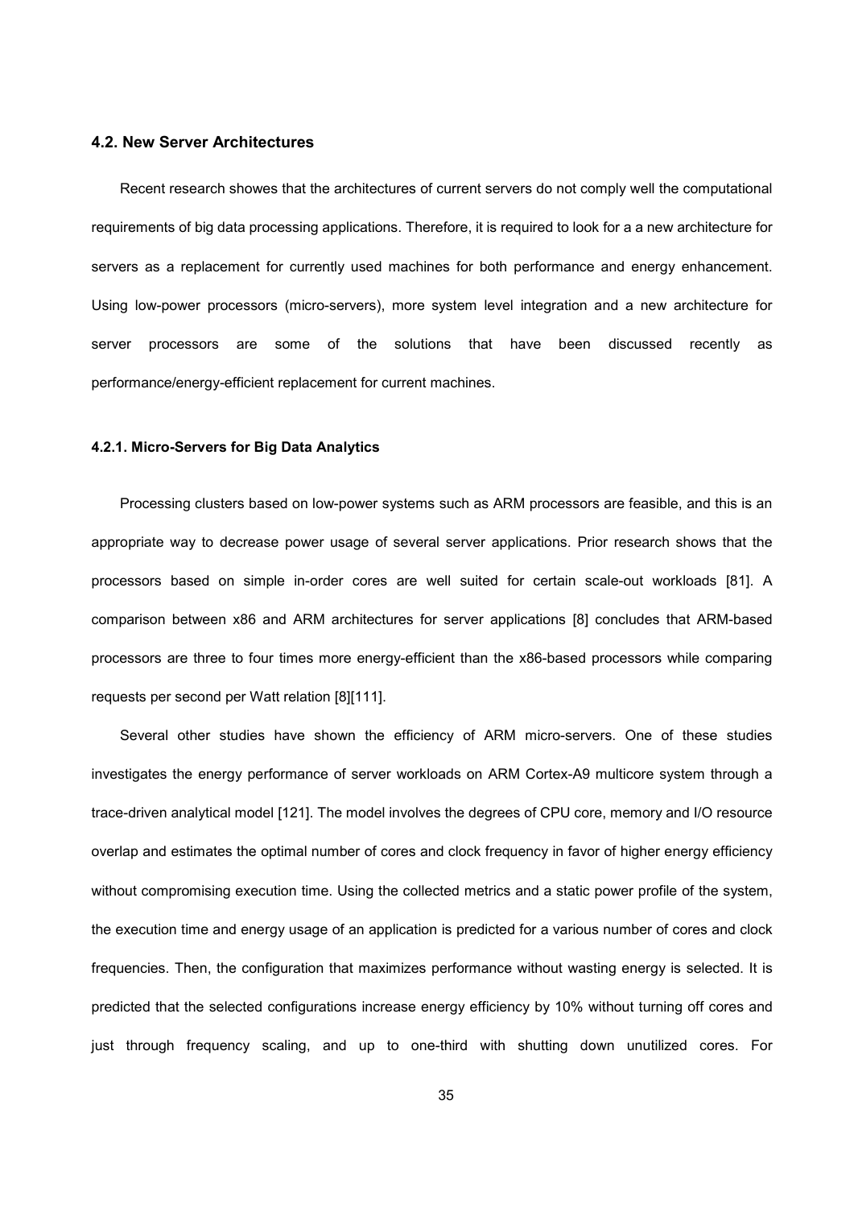### 4.2. New Server Architectures

Recent research showes that the architectures of current servers do not comply well the computational requirements of big data processing applications. Therefore, it is required to look for a a new architecture for servers as a replacement for currently used machines for both performance and energy enhancement. Using low-power processors (micro-servers), more system level integration and a new architecture for server processors are some of the solutions that have been discussed recently as performance/energy-efficient replacement for current machines.

#### 4.2.1. Micro-Servers for Big Data Analytics

Processing clusters based on low-power systems such as ARM processors are feasible, and this is an appropriate way to decrease power usage of several server applications. Prior research shows that the processors based on simple in-order cores are well suited for certain scale-out workloads [81]. A comparison between x86 and ARM architectures for server applications [8] concludes that ARM-based processors are three to four times more energy-efficient than the x86-based processors while comparing requests per second per Watt relation [8][111].

Several other studies have shown the efficiency of ARM micro-servers. One of these studies investigates the energy performance of server workloads on ARM Cortex-A9 multicore system through a trace-driven analytical model [121]. The model involves the degrees of CPU core, memory and I/O resource overlap and estimates the optimal number of cores and clock frequency in favor of higher energy efficiency without compromising execution time. Using the collected metrics and a static power profile of the system, the execution time and energy usage of an application is predicted for a various number of cores and clock frequencies. Then, the configuration that maximizes performance without wasting energy is selected. It is predicted that the selected configurations increase energy efficiency by 10% without turning off cores and just through frequency scaling, and up to one-third with shutting down unutilized cores. For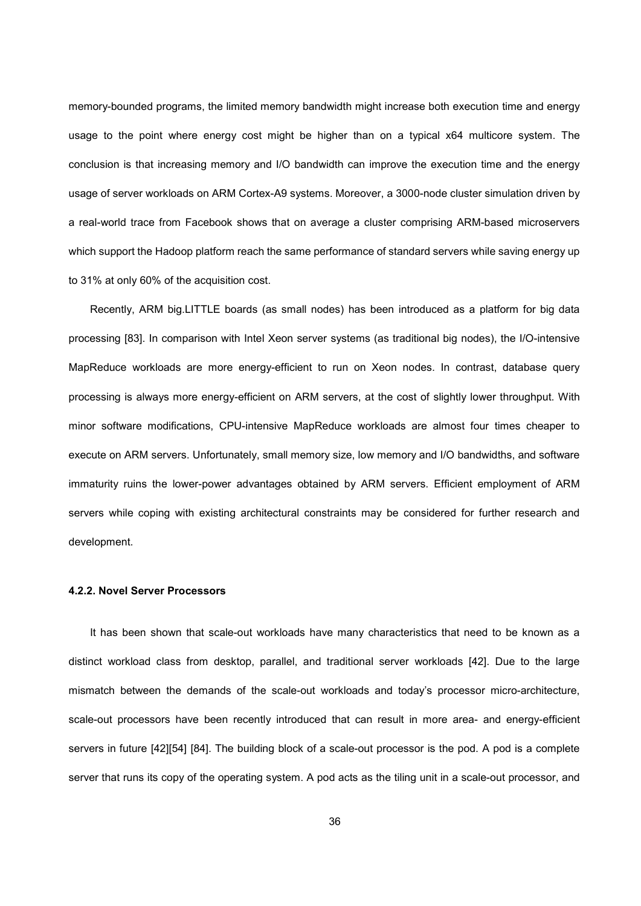memory-bounded programs, the limited memory bandwidth might increase both execution time and energy usage to the point where energy cost might be higher than on a typical x64 multicore system. The conclusion is that increasing memory and I/O bandwidth can improve the execution time and the energy usage of server workloads on ARM Cortex-A9 systems. Moreover, a 3000-node cluster simulation driven by a real-world trace from Facebook shows that on average a cluster comprising ARM-based microservers which support the Hadoop platform reach the same performance of standard servers while saving energy up to 31% at only 60% of the acquisition cost.

Recently, ARM big.LITTLE boards (as small nodes) has been introduced as a platform for big data processing [83]. In comparison with Intel Xeon server systems (as traditional big nodes), the I/O-intensive MapReduce workloads are more energy-efficient to run on Xeon nodes. In contrast, database query processing is always more energy-efficient on ARM servers, at the cost of slightly lower throughput. With minor software modifications, CPU-intensive MapReduce workloads are almost four times cheaper to execute on ARM servers. Unfortunately, small memory size, low memory and I/O bandwidths, and software immaturity ruins the lower-power advantages obtained by ARM servers. Efficient employment of ARM servers while coping with existing architectural constraints may be considered for further research and development.

#### 4.2.2. Novel Server Processors

It has been shown that scale-out workloads have many characteristics that need to be known as a distinct workload class from desktop, parallel, and traditional server workloads [42]. Due to the large mismatch between the demands of the scale-out workloads and today's processor micro-architecture, scale-out processors have been recently introduced that can result in more area- and energy-efficient servers in future [42][54] [84]. The building block of a scale-out processor is the pod. A pod is a complete server that runs its copy of the operating system. A pod acts as the tiling unit in a scale-out processor, and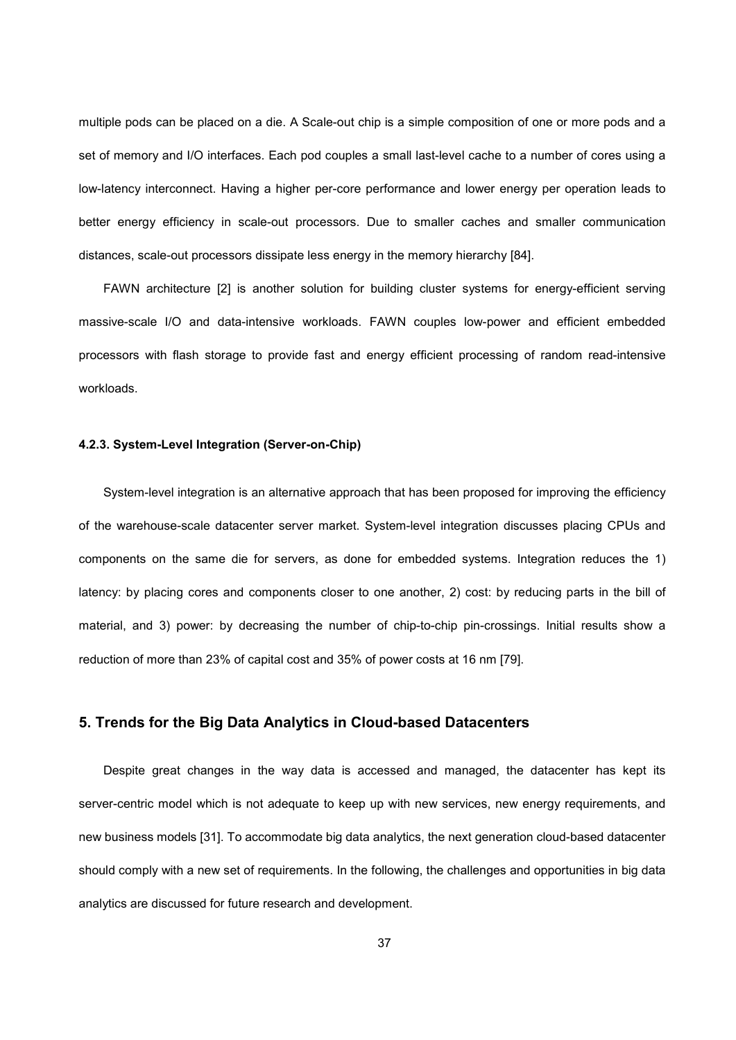multiple pods can be placed on a die. A Scale-out chip is a simple composition of one or more pods and a set of memory and I/O interfaces. Each pod couples a small last-level cache to a number of cores using a low-latency interconnect. Having a higher per-core performance and lower energy per operation leads to better energy efficiency in scale-out processors. Due to smaller caches and smaller communication distances, scale-out processors dissipate less energy in the memory hierarchy [84].

FAWN architecture [2] is another solution for building cluster systems for energy-efficient serving massive-scale I/O and data-intensive workloads. FAWN couples low-power and efficient embedded processors with flash storage to provide fast and energy efficient processing of random read-intensive workloads.

#### 4.2.3. System-Level Integration (Server-on-Chip)

System-level integration is an alternative approach that has been proposed for improving the efficiency of the warehouse-scale datacenter server market. System-level integration discusses placing CPUs and components on the same die for servers, as done for embedded systems. Integration reduces the 1) latency: by placing cores and components closer to one another, 2) cost: by reducing parts in the bill of material, and 3) power: by decreasing the number of chip-to-chip pin-crossings. Initial results show a reduction of more than 23% of capital cost and 35% of power costs at 16 nm [79].

## 5. Trends for the Big Data Analytics in Cloud-based Datacenters

Despite great changes in the way data is accessed and managed, the datacenter has kept its server-centric model which is not adequate to keep up with new services, new energy requirements, and new business models [31]. To accommodate big data analytics, the next generation cloud-based datacenter should comply with a new set of requirements. In the following, the challenges and opportunities in big data analytics are discussed for future research and development.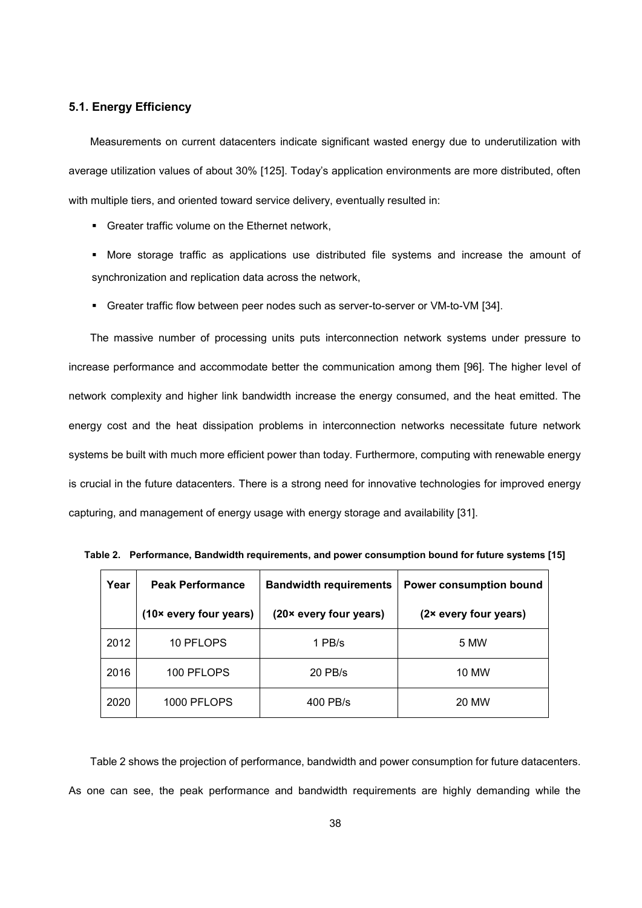### 5.1. Energy Efficiency

Measurements on current datacenters indicate significant wasted energy due to underutilization with average utilization values of about 30% [125]. Today's application environments are more distributed, often with multiple tiers, and oriented toward service delivery, eventually resulted in:

- Greater traffic volume on the Ethernet network,
- More storage traffic as applications use distributed file systems and increase the amount of synchronization and replication data across the network,
- Greater traffic flow between peer nodes such as server-to-server or VM-to-VM [34].

The massive number of processing units puts interconnection network systems under pressure to increase performance and accommodate better the communication among them [96]. The higher level of network complexity and higher link bandwidth increase the energy consumed, and the heat emitted. The energy cost and the heat dissipation problems in interconnection networks necessitate future network systems be built with much more efficient power than today. Furthermore, computing with renewable energy is crucial in the future datacenters. There is a strong need for innovative technologies for improved energy capturing, and management of energy usage with energy storage and availability [31].

**Table 2. Performance, Bandwidth requirements, and power consumption bound for future systems [15]**

| Year | Peak Performance (10× every four years) | Bandwidth requirements (20× every four years) | Power consumption bound (2× every four years) |
|---|---|---|---|
| 2012 | 10 PFLOPS | 1 PB/s | 5 MW |
| 2016 | 100 PFLOPS | 20 PB/s | 10 MW |
| 2020 | 1000 PFLOPS | 400 PB/s | 20 MW |

Table 2 shows the projection of performance, bandwidth and power consumption for future datacenters. As one can see, the peak performance and bandwidth requirements are highly demanding while the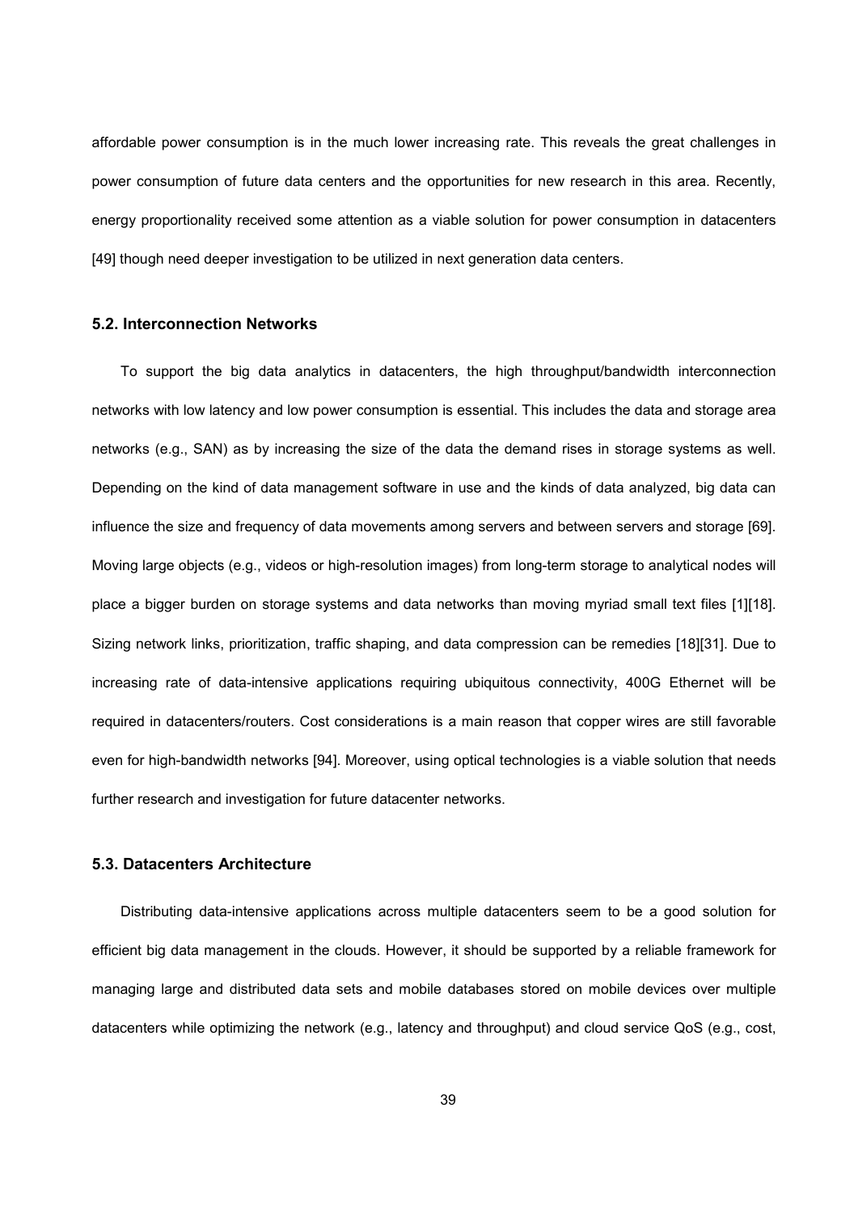affordable power consumption is in the much lower increasing rate. This reveals the great challenges in power consumption of future data centers and the opportunities for new research in this area. Recently, energy proportionality received some attention as a viable solution for power consumption in datacenters [49] though need deeper investigation to be utilized in next generation data centers.

### 5.2. Interconnection Networks

To support the big data analytics in datacenters, the high throughput/bandwidth interconnection networks with low latency and low power consumption is essential. This includes the data and storage area networks (e.g., SAN) as by increasing the size of the data the demand rises in storage systems as well. Depending on the kind of data management software in use and the kinds of data analyzed, big data can influence the size and frequency of data movements among servers and between servers and storage [69]. Moving large objects (e.g., videos or high-resolution images) from long-term storage to analytical nodes will place a bigger burden on storage systems and data networks than moving myriad small text files [1][18]. Sizing network links, prioritization, traffic shaping, and data compression can be remedies [18][31]. Due to increasing rate of data-intensive applications requiring ubiquitous connectivity, 400G Ethernet will be required in datacenters/routers. Cost considerations is a main reason that copper wires are still favorable even for high-bandwidth networks [94]. Moreover, using optical technologies is a viable solution that needs further research and investigation for future datacenter networks.

### 5.3. Datacenters Architecture

Distributing data-intensive applications across multiple datacenters seem to be a good solution for efficient big data management in the clouds. However, it should be supported by a reliable framework for managing large and distributed data sets and mobile databases stored on mobile devices over multiple datacenters while optimizing the network (e.g., latency and throughput) and cloud service QoS (e.g., cost,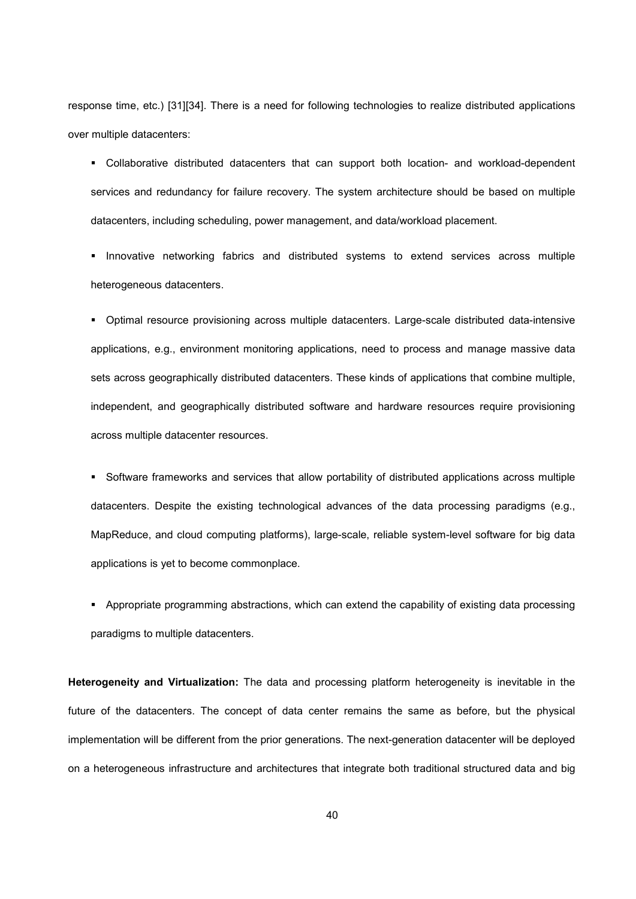response time, etc.) [31][34]. There is a need for following technologies to realize distributed applications over multiple datacenters:

- Collaborative distributed datacenters that can support both location- and workload-dependent services and redundancy for failure recovery. The system architecture should be based on multiple datacenters, including scheduling, power management, and data/workload placement.
- Innovative networking fabrics and distributed systems to extend services across multiple heterogeneous datacenters.
- Optimal resource provisioning across multiple datacenters. Large-scale distributed data-intensive applications, e.g., environment monitoring applications, need to process and manage massive data sets across geographically distributed datacenters. These kinds of applications that combine multiple, independent, and geographically distributed software and hardware resources require provisioning across multiple datacenter resources.
- Software frameworks and services that allow portability of distributed applications across multiple datacenters. Despite the existing technological advances of the data processing paradigms (e.g., MapReduce, and cloud computing platforms), large-scale, reliable system-level software for big data applications is yet to become commonplace.
- Appropriate programming abstractions, which can extend the capability of existing data processing paradigms to multiple datacenters.

**Heterogeneity and Virtualization:** The data and processing platform heterogeneity is inevitable in the future of the datacenters. The concept of data center remains the same as before, but the physical implementation will be different from the prior generations. The next-generation datacenter will be deployed on a heterogeneous infrastructure and architectures that integrate both traditional structured data and big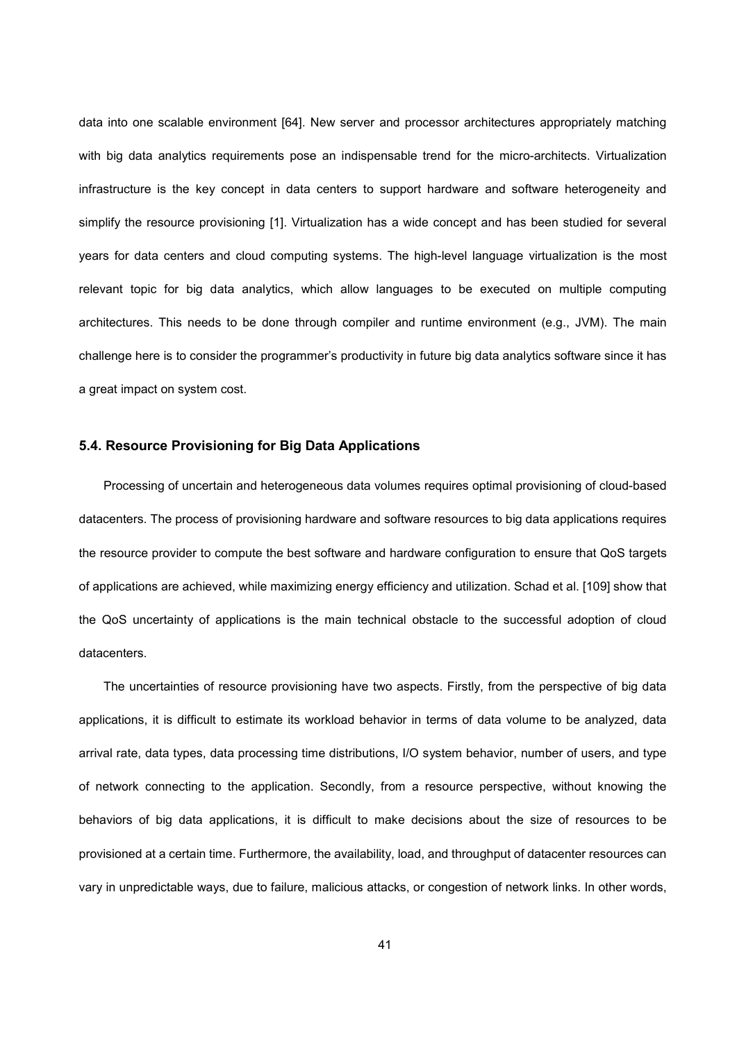data into one scalable environment [64]. New server and processor architectures appropriately matching with big data analytics requirements pose an indispensable trend for the micro-architects. Virtualization infrastructure is the key concept in data centers to support hardware and software heterogeneity and simplify the resource provisioning [1]. Virtualization has a wide concept and has been studied for several years for data centers and cloud computing systems. The high-level language virtualization is the most relevant topic for big data analytics, which allow languages to be executed on multiple computing architectures. This needs to be done through compiler and runtime environment (e.g., JVM). The main challenge here is to consider the programmer's productivity in future big data analytics software since it has a great impact on system cost.

### 5.4. Resource Provisioning for Big Data Applications

Processing of uncertain and heterogeneous data volumes requires optimal provisioning of cloud-based datacenters. The process of provisioning hardware and software resources to big data applications requires the resource provider to compute the best software and hardware configuration to ensure that QoS targets of applications are achieved, while maximizing energy efficiency and utilization. Schad et al. [109] show that the QoS uncertainty of applications is the main technical obstacle to the successful adoption of cloud datacenters.

The uncertainties of resource provisioning have two aspects. Firstly, from the perspective of big data applications, it is difficult to estimate its workload behavior in terms of data volume to be analyzed, data arrival rate, data types, data processing time distributions, I/O system behavior, number of users, and type of network connecting to the application. Secondly, from a resource perspective, without knowing the behaviors of big data applications, it is difficult to make decisions about the size of resources to be provisioned at a certain time. Furthermore, the availability, load, and throughput of datacenter resources can vary in unpredictable ways, due to failure, malicious attacks, or congestion of network links. In other words,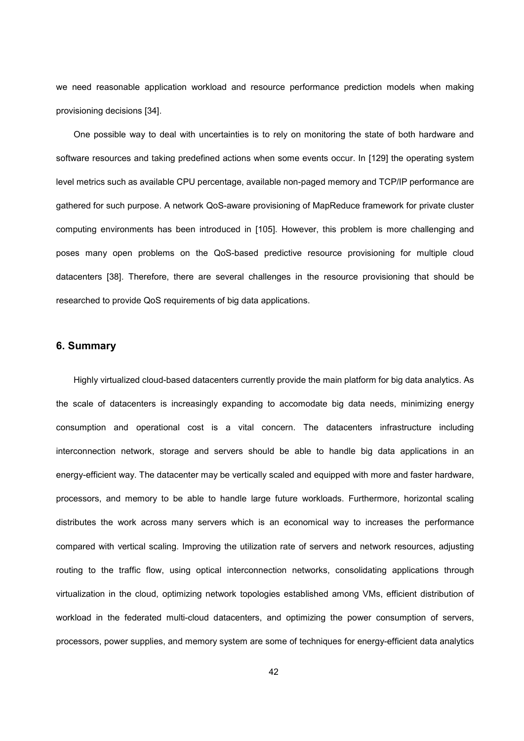we need reasonable application workload and resource performance prediction models when making provisioning decisions [34].

One possible way to deal with uncertainties is to rely on monitoring the state of both hardware and software resources and taking predefined actions when some events occur. In [129] the operating system level metrics such as available CPU percentage, available non-paged memory and TCP/IP performance are gathered for such purpose. A network QoS-aware provisioning of MapReduce framework for private cluster computing environments has been introduced in [105]. However, this problem is more challenging and poses many open problems on the QoS-based predictive resource provisioning for multiple cloud datacenters [38]. Therefore, there are several challenges in the resource provisioning that should be researched to provide QoS requirements of big data applications.

## 6. Summary

Highly virtualized cloud-based datacenters currently provide the main platform for big data analytics. As the scale of datacenters is increasingly expanding to accomodate big data needs, minimizing energy consumption and operational cost is a vital concern. The datacenters infrastructure including interconnection network, storage and servers should be able to handle big data applications in an energy-efficient way. The datacenter may be vertically scaled and equipped with more and faster hardware, processors, and memory to be able to handle large future workloads. Furthermore, horizontal scaling distributes the work across many servers which is an economical way to increases the performance compared with vertical scaling. Improving the utilization rate of servers and network resources, adjusting routing to the traffic flow, using optical interconnection networks, consolidating applications through virtualization in the cloud, optimizing network topologies established among VMs, efficient distribution of workload in the federated multi-cloud datacenters, and optimizing the power consumption of servers, processors, power supplies, and memory system are some of techniques for energy-efficient data analytics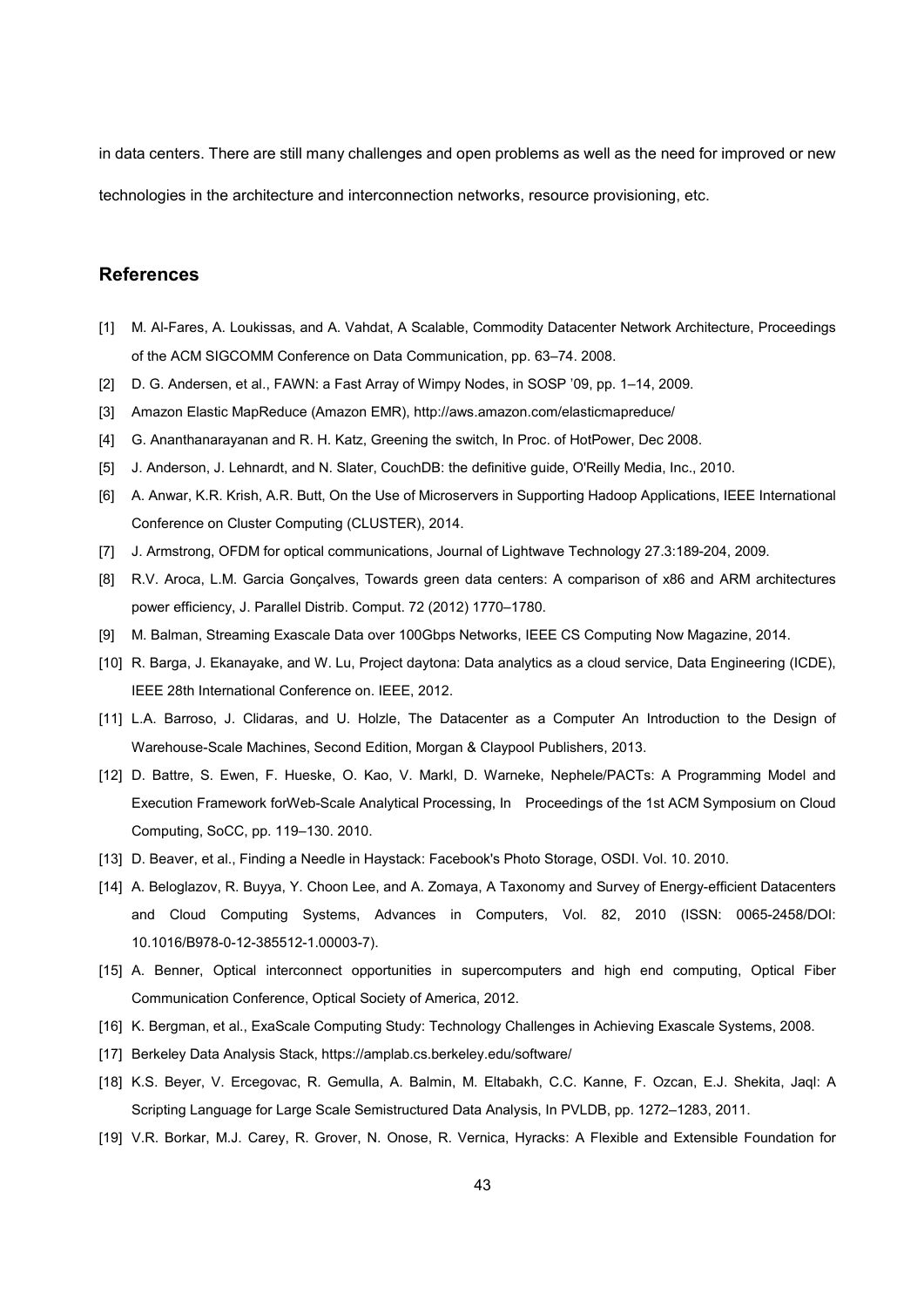in data centers. There are still many challenges and open problems as well as the need for improved or new technologies in the architecture and interconnection networks, resource provisioning, etc.

## References

[1] M. Al-Fares, A. Loukissas, and A. Vahdat, A Scalable, Commodity Datacenter Network Architecture, Proceedings of the ACM SIGCOMM Conference on Data Communication, pp. 63–74. 2008.

[2] D. G. Andersen, et al., FAWN: a Fast Array of Wimpy Nodes, in SOSP '09, pp. 1–14, 2009.

[3] Amazon Elastic MapReduce (Amazon EMR), http://aws.amazon.com/elasticmapreduce/

[4] G. Ananthanarayanan and R. H. Katz, Greening the switch, In Proc. of HotPower, Dec 2008.

[5] J. Anderson, J. Lehnardt, and N. Slater, CouchDB: the definitive guide, O'Reilly Media, Inc., 2010.

[6] A. Anwar, K.R. Krish, A.R. Butt, On the Use of Microservers in Supporting Hadoop Applications, IEEE International Conference on Cluster Computing (CLUSTER), 2014.

[7] J. Armstrong, OFDM for optical communications, Journal of Lightwave Technology 27.3:189-204, 2009.

[8] R.V. Aroca, L.M. Garcia Gonçalves, Towards green data centers: A comparison of x86 and ARM architectures power efficiency, J. Parallel Distrib. Comput. 72 (2012) 1770–1780.

[9] M. Balman, Streaming Exascale Data over 100Gbps Networks, IEEE CS Computing Now Magazine, 2014.

[10] R. Barga, J. Ekanayake, and W. Lu, Project daytona: Data analytics as a cloud service, Data Engineering (ICDE), IEEE 28th International Conference on. IEEE, 2012.

[11] L.A. Barroso, J. Clidaras, and U. Holzle, The Datacenter as a Computer An Introduction to the Design of Warehouse-Scale Machines, Second Edition, Morgan & Claypool Publishers, 2013.

[12] D. Battre, S. Ewen, F. Hueske, O. Kao, V. Markl, D. Warneke, Nephele/PACTs: A Programming Model and Execution Framework forWeb-Scale Analytical Processing, In Proceedings of the 1st ACM Symposium on Cloud Computing, SoCC, pp. 119–130. 2010.

[13] D. Beaver, et al., Finding a Needle in Haystack: Facebook's Photo Storage, OSDI. Vol. 10. 2010.

[14] A. Beloglazov, R. Buyya, Y. Choon Lee, and A. Zomaya, A Taxonomy and Survey of Energy-efficient Datacenters and Cloud Computing Systems, Advances in Computers, Vol. 82, 2010 (ISSN: 0065-2458/DOI: 10.1016/B978-0-12-385512-1.00003-7).

[15] A. Benner, Optical interconnect opportunities in supercomputers and high end computing, Optical Fiber Communication Conference, Optical Society of America, 2012.

[16] K. Bergman, et al., ExaScale Computing Study: Technology Challenges in Achieving Exascale Systems, 2008.

[17] Berkeley Data Analysis Stack, https://amplab.cs.berkeley.edu/software/

[18] K.S. Beyer, V. Ercegovac, R. Gemulla, A. Balmin, M. Eltabakh, C.C. Kanne, F. Ozcan, E.J. Shekita, Jaql: A Scripting Language for Large Scale Semistructured Data Analysis, In PVLDB, pp. 1272–1283, 2011.

[19] V.R. Borkar, M.J. Carey, R. Grover, N. Onose, R. Vernica, Hyracks: A Flexible and Extensible Foundation for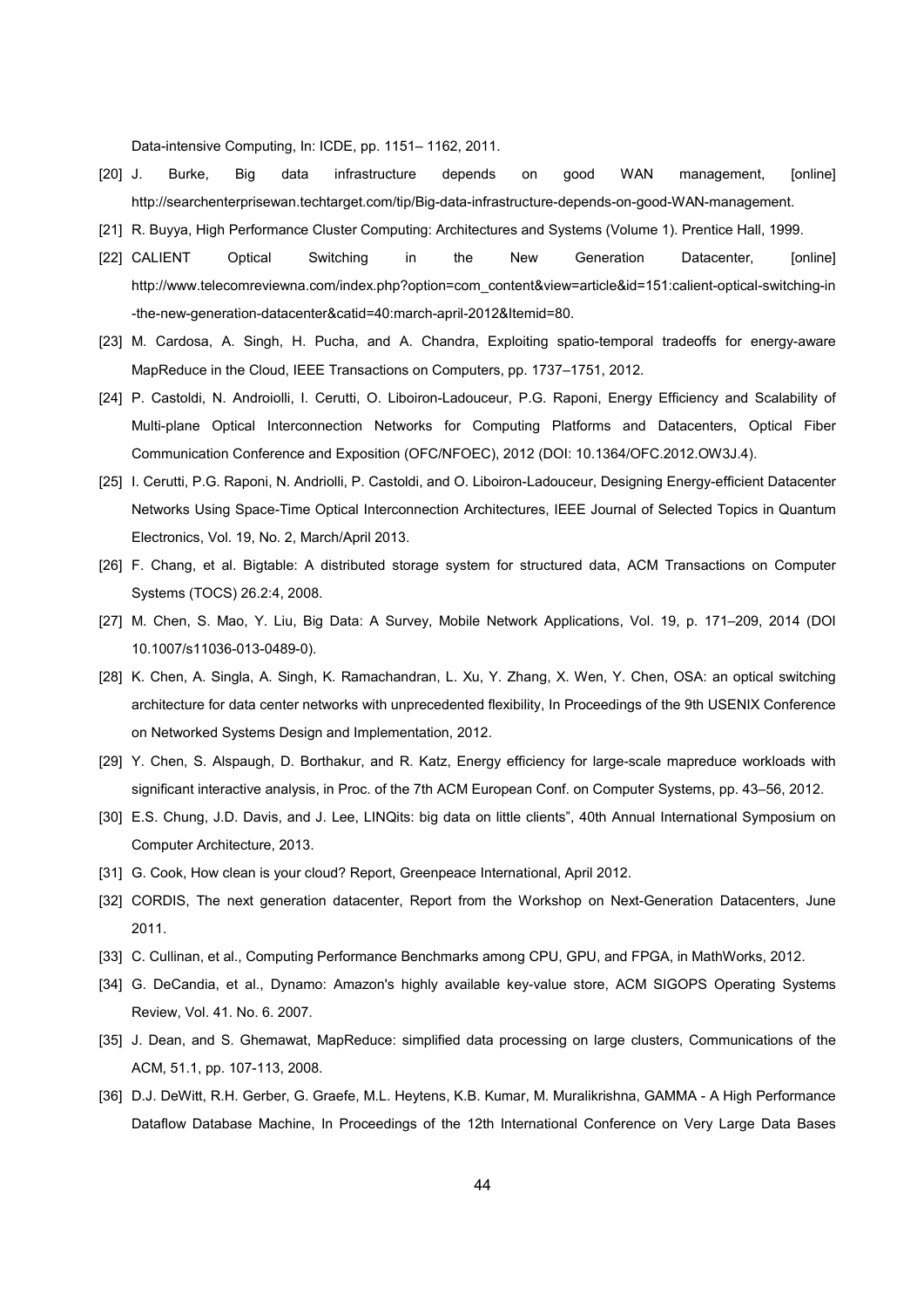Data-intensive Computing, In: ICDE, pp. 1151– 1162, 2011.

[20] J. Burke, Big data infrastructure depends on good WAN management, [online] http://searchenterprisewan.techtarget.com/tip/Big-data-infrastructure-depends-on-good-WAN-management.

[21] R. Buyya, High Performance Cluster Computing: Architectures and Systems (Volume 1). Prentice Hall, 1999.

[22] CALIENT Optical Switching in the New Generation Datacenter, [online] http://www.telecomreviewna.com/index.php?option=com_content&view=article&id=151:calient-optical-switching-in-the-new-generation-datacenter&catid=40:march-april-2012&Itemid=80.

[23] M. Cardosa, A. Singh, H. Pucha, and A. Chandra, Exploiting spatio-temporal tradeoffs for energy-aware MapReduce in the Cloud, IEEE Transactions on Computers, pp. 1737–1751, 2012.

[24] P. Castoldi, N. Androiolli, I. Cerutti, O. Liboiron-Ladouceur, P.G. Raponi, Energy Efficiency and Scalability of Multi-plane Optical Interconnection Networks for Computing Platforms and Datacenters, Optical Fiber Communication Conference and Exposition (OFC/NFOEC), 2012 (DOI: 10.1364/OFC.2012.OW3J.4).

[25] I. Cerutti, P.G. Raponi, N. Andriolli, P. Castoldi, and O. Liboiron-Ladouceur, Designing Energy-efficient Datacenter Networks Using Space-Time Optical Interconnection Architectures, IEEE Journal of Selected Topics in Quantum Electronics, Vol. 19, No. 2, March/April 2013.

[26] F. Chang, et al. Bigtable: A distributed storage system for structured data, ACM Transactions on Computer Systems (TOCS) 26.2:4, 2008.

[27] M. Chen, S. Mao, Y. Liu, Big Data: A Survey, Mobile Network Applications, Vol. 19, p. 171–209, 2014 (DOI 10.1007/s11036-013-0489-0).

[28] K. Chen, A. Singla, A. Singh, K. Ramachandran, L. Xu, Y. Zhang, X. Wen, Y. Chen, OSA: an optical switching architecture for data center networks with unprecedented flexibility, In Proceedings of the 9th USENIX Conference on Networked Systems Design and Implementation, 2012.

[29] Y. Chen, S. Alspaugh, D. Borthakur, and R. Katz, Energy efficiency for large-scale mapreduce workloads with significant interactive analysis, in Proc. of the 7th ACM European Conf. on Computer Systems, pp. 43–56, 2012.

[30] E.S. Chung, J.D. Davis, and J. Lee, LINQits: big data on little clients", 40th Annual International Symposium on Computer Architecture, 2013.

[31] G. Cook, How clean is your cloud? Report, Greenpeace International, April 2012.

[32] CORDIS, The next generation datacenter, Report from the Workshop on Next-Generation Datacenters, June 2011.

[33] C. Cullinan, et al., Computing Performance Benchmarks among CPU, GPU, and FPGA, in MathWorks, 2012.

[34] G. DeCandia, et al., Dynamo: Amazon's highly available key-value store, ACM SIGOPS Operating Systems Review, Vol. 41. No. 6. 2007.

[35] J. Dean, and S. Ghemawat, MapReduce: simplified data processing on large clusters, Communications of the ACM, 51.1, pp. 107-113, 2008.

[36] D.J. DeWitt, R.H. Gerber, G. Graefe, M.L. Heytens, K.B. Kumar, M. Muralikrishna, GAMMA - A High Performance Dataflow Database Machine, In Proceedings of the 12th International Conference on Very Large Data Bases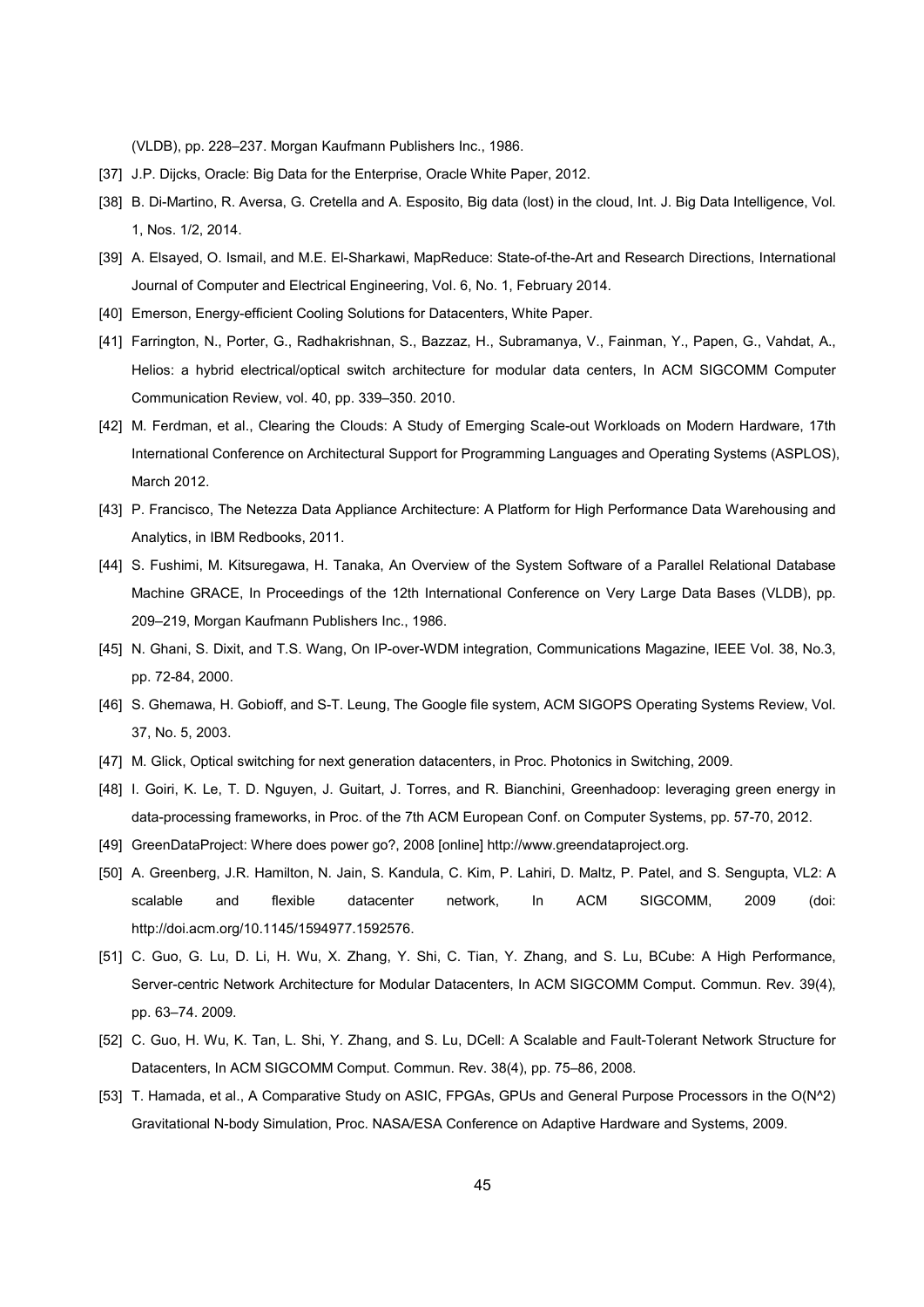(VLDB), pp. 228–237. Morgan Kaufmann Publishers Inc., 1986.

[37] J.P. Dijcks, Oracle: Big Data for the Enterprise, Oracle White Paper, 2012.

[38] B. Di-Martino, R. Aversa, G. Cretella and A. Esposito, Big data (lost) in the cloud, Int. J. Big Data Intelligence, Vol. 1, Nos. 1/2, 2014.

[39] A. Elsayed, O. Ismail, and M.E. El-Sharkawi, MapReduce: State-of-the-Art and Research Directions, International Journal of Computer and Electrical Engineering, Vol. 6, No. 1, February 2014.

[40] Emerson, Energy-efficient Cooling Solutions for Datacenters, White Paper.

[41] Farrington, N., Porter, G., Radhakrishnan, S., Bazzaz, H., Subramanya, V., Fainman, Y., Papen, G., Vahdat, A., Helios: a hybrid electrical/optical switch architecture for modular data centers, In ACM SIGCOMM Computer Communication Review, vol. 40, pp. 339–350. 2010.

[42] M. Ferdman, et al., Clearing the Clouds: A Study of Emerging Scale-out Workloads on Modern Hardware, 17th International Conference on Architectural Support for Programming Languages and Operating Systems (ASPLOS), March 2012.

[43] P. Francisco, The Netezza Data Appliance Architecture: A Platform for High Performance Data Warehousing and Analytics, in IBM Redbooks, 2011.

[44] S. Fushimi, M. Kitsuregawa, H. Tanaka, An Overview of the System Software of a Parallel Relational Database Machine GRACE, In Proceedings of the 12th International Conference on Very Large Data Bases (VLDB), pp. 209–219, Morgan Kaufmann Publishers Inc., 1986.

[45] N. Ghani, S. Dixit, and T.S. Wang, On IP-over-WDM integration, Communications Magazine, IEEE Vol. 38, No.3, pp. 72-84, 2000.

[46] S. Ghemawa, H. Gobioff, and S-T. Leung, The Google file system, ACM SIGOPS Operating Systems Review, Vol. 37, No. 5, 2003.

[47] M. Glick, Optical switching for next generation datacenters, in Proc. Photonics in Switching, 2009.

[48] I. Goiri, K. Le, T. D. Nguyen, J. Guitart, J. Torres, and R. Bianchini, Greenhadoop: leveraging green energy in data-processing frameworks, in Proc. of the 7th ACM European Conf. on Computer Systems, pp. 57-70, 2012.

[49] GreenDataProject: Where does power go?, 2008 [online] http://www.greendataproject.org.

[50] A. Greenberg, J.R. Hamilton, N. Jain, S. Kandula, C. Kim, P. Lahiri, D. Maltz, P. Patel, and S. Sengupta, VL2: A scalable and flexible datacenter network, In ACM SIGCOMM, 2009 (doi: http://doi.acm.org/10.1145/1594977.1592576.

[51] C. Guo, G. Lu, D. Li, H. Wu, X. Zhang, Y. Shi, C. Tian, Y. Zhang, and S. Lu, BCube: A High Performance, Server-centric Network Architecture for Modular Datacenters, In ACM SIGCOMM Comput. Commun. Rev. 39(4), pp. 63–74. 2009.

[52] C. Guo, H. Wu, K. Tan, L. Shi, Y. Zhang, and S. Lu, DCell: A Scalable and Fault-Tolerant Network Structure for Datacenters, In ACM SIGCOMM Comput. Commun. Rev. 38(4), pp. 75–86, 2008.

[53] T. Hamada, et al., A Comparative Study on ASIC, FPGAs, GPUs and General Purpose Processors in the O(N^2) Gravitational N-body Simulation, Proc. NASA/ESA Conference on Adaptive Hardware and Systems, 2009.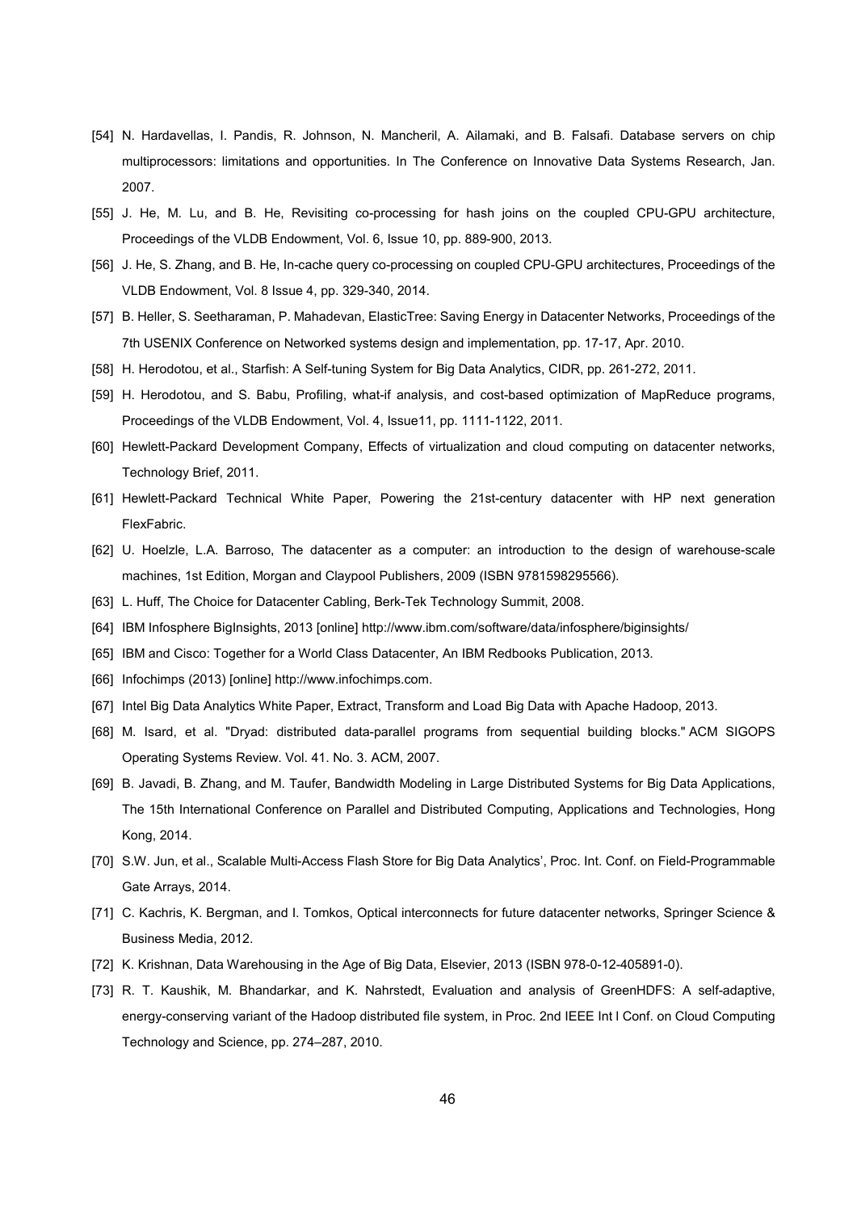[54] N. Hardavellas, I. Pandis, R. Johnson, N. Mancheril, A. Ailamaki, and B. Falsafi. Database servers on chip multiprocessors: limitations and opportunities. In The Conference on Innovative Data Systems Research, Jan. 2007.

[55] J. He, M. Lu, and B. He, Revisiting co-processing for hash joins on the coupled CPU-GPU architecture, Proceedings of the VLDB Endowment, Vol. 6, Issue 10, pp. 889-900, 2013.

[56] J. He, S. Zhang, and B. He, In-cache query co-processing on coupled CPU-GPU architectures, Proceedings of the VLDB Endowment, Vol. 8 Issue 4, pp. 329-340, 2014.

[57] B. Heller, S. Seetharaman, P. Mahadevan, ElasticTree: Saving Energy in Datacenter Networks, Proceedings of the 7th USENIX Conference on Networked systems design and implementation, pp. 17-17, Apr. 2010.

[58] H. Herodotou, et al., Starfish: A Self-tuning System for Big Data Analytics, CIDR, pp. 261-272, 2011.

[59] H. Herodotou, and S. Babu, Profiling, what-if analysis, and cost-based optimization of MapReduce programs, Proceedings of the VLDB Endowment, Vol. 4, Issue11, pp. 1111-1122, 2011.

[60] Hewlett-Packard Development Company, Effects of virtualization and cloud computing on datacenter networks, Technology Brief, 2011.

[61] Hewlett-Packard Technical White Paper, Powering the 21st-century datacenter with HP next generation FlexFabric.

[62] U. Hoelzle, L.A. Barroso, The datacenter as a computer: an introduction to the design of warehouse-scale machines, 1st Edition, Morgan and Claypool Publishers, 2009 (ISBN 9781598295566).

[63] L. Huff, The Choice for Datacenter Cabling, Berk-Tek Technology Summit, 2008.

[64] IBM Infosphere BigInsights, 2013 [online] http://www.ibm.com/software/data/infosphere/biginsights/

[65] IBM and Cisco: Together for a World Class Datacenter, An IBM Redbooks Publication, 2013.

[66] Infochimps (2013) [online] http://www.infochimps.com.

[67] Intel Big Data Analytics White Paper, Extract, Transform and Load Big Data with Apache Hadoop, 2013.

[68] M. Isard, et al. "Dryad: distributed data-parallel programs from sequential building blocks." ACM SIGOPS Operating Systems Review. Vol. 41. No. 3. ACM, 2007.

[69] B. Javadi, B. Zhang, and M. Taufer, Bandwidth Modeling in Large Distributed Systems for Big Data Applications, The 15th International Conference on Parallel and Distributed Computing, Applications and Technologies, Hong Kong, 2014.

[70] S.W. Jun, et al., Scalable Multi-Access Flash Store for Big Data Analytics', Proc. Int. Conf. on Field-Programmable Gate Arrays, 2014.

[71] C. Kachris, K. Bergman, and I. Tomkos, Optical interconnects for future datacenter networks, Springer Science & Business Media, 2012.

[72] K. Krishnan, Data Warehousing in the Age of Big Data, Elsevier, 2013 (ISBN 978-0-12-405891-0).

[73] R. T. Kaushik, M. Bhandarkar, and K. Nahrstedt, Evaluation and analysis of GreenHDFS: A self-adaptive, energy-conserving variant of the Hadoop distributed file system, in Proc. 2nd IEEE Int l Conf. on Cloud Computing Technology and Science, pp. 274–287, 2010.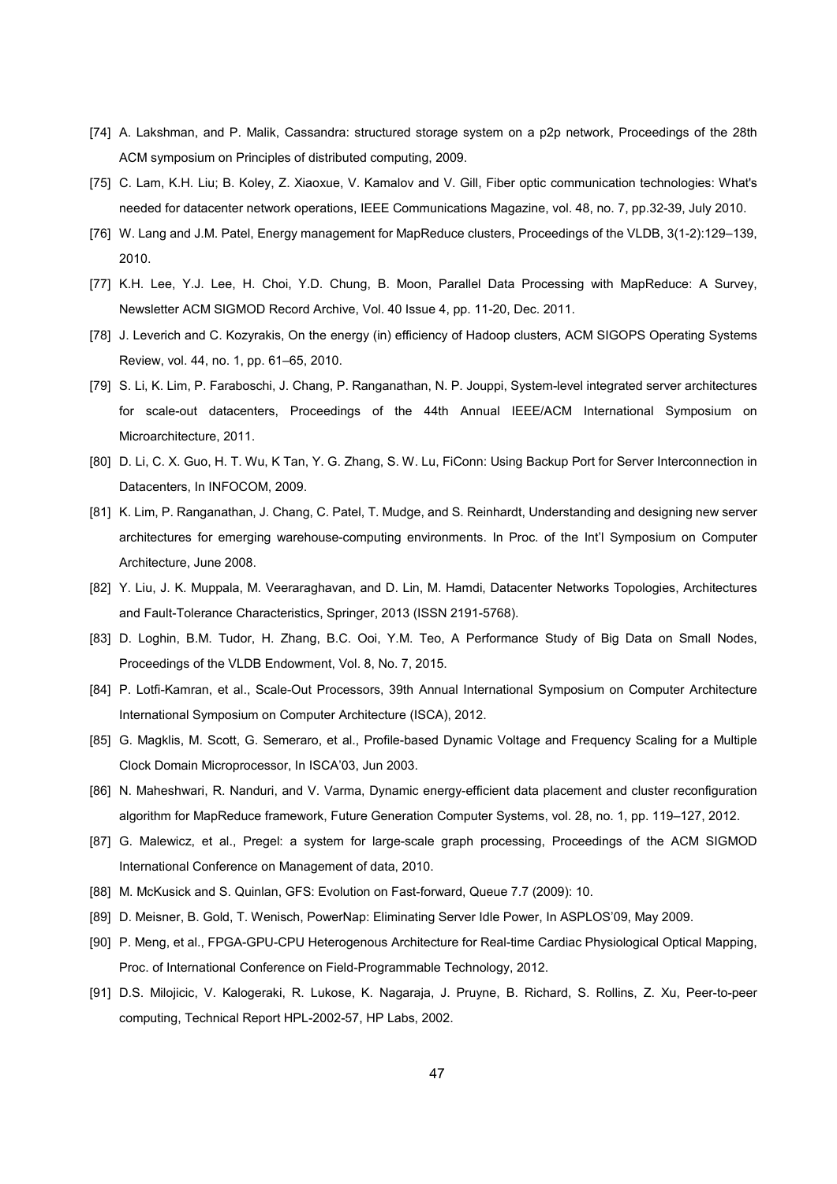[74] A. Lakshman, and P. Malik, Cassandra: structured storage system on a p2p network, Proceedings of the 28th ACM symposium on Principles of distributed computing, 2009.

[75] C. Lam, K.H. Liu; B. Koley, Z. Xiaoxue, V. Kamalov and V. Gill, Fiber optic communication technologies: What's needed for datacenter network operations, IEEE Communications Magazine, vol. 48, no. 7, pp.32-39, July 2010.

[76] W. Lang and J.M. Patel, Energy management for MapReduce clusters, Proceedings of the VLDB, 3(1-2):129–139, 2010.

[77] K.H. Lee, Y.J. Lee, H. Choi, Y.D. Chung, B. Moon, Parallel Data Processing with MapReduce: A Survey, Newsletter ACM SIGMOD Record Archive, Vol. 40 Issue 4, pp. 11-20, Dec. 2011.

[78] J. Leverich and C. Kozyrakis, On the energy (in) efficiency of Hadoop clusters, ACM SIGOPS Operating Systems Review, vol. 44, no. 1, pp. 61–65, 2010.

[79] S. Li, K. Lim, P. Faraboschi, J. Chang, P. Ranganathan, N. P. Jouppi, System-level integrated server architectures for scale-out datacenters, Proceedings of the 44th Annual IEEE/ACM International Symposium on Microarchitecture, 2011.

[80] D. Li, C. X. Guo, H. T. Wu, K Tan, Y. G. Zhang, S. W. Lu, FiConn: Using Backup Port for Server Interconnection in Datacenters, In INFOCOM, 2009.

[81] K. Lim, P. Ranganathan, J. Chang, C. Patel, T. Mudge, and S. Reinhardt, Understanding and designing new server architectures for emerging warehouse-computing environments. In Proc. of the Int'l Symposium on Computer Architecture, June 2008.

[82] Y. Liu, J. K. Muppala, M. Veeraraghavan, and D. Lin, M. Hamdi, Datacenter Networks Topologies, Architectures and Fault-Tolerance Characteristics, Springer, 2013 (ISSN 2191-5768).

[83] D. Loghin, B.M. Tudor, H. Zhang, B.C. Ooi, Y.M. Teo, A Performance Study of Big Data on Small Nodes, Proceedings of the VLDB Endowment, Vol. 8, No. 7, 2015.

[84] P. Lotfi-Kamran, et al., Scale-Out Processors, 39th Annual International Symposium on Computer Architecture International Symposium on Computer Architecture (ISCA), 2012.

[85] G. Magklis, M. Scott, G. Semeraro, et al., Profile-based Dynamic Voltage and Frequency Scaling for a Multiple Clock Domain Microprocessor, In ISCA'03, Jun 2003.

[86] N. Maheshwari, R. Nanduri, and V. Varma, Dynamic energy-efficient data placement and cluster reconfiguration algorithm for MapReduce framework, Future Generation Computer Systems, vol. 28, no. 1, pp. 119–127, 2012.

[87] G. Malewicz, et al., Pregel: a system for large-scale graph processing, Proceedings of the ACM SIGMOD International Conference on Management of data, 2010.

[88] M. McKusick and S. Quinlan, GFS: Evolution on Fast-forward, Queue 7.7 (2009): 10.

[89] D. Meisner, B. Gold, T. Wenisch, PowerNap: Eliminating Server Idle Power, In ASPLOS'09, May 2009.

[90] P. Meng, et al., FPGA-GPU-CPU Heterogenous Architecture for Real-time Cardiac Physiological Optical Mapping, Proc. of International Conference on Field-Programmable Technology, 2012.

[91] D.S. Milojicic, V. Kalogeraki, R. Lukose, K. Nagaraja, J. Pruyne, B. Richard, S. Rollins, Z. Xu, Peer-to-peer computing, Technical Report HPL-2002-57, HP Labs, 2002.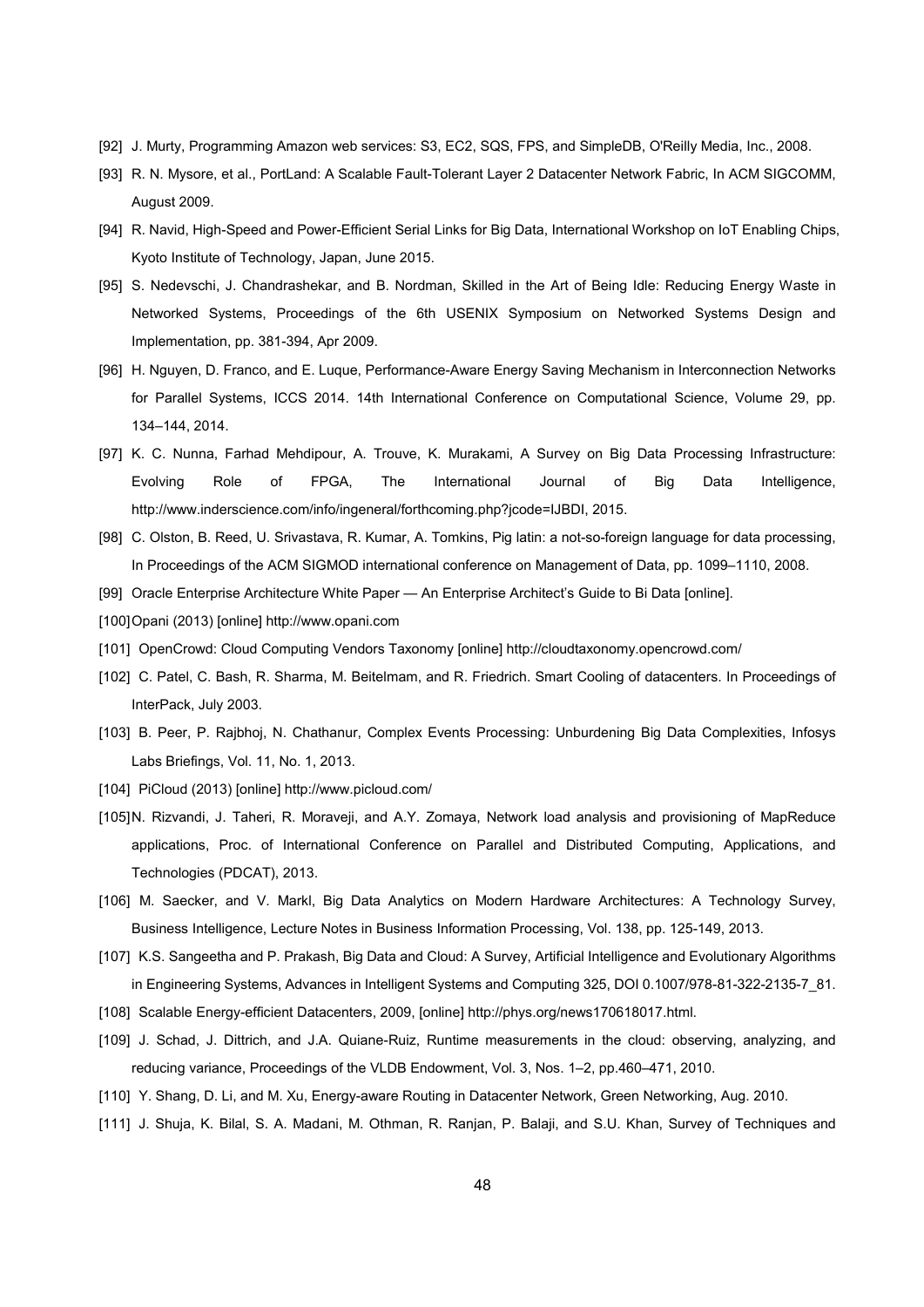[92] J. Murty, Programming Amazon web services: S3, EC2, SQS, FPS, and SimpleDB, O'Reilly Media, Inc., 2008.

[93] R. N. Mysore, et al., PortLand: A Scalable Fault-Tolerant Layer 2 Datacenter Network Fabric, In ACM SIGCOMM, August 2009.

[94] R. Navid, High-Speed and Power-Efficient Serial Links for Big Data, International Workshop on IoT Enabling Chips, Kyoto Institute of Technology, Japan, June 2015.

[95] S. Nedevschi, J. Chandrashekar, and B. Nordman, Skilled in the Art of Being Idle: Reducing Energy Waste in Networked Systems, Proceedings of the 6th USENIX Symposium on Networked Systems Design and Implementation, pp. 381-394, Apr 2009.

[96] H. Nguyen, D. Franco, and E. Luque, Performance-Aware Energy Saving Mechanism in Interconnection Networks for Parallel Systems, ICCS 2014. 14th International Conference on Computational Science, Volume 29, pp. 134–144, 2014.

[97] K. C. Nunna, Farhad Mehdipour, A. Trouve, K. Murakami, A Survey on Big Data Processing Infrastructure: Evolving Role of FPGA, The International Journal of Big Data Intelligence, http://www.inderscience.com/info/ingeneral/forthcoming.php?jcode=IJBDI, 2015.

[98] C. Olston, B. Reed, U. Srivastava, R. Kumar, A. Tomkins, Pig latin: a not-so-foreign language for data processing, In Proceedings of the ACM SIGMOD international conference on Management of Data, pp. 1099–1110, 2008.

[99] Oracle Enterprise Architecture White Paper — An Enterprise Architect's Guide to Bi Data [online].

[100] Opani (2013) [online] http://www.opani.com

[101] OpenCrowd: Cloud Computing Vendors Taxonomy [online] http://cloudtaxonomy.opencrowd.com/

[102] C. Patel, C. Bash, R. Sharma, M. Beitelmam, and R. Friedrich. Smart Cooling of datacenters. In Proceedings of InterPack, July 2003.

[103] B. Peer, P. Rajbhoj, N. Chathanur, Complex Events Processing: Unburdening Big Data Complexities, Infosys Labs Briefings, Vol. 11, No. 1, 2013.

[104] PiCloud (2013) [online] http://www.picloud.com/

[105] N. Rizvandi, J. Taheri, R. Moraveji, and A.Y. Zomaya, Network load analysis and provisioning of MapReduce applications, Proc. of International Conference on Parallel and Distributed Computing, Applications, and Technologies (PDCAT), 2013.

[106] M. Saecker, and V. Markl, Big Data Analytics on Modern Hardware Architectures: A Technology Survey, Business Intelligence, Lecture Notes in Business Information Processing, Vol. 138, pp. 125-149, 2013.

[107] K.S. Sangeetha and P. Prakash, Big Data and Cloud: A Survey, Artificial Intelligence and Evolutionary Algorithms in Engineering Systems, Advances in Intelligent Systems and Computing 325, DOI 0.1007/978-81-322-2135-7_81.

[108] Scalable Energy-efficient Datacenters, 2009, [online] http://phys.org/news170618017.html.

[109] J. Schad, J. Dittrich, and J.A. Quiane-Ruiz, Runtime measurements in the cloud: observing, analyzing, and reducing variance, Proceedings of the VLDB Endowment, Vol. 3, Nos. 1–2, pp.460–471, 2010.

[110] Y. Shang, D. Li, and M. Xu, Energy-aware Routing in Datacenter Network, Green Networking, Aug. 2010.

[111] J. Shuja, K. Bilal, S. A. Madani, M. Othman, R. Ranjan, P. Balaji, and S.U. Khan, Survey of Techniques and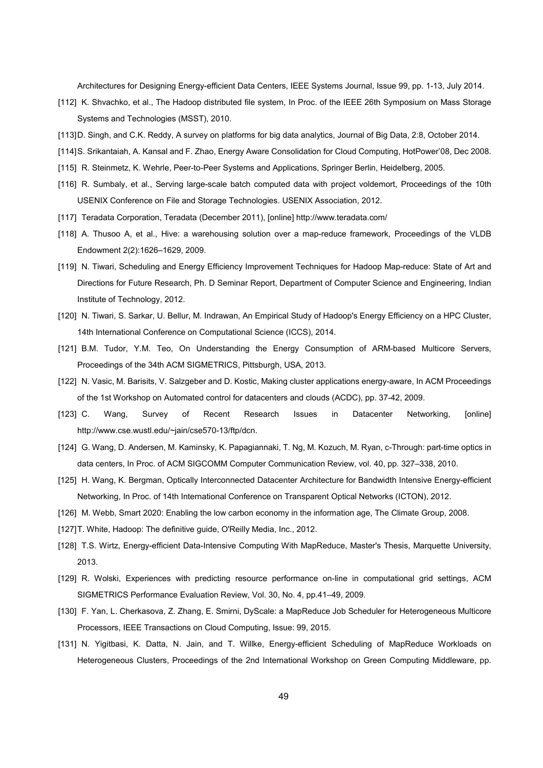Architectures for Designing Energy-efficient Data Centers, IEEE Systems Journal, Issue 99, pp. 1-13, July 2014.

[112] K. Shvachko, et al., The Hadoop distributed file system, In Proc. of the IEEE 26th Symposium on Mass Storage Systems and Technologies (MSST), 2010.

[113] D. Singh, and C.K. Reddy, A survey on platforms for big data analytics, Journal of Big Data, 2:8, October 2014.

[114] S. Srikantaiah, A. Kansal and F. Zhao, Energy Aware Consolidation for Cloud Computing, HotPower'08, Dec 2008.

[115] R. Steinmetz, K. Wehrle, Peer-to-Peer Systems and Applications, Springer Berlin, Heidelberg, 2005.

[116] R. Sumbaly, et al., Serving large-scale batch computed data with project voldemort, Proceedings of the 10th USENIX Conference on File and Storage Technologies. USENIX Association, 2012.

[117] Teradata Corporation, Teradata (December 2011), [online] http://www.teradata.com/

[118] A. Thusoo A, et al., Hive: a warehousing solution over a map-reduce framework, Proceedings of the VLDB Endowment 2(2):1626–1629, 2009.

[119] N. Tiwari, Scheduling and Energy Efficiency Improvement Techniques for Hadoop Map-reduce: State of Art and Directions for Future Research, Ph. D Seminar Report, Department of Computer Science and Engineering, Indian Institute of Technology, 2012.

[120] N. Tiwari, S. Sarkar, U. Bellur, M. Indrawan, An Empirical Study of Hadoop's Energy Efficiency on a HPC Cluster, 14th International Conference on Computational Science (ICCS), 2014.

[121] B.M. Tudor, Y.M. Teo, On Understanding the Energy Consumption of ARM-based Multicore Servers, Proceedings of the 34th ACM SIGMETRICS, Pittsburgh, USA, 2013.

[122] N. Vasic, M. Barisits, V. Salzgeber and D. Kostic, Making cluster applications energy-aware, In ACM Proceedings of the 1st Workshop on Automated control for datacenters and clouds (ACDC), pp. 37-42, 2009.

[123] C. Wang, Survey of Recent Research Issues in Datacenter Networking, [online] http://www.cse.wustl.edu/~jain/cse570-13/ftp/dcn.

[124] G. Wang, D. Andersen, M. Kaminsky, K. Papagiannaki, T. Ng, M. Kozuch, M. Ryan, c-Through: part-time optics in data centers, In Proc. of ACM SIGCOMM Computer Communication Review, vol. 40, pp. 327–338, 2010.

[125] H. Wang, K. Bergman, Optically Interconnected Datacenter Architecture for Bandwidth Intensive Energy-efficient Networking, In Proc. of 14th International Conference on Transparent Optical Networks (ICTON), 2012.

[126] M. Webb, Smart 2020: Enabling the low carbon economy in the information age, The Climate Group, 2008.

[127] T. White, Hadoop: The definitive guide, O'Reilly Media, Inc., 2012.

[128] T.S. Wirtz, Energy-efficient Data-Intensive Computing With MapReduce, Master's Thesis, Marquette University, 2013.

[129] R. Wolski, Experiences with predicting resource performance on-line in computational grid settings, ACM SIGMETRICS Performance Evaluation Review, Vol. 30, No. 4, pp.41–49, 2009.

[130] F. Yan, L. Cherkasova, Z. Zhang, E. Smirni, DyScale: a MapReduce Job Scheduler for Heterogeneous Multicore Processors, IEEE Transactions on Cloud Computing, Issue: 99, 2015.

[131] N. Yigitbasi, K. Datta, N. Jain, and T. Willke, Energy-efficient Scheduling of MapReduce Workloads on Heterogeneous Clusters, Proceedings of the 2nd International Workshop on Green Computing Middleware, pp.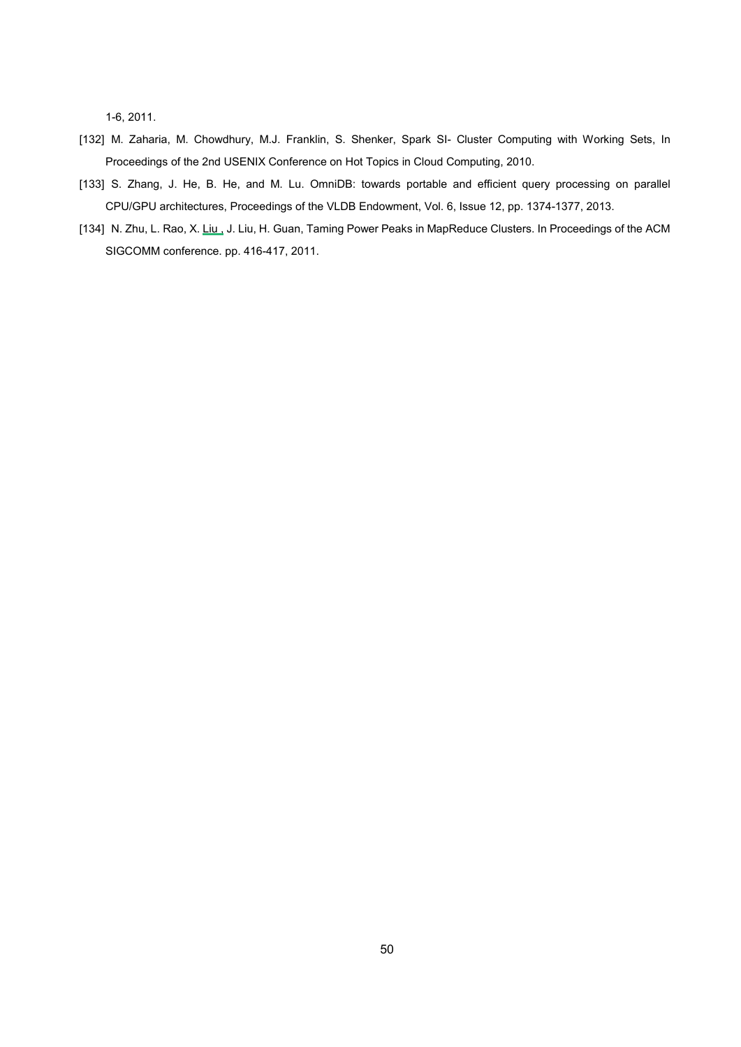1-6, 2011.

[132] M. Zaharia, M. Chowdhury, M.J. Franklin, S. Shenker, Spark SI- Cluster Computing with Working Sets, In Proceedings of the 2nd USENIX Conference on Hot Topics in Cloud Computing, 2010.

[133] S. Zhang, J. He, B. He, and M. Lu. OmniDB: towards portable and efficient query processing on parallel CPU/GPU architectures, Proceedings of the VLDB Endowment, Vol. 6, Issue 12, pp. 1374-1377, 2013.

[134] N. Zhu, L. Rao, X. Liu , J. Liu, H. Guan, Taming Power Peaks in MapReduce Clusters. In Proceedings of the ACM SIGCOMM conference. pp. 416-417, 2011.